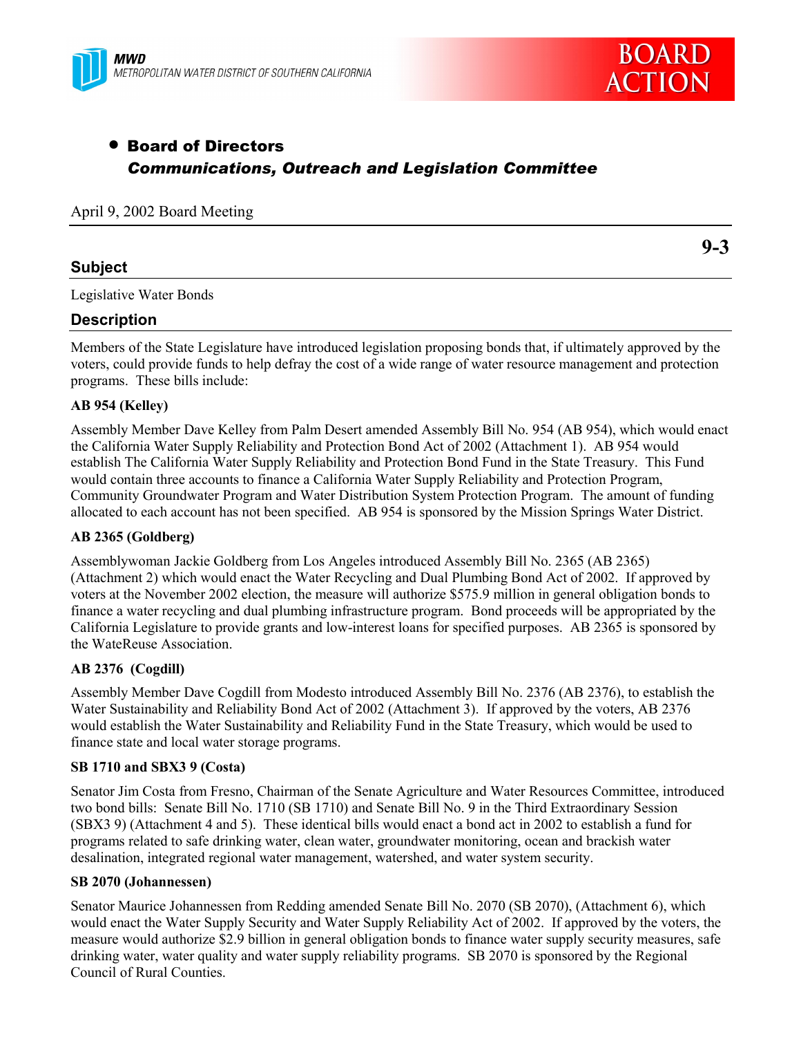MWD
METROPOLITAN WATER DISTRICT OF SOUTHERN CALIFORNIA

BOARD ACTION

- **Board of Directors**
  ***Communications, Outreach and Legislation Committee***

April 9, 2002 Board Meeting

**9-3**

## Subject

Legislative Water Bonds

## Description

Members of the State Legislature have introduced legislation proposing bonds that, if ultimately approved by the voters, could provide funds to help defray the cost of a wide range of water resource management and protection programs. These bills include:

**AB 954 (Kelley)**

Assembly Member Dave Kelley from Palm Desert amended Assembly Bill No. 954 (AB 954), which would enact the California Water Supply Reliability and Protection Bond Act of 2002 (Attachment 1). AB 954 would establish The California Water Supply Reliability and Protection Bond Fund in the State Treasury. This Fund would contain three accounts to finance a California Water Supply Reliability and Protection Program, Community Groundwater Program and Water Distribution System Protection Program. The amount of funding allocated to each account has not been specified. AB 954 is sponsored by the Mission Springs Water District.

**AB 2365 (Goldberg)**

Assemblywoman Jackie Goldberg from Los Angeles introduced Assembly Bill No. 2365 (AB 2365) (Attachment 2) which would enact the Water Recycling and Dual Plumbing Bond Act of 2002. If approved by voters at the November 2002 election, the measure will authorize $575.9 million in general obligation bonds to finance a water recycling and dual plumbing infrastructure program. Bond proceeds will be appropriated by the California Legislature to provide grants and low-interest loans for specified purposes. AB 2365 is sponsored by the WateReuse Association.

**AB 2376 (Cogdill)**

Assembly Member Dave Cogdill from Modesto introduced Assembly Bill No. 2376 (AB 2376), to establish the Water Sustainability and Reliability Bond Act of 2002 (Attachment 3). If approved by the voters, AB 2376 would establish the Water Sustainability and Reliability Fund in the State Treasury, which would be used to finance state and local water storage programs.

**SB 1710 and SBX3 9 (Costa)**

Senator Jim Costa from Fresno, Chairman of the Senate Agriculture and Water Resources Committee, introduced two bond bills: Senate Bill No. 1710 (SB 1710) and Senate Bill No. 9 in the Third Extraordinary Session (SBX3 9) (Attachment 4 and 5). These identical bills would enact a bond act in 2002 to establish a fund for programs related to safe drinking water, clean water, groundwater monitoring, ocean and brackish water desalination, integrated regional water management, watershed, and water system security.

**SB 2070 (Johannessen)**

Senator Maurice Johannessen from Redding amended Senate Bill No. 2070 (SB 2070), (Attachment 6), which would enact the Water Supply Security and Water Supply Reliability Act of 2002. If approved by the voters, the measure would authorize $2.9 billion in general obligation bonds to finance water supply security measures, safe drinking water, water quality and water supply reliability programs. SB 2070 is sponsored by the Regional Council of Rural Counties.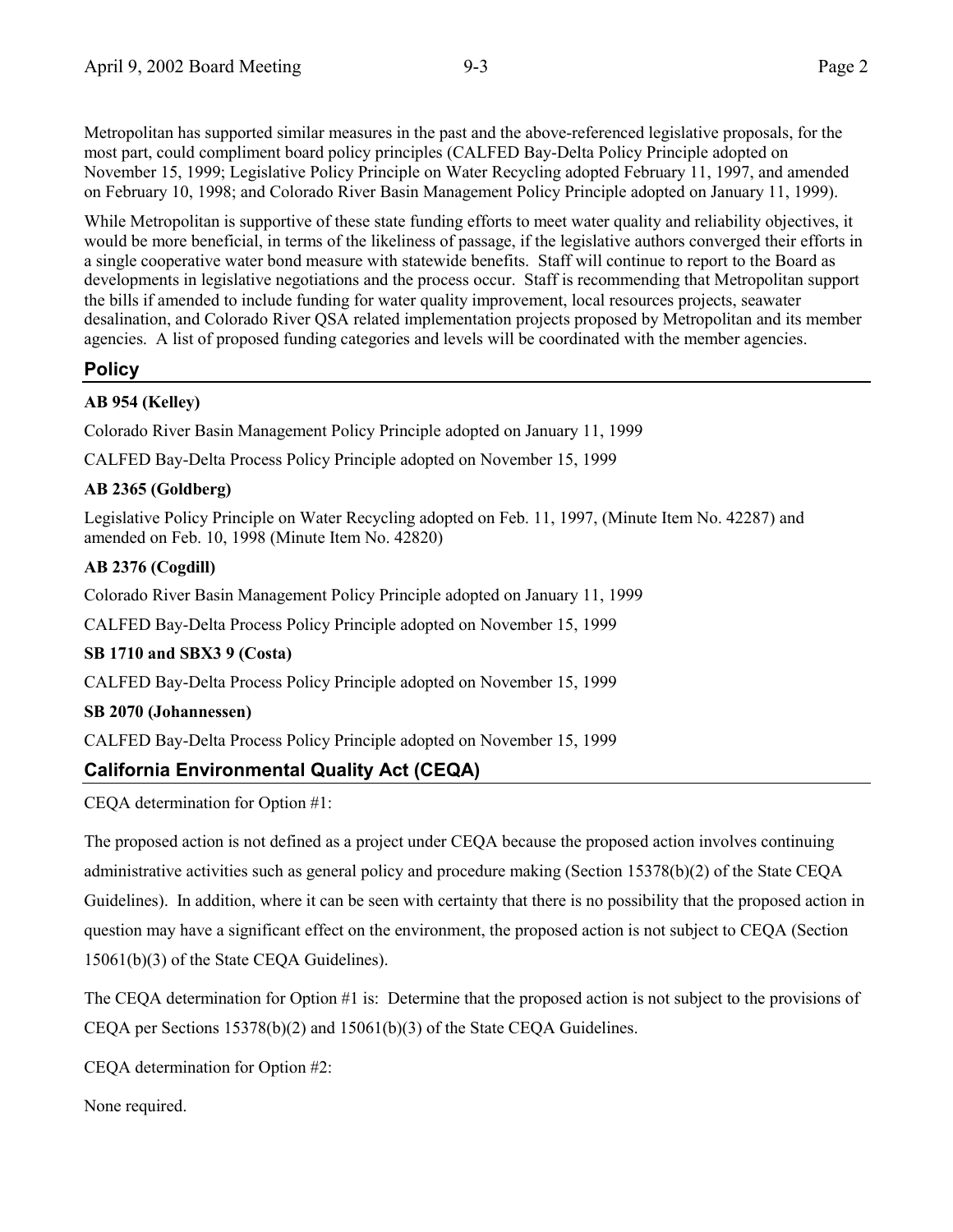Metropolitan has supported similar measures in the past and the above-referenced legislative proposals, for the most part, could compliment board policy principles (CALFED Bay-Delta Policy Principle adopted on November 15, 1999; Legislative Policy Principle on Water Recycling adopted February 11, 1997, and amended on February 10, 1998; and Colorado River Basin Management Policy Principle adopted on January 11, 1999).

While Metropolitan is supportive of these state funding efforts to meet water quality and reliability objectives, it would be more beneficial, in terms of the likeliness of passage, if the legislative authors converged their efforts in a single cooperative water bond measure with statewide benefits. Staff will continue to report to the Board as developments in legislative negotiations and the process occur. Staff is recommending that Metropolitan support the bills if amended to include funding for water quality improvement, local resources projects, seawater desalination, and Colorado River QSA related implementation projects proposed by Metropolitan and its member agencies. A list of proposed funding categories and levels will be coordinated with the member agencies.

## Policy

**AB 954 (Kelley)**

Colorado River Basin Management Policy Principle adopted on January 11, 1999

CALFED Bay-Delta Process Policy Principle adopted on November 15, 1999

**AB 2365 (Goldberg)**

Legislative Policy Principle on Water Recycling adopted on Feb. 11, 1997, (Minute Item No. 42287) and amended on Feb. 10, 1998 (Minute Item No. 42820)

**AB 2376 (Cogdill)**

Colorado River Basin Management Policy Principle adopted on January 11, 1999

CALFED Bay-Delta Process Policy Principle adopted on November 15, 1999

**SB 1710 and SBX3 9 (Costa)**

CALFED Bay-Delta Process Policy Principle adopted on November 15, 1999

**SB 2070 (Johannessen)**

CALFED Bay-Delta Process Policy Principle adopted on November 15, 1999

## California Environmental Quality Act (CEQA)

CEQA determination for Option #1:

The proposed action is not defined as a project under CEQA because the proposed action involves continuing administrative activities such as general policy and procedure making (Section 15378(b)(2) of the State CEQA Guidelines). In addition, where it can be seen with certainty that there is no possibility that the proposed action in question may have a significant effect on the environment, the proposed action is not subject to CEQA (Section 15061(b)(3) of the State CEQA Guidelines).

The CEQA determination for Option #1 is: Determine that the proposed action is not subject to the provisions of CEQA per Sections 15378(b)(2) and 15061(b)(3) of the State CEQA Guidelines.

CEQA determination for Option #2:

None required.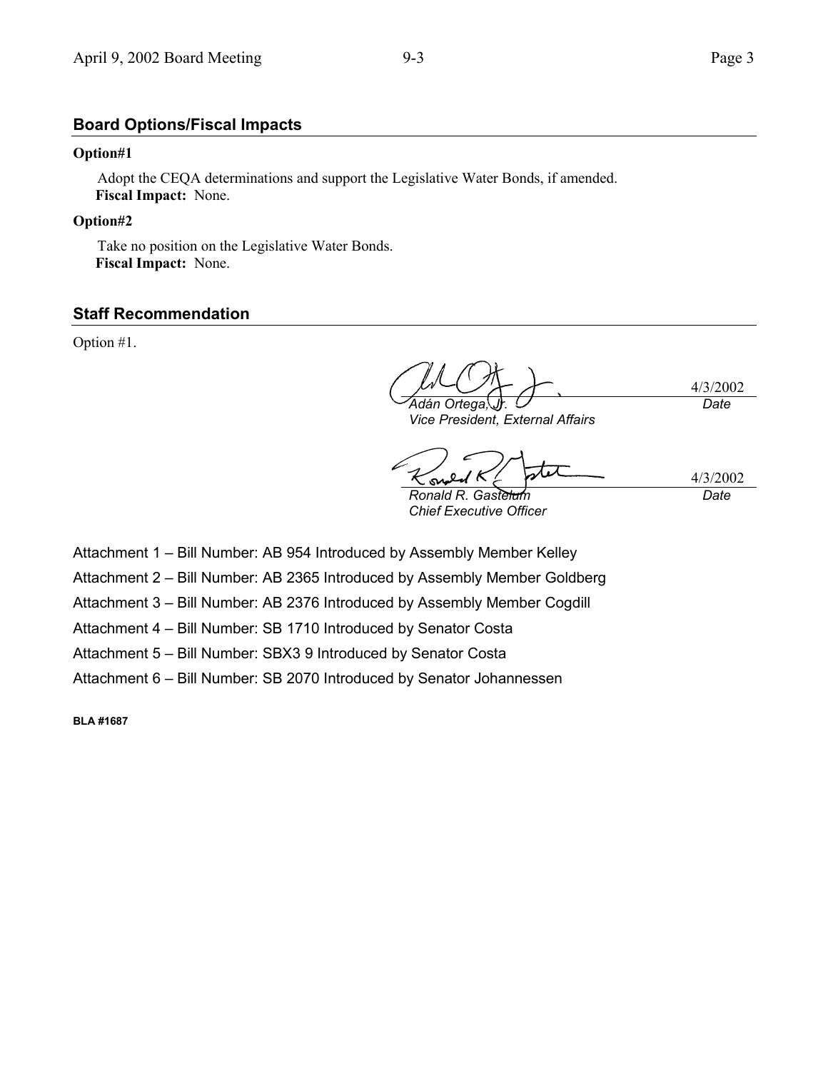## Board Options/Fiscal Impacts

**Option#1**

Adopt the CEQA determinations and support the Legislative Water Bonds, if amended.
**Fiscal Impact:** None.

**Option#2**

Take no position on the Legislative Water Bonds.
**Fiscal Impact:** None.

## Staff Recommendation

Option #1.

| | |
|---|---|
| *Adán Ortega, Jr.* | 4/3/2002 |
| *Vice President, External Affairs* | *Date* |

| | |
|---|---|
| *Ronald R. Gastelum* | 4/3/2002 |
| *Chief Executive Officer* | *Date* |

Attachment 1 – Bill Number: AB 954 Introduced by Assembly Member Kelley

Attachment 2 – Bill Number: AB 2365 Introduced by Assembly Member Goldberg

Attachment 3 – Bill Number: AB 2376 Introduced by Assembly Member Cogdill

Attachment 4 – Bill Number: SB 1710 Introduced by Senator Costa

Attachment 5 – Bill Number: SBX3 9 Introduced by Senator Costa

Attachment 6 – Bill Number: SB 2070 Introduced by Senator Johannessen

**BLA #1687**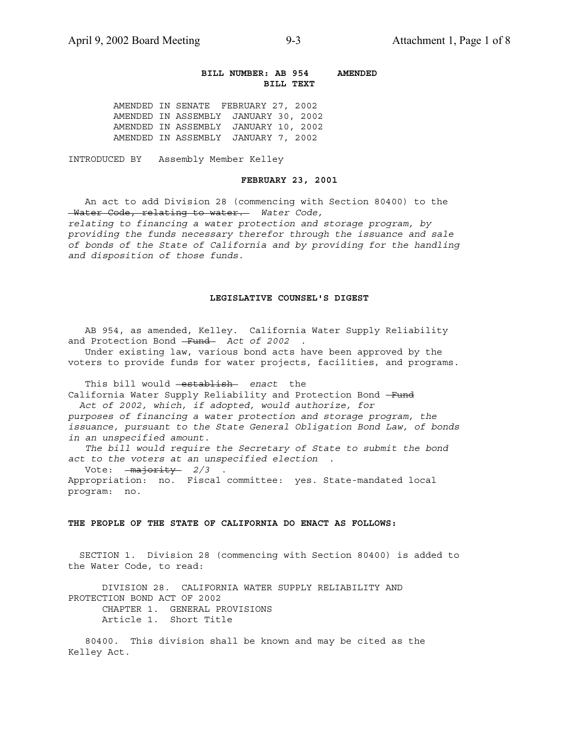**BILL NUMBER: AB 954 AMENDED**
**BILL TEXT**

AMENDED IN SENATE FEBRUARY 27, 2002
AMENDED IN ASSEMBLY JANUARY 30, 2002
AMENDED IN ASSEMBLY JANUARY 10, 2002
AMENDED IN ASSEMBLY JANUARY 7, 2002

INTRODUCED BY Assembly Member Kelley

**FEBRUARY 23, 2001**

An act to add Division 28 (commencing with Section 80400) to the ~~Water Code, relating to water.~~ *Water Code, relating to financing a water protection and storage program, by providing the funds necessary therefor through the issuance and sale of bonds of the State of California and by providing for the handling and disposition of those funds.*

**LEGISLATIVE COUNSEL'S DIGEST**

AB 954, as amended, Kelley. California Water Supply Reliability and Protection Bond ~~Fund~~ *Act of 2002* .

Under existing law, various bond acts have been approved by the voters to provide funds for water projects, facilities, and programs.

This bill would ~~establish~~ *enact* the California Water Supply Reliability and Protection Bond ~~Fund~~ *Act of 2002, which, if adopted, would authorize, for purposes of financing a water protection and storage program, the issuance, pursuant to the State General Obligation Bond Law, of bonds in an unspecified amount.*

*The bill would require the Secretary of State to submit the bond act to the voters at an unspecified election* .

Vote: ~~majority~~ *2/3* .

Appropriation: no. Fiscal committee: yes. State-mandated local program: no.

**THE PEOPLE OF THE STATE OF CALIFORNIA DO ENACT AS FOLLOWS:**

SECTION 1. Division 28 (commencing with Section 80400) is added to the Water Code, to read:

DIVISION 28. CALIFORNIA WATER SUPPLY RELIABILITY AND PROTECTION BOND ACT OF 2002

CHAPTER 1. GENERAL PROVISIONS

Article 1. Short Title

80400. This division shall be known and may be cited as the Kelley Act.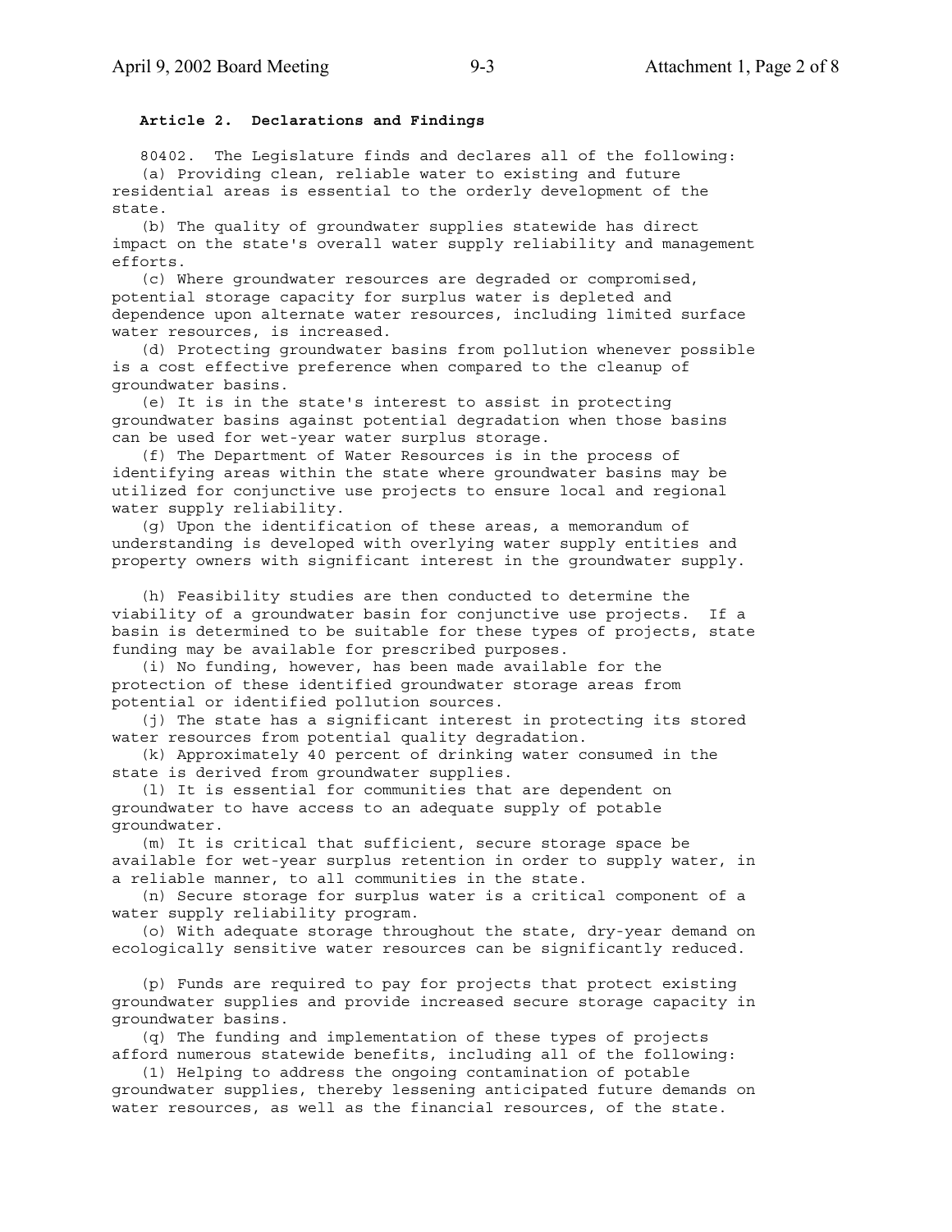**Article 2. Declarations and Findings**

80402. The Legislature finds and declares all of the following:

(a) Providing clean, reliable water to existing and future residential areas is essential to the orderly development of the state.

(b) The quality of groundwater supplies statewide has direct impact on the state's overall water supply reliability and management efforts.

(c) Where groundwater resources are degraded or compromised, potential storage capacity for surplus water is depleted and dependence upon alternate water resources, including limited surface water resources, is increased.

(d) Protecting groundwater basins from pollution whenever possible is a cost effective preference when compared to the cleanup of groundwater basins.

(e) It is in the state's interest to assist in protecting groundwater basins against potential degradation when those basins can be used for wet-year water surplus storage.

(f) The Department of Water Resources is in the process of identifying areas within the state where groundwater basins may be utilized for conjunctive use projects to ensure local and regional water supply reliability.

(g) Upon the identification of these areas, a memorandum of understanding is developed with overlying water supply entities and property owners with significant interest in the groundwater supply.

(h) Feasibility studies are then conducted to determine the viability of a groundwater basin for conjunctive use projects. If a basin is determined to be suitable for these types of projects, state funding may be available for prescribed purposes.

(i) No funding, however, has been made available for the protection of these identified groundwater storage areas from potential or identified pollution sources.

(j) The state has a significant interest in protecting its stored water resources from potential quality degradation.

(k) Approximately 40 percent of drinking water consumed in the state is derived from groundwater supplies.

(l) It is essential for communities that are dependent on groundwater to have access to an adequate supply of potable groundwater.

(m) It is critical that sufficient, secure storage space be available for wet-year surplus retention in order to supply water, in a reliable manner, to all communities in the state.

(n) Secure storage for surplus water is a critical component of a water supply reliability program.

(o) With adequate storage throughout the state, dry-year demand on ecologically sensitive water resources can be significantly reduced.

(p) Funds are required to pay for projects that protect existing groundwater supplies and provide increased secure storage capacity in groundwater basins.

(q) The funding and implementation of these types of projects afford numerous statewide benefits, including all of the following:

(1) Helping to address the ongoing contamination of potable groundwater supplies, thereby lessening anticipated future demands on water resources, as well as the financial resources, of the state.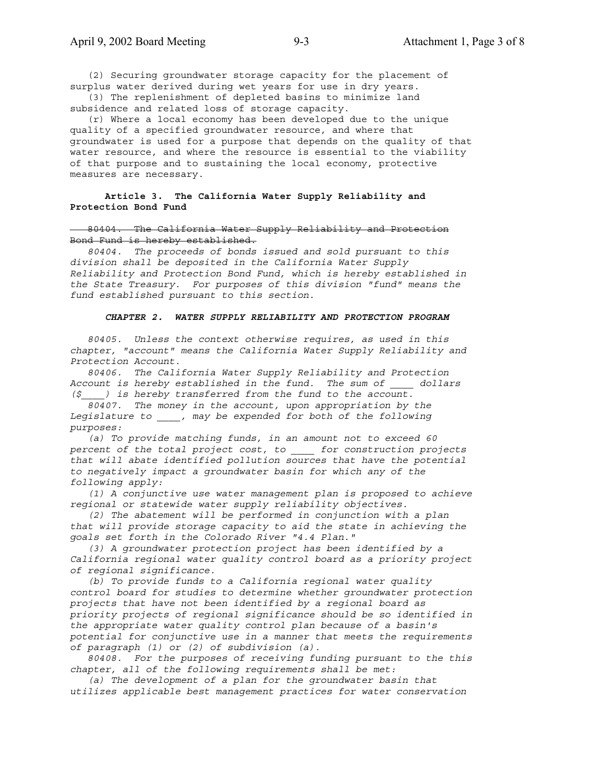(2) Securing groundwater storage capacity for the placement of surplus water derived during wet years for use in dry years.

(3) The replenishment of depleted basins to minimize land subsidence and related loss of storage capacity.

(r) Where a local economy has been developed due to the unique quality of a specified groundwater resource, and where that groundwater is used for a purpose that depends on the quality of that water resource, and where the resource is essential to the viability of that purpose and to sustaining the local economy, protective measures are necessary.

**Article 3. The California Water Supply Reliability and Protection Bond Fund**

~~80404. The California Water Supply Reliability and Protection Bond Fund is hereby established.~~

*80404. The proceeds of bonds issued and sold pursuant to this division shall be deposited in the California Water Supply Reliability and Protection Bond Fund, which is hereby established in the State Treasury. For purposes of this division "fund" means the fund established pursuant to this section.*

***CHAPTER 2. WATER SUPPLY RELIABILITY AND PROTECTION PROGRAM***

*80405. Unless the context otherwise requires, as used in this chapter, "account" means the California Water Supply Reliability and Protection Account.*

*80406. The California Water Supply Reliability and Protection Account is hereby established in the fund. The sum of ____ dollars ($____) is hereby transferred from the fund to the account.*

*80407. The money in the account, upon appropriation by the Legislature to ____, may be expended for both of the following purposes:*

*(a) To provide matching funds, in an amount not to exceed 60 percent of the total project cost, to ____ for construction projects that will abate identified pollution sources that have the potential to negatively impact a groundwater basin for which any of the following apply:*

*(1) A conjunctive use water management plan is proposed to achieve regional or statewide water supply reliability objectives.*

*(2) The abatement will be performed in conjunction with a plan that will provide storage capacity to aid the state in achieving the goals set forth in the Colorado River "4.4 Plan."*

*(3) A groundwater protection project has been identified by a California regional water quality control board as a priority project of regional significance.*

*(b) To provide funds to a California regional water quality control board for studies to determine whether groundwater protection projects that have not been identified by a regional board as priority projects of regional significance should be so identified in the appropriate water quality control plan because of a basin's potential for conjunctive use in a manner that meets the requirements of paragraph (1) or (2) of subdivision (a).*

*80408. For the purposes of receiving funding pursuant to the this chapter, all of the following requirements shall be met:*

*(a) The development of a plan for the groundwater basin that utilizes applicable best management practices for water conservation*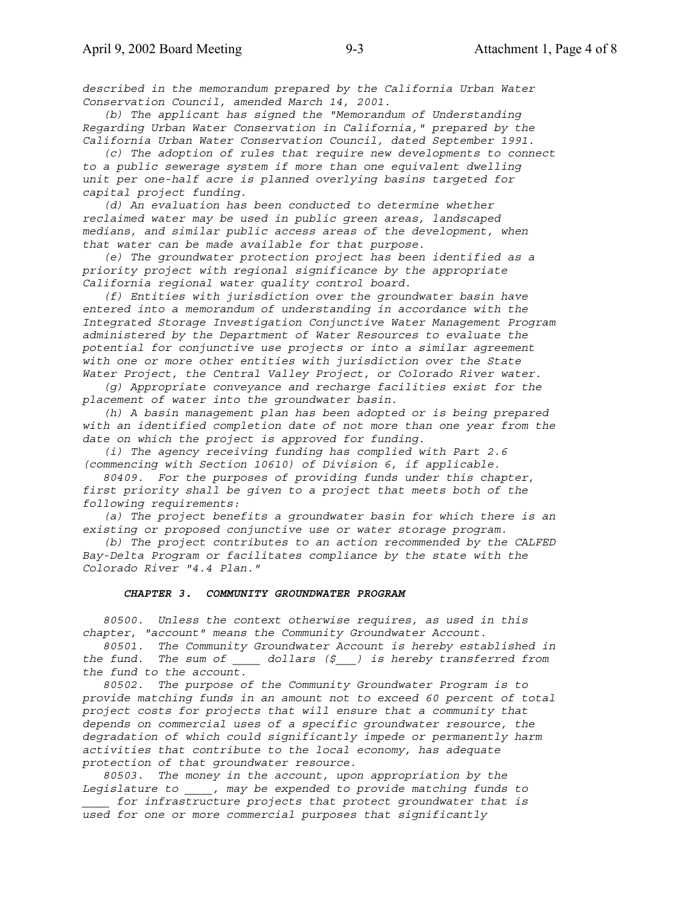*described in the memorandum prepared by the California Urban Water Conservation Council, amended March 14, 2001.*

*(b) The applicant has signed the "Memorandum of Understanding Regarding Urban Water Conservation in California," prepared by the California Urban Water Conservation Council, dated September 1991.*

*(c) The adoption of rules that require new developments to connect to a public sewerage system if more than one equivalent dwelling unit per one-half acre is planned overlying basins targeted for capital project funding.*

*(d) An evaluation has been conducted to determine whether reclaimed water may be used in public green areas, landscaped medians, and similar public access areas of the development, when that water can be made available for that purpose.*

*(e) The groundwater protection project has been identified as a priority project with regional significance by the appropriate California regional water quality control board.*

*(f) Entities with jurisdiction over the groundwater basin have entered into a memorandum of understanding in accordance with the Integrated Storage Investigation Conjunctive Water Management Program administered by the Department of Water Resources to evaluate the potential for conjunctive use projects or into a similar agreement with one or more other entities with jurisdiction over the State Water Project, the Central Valley Project, or Colorado River water.*

*(g) Appropriate conveyance and recharge facilities exist for the placement of water into the groundwater basin.*

*(h) A basin management plan has been adopted or is being prepared with an identified completion date of not more than one year from the date on which the project is approved for funding.*

*(i) The agency receiving funding has complied with Part 2.6 (commencing with Section 10610) of Division 6, if applicable.*

*80409. For the purposes of providing funds under this chapter, first priority shall be given to a project that meets both of the following requirements:*

*(a) The project benefits a groundwater basin for which there is an existing or proposed conjunctive use or water storage program.*

*(b) The project contributes to an action recommended by the CALFED Bay-Delta Program or facilitates compliance by the state with the Colorado River "4.4 Plan."*

***CHAPTER 3. COMMUNITY GROUNDWATER PROGRAM***

*80500. Unless the context otherwise requires, as used in this chapter, "account" means the Community Groundwater Account.*

*80501. The Community Groundwater Account is hereby established in the fund. The sum of ____ dollars ($___) is hereby transferred from the fund to the account.*

*80502. The purpose of the Community Groundwater Program is to provide matching funds in an amount not to exceed 60 percent of total project costs for projects that will ensure that a community that depends on commercial uses of a specific groundwater resource, the degradation of which could significantly impede or permanently harm activities that contribute to the local economy, has adequate protection of that groundwater resource.*

*80503. The money in the account, upon appropriation by the Legislature to ____, may be expended to provide matching funds to ____ for infrastructure projects that protect groundwater that is used for one or more commercial purposes that significantly*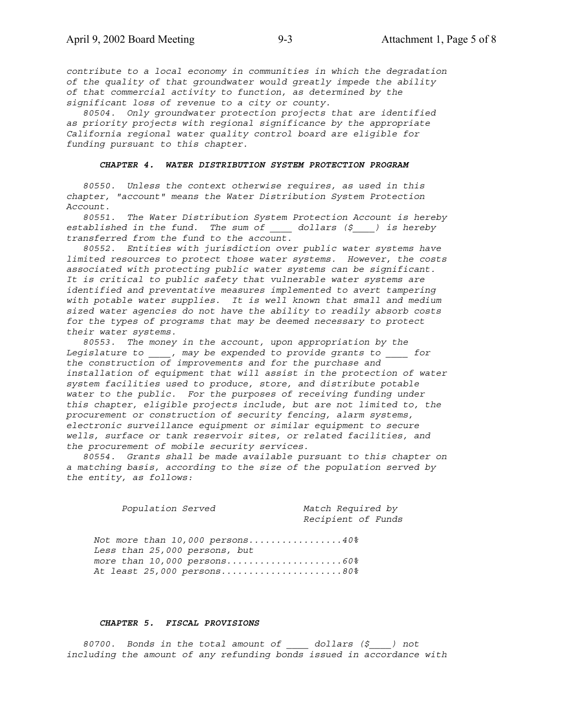*contribute to a local economy in communities in which the degradation of the quality of that groundwater would greatly impede the ability of that commercial activity to function, as determined by the significant loss of revenue to a city or county.*

*80504. Only groundwater protection projects that are identified as priority projects with regional significance by the appropriate California regional water quality control board are eligible for funding pursuant to this chapter.*

### *CHAPTER 4. WATER DISTRIBUTION SYSTEM PROTECTION PROGRAM*

*80550. Unless the context otherwise requires, as used in this chapter, "account" means the Water Distribution System Protection Account.*

*80551. The Water Distribution System Protection Account is hereby established in the fund. The sum of ____ dollars ($____) is hereby transferred from the fund to the account.*

*80552. Entities with jurisdiction over public water systems have limited resources to protect those water systems. However, the costs associated with protecting public water systems can be significant. It is critical to public safety that vulnerable water systems are identified and preventative measures implemented to avert tampering with potable water supplies. It is well known that small and medium sized water agencies do not have the ability to readily absorb costs for the types of programs that may be deemed necessary to protect their water systems.*

*80553. The money in the account, upon appropriation by the Legislature to ____, may be expended to provide grants to ____ for the construction of improvements and for the purchase and installation of equipment that will assist in the protection of water system facilities used to produce, store, and distribute potable water to the public. For the purposes of receiving funding under this chapter, eligible projects include, but are not limited to, the procurement or construction of security fencing, alarm systems, electronic surveillance equipment or similar equipment to secure wells, surface or tank reservoir sites, or related facilities, and the procurement of mobile security services.*

*80554. Grants shall be made available pursuant to this chapter on a matching basis, according to the size of the population served by the entity, as follows:*

| *Population Served* | *Match Required by Recipient of Funds* |
|---|---|
| *Not more than 10,000 persons* | *40%* |
| *Less than 25,000 persons, but more than 10,000 persons* | *60%* |
| *At least 25,000 persons* | *80%* |

### *CHAPTER 5. FISCAL PROVISIONS*

*80700. Bonds in the total amount of ____ dollars ($____) not including the amount of any refunding bonds issued in accordance with*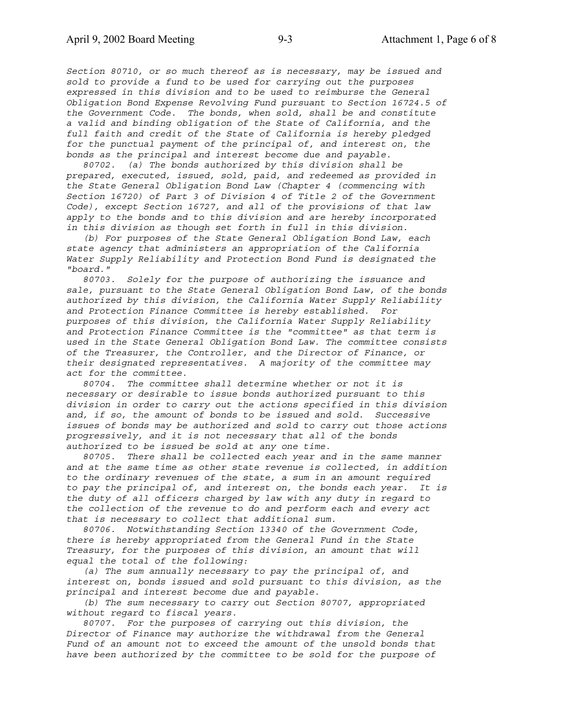*Section 80710, or so much thereof as is necessary, may be issued and sold to provide a fund to be used for carrying out the purposes expressed in this division and to be used to reimburse the General Obligation Bond Expense Revolving Fund pursuant to Section 16724.5 of the Government Code. The bonds, when sold, shall be and constitute a valid and binding obligation of the State of California, and the full faith and credit of the State of California is hereby pledged for the punctual payment of the principal of, and interest on, the bonds as the principal and interest become due and payable.*

*80702. (a) The bonds authorized by this division shall be prepared, executed, issued, sold, paid, and redeemed as provided in the State General Obligation Bond Law (Chapter 4 (commencing with Section 16720) of Part 3 of Division 4 of Title 2 of the Government Code), except Section 16727, and all of the provisions of that law apply to the bonds and to this division and are hereby incorporated in this division as though set forth in full in this division.*

*(b) For purposes of the State General Obligation Bond Law, each state agency that administers an appropriation of the California Water Supply Reliability and Protection Bond Fund is designated the "board."*

*80703. Solely for the purpose of authorizing the issuance and sale, pursuant to the State General Obligation Bond Law, of the bonds authorized by this division, the California Water Supply Reliability and Protection Finance Committee is hereby established. For purposes of this division, the California Water Supply Reliability and Protection Finance Committee is the "committee" as that term is used in the State General Obligation Bond Law. The committee consists of the Treasurer, the Controller, and the Director of Finance, or their designated representatives. A majority of the committee may act for the committee.*

*80704. The committee shall determine whether or not it is necessary or desirable to issue bonds authorized pursuant to this division in order to carry out the actions specified in this division and, if so, the amount of bonds to be issued and sold. Successive issues of bonds may be authorized and sold to carry out those actions progressively, and it is not necessary that all of the bonds authorized to be issued be sold at any one time.*

*80705. There shall be collected each year and in the same manner and at the same time as other state revenue is collected, in addition to the ordinary revenues of the state, a sum in an amount required to pay the principal of, and interest on, the bonds each year. It is the duty of all officers charged by law with any duty in regard to the collection of the revenue to do and perform each and every act that is necessary to collect that additional sum.*

*80706. Notwithstanding Section 13340 of the Government Code, there is hereby appropriated from the General Fund in the State Treasury, for the purposes of this division, an amount that will equal the total of the following:*

*(a) The sum annually necessary to pay the principal of, and interest on, bonds issued and sold pursuant to this division, as the principal and interest become due and payable.*

*(b) The sum necessary to carry out Section 80707, appropriated without regard to fiscal years.*

*80707. For the purposes of carrying out this division, the Director of Finance may authorize the withdrawal from the General Fund of an amount not to exceed the amount of the unsold bonds that have been authorized by the committee to be sold for the purpose of*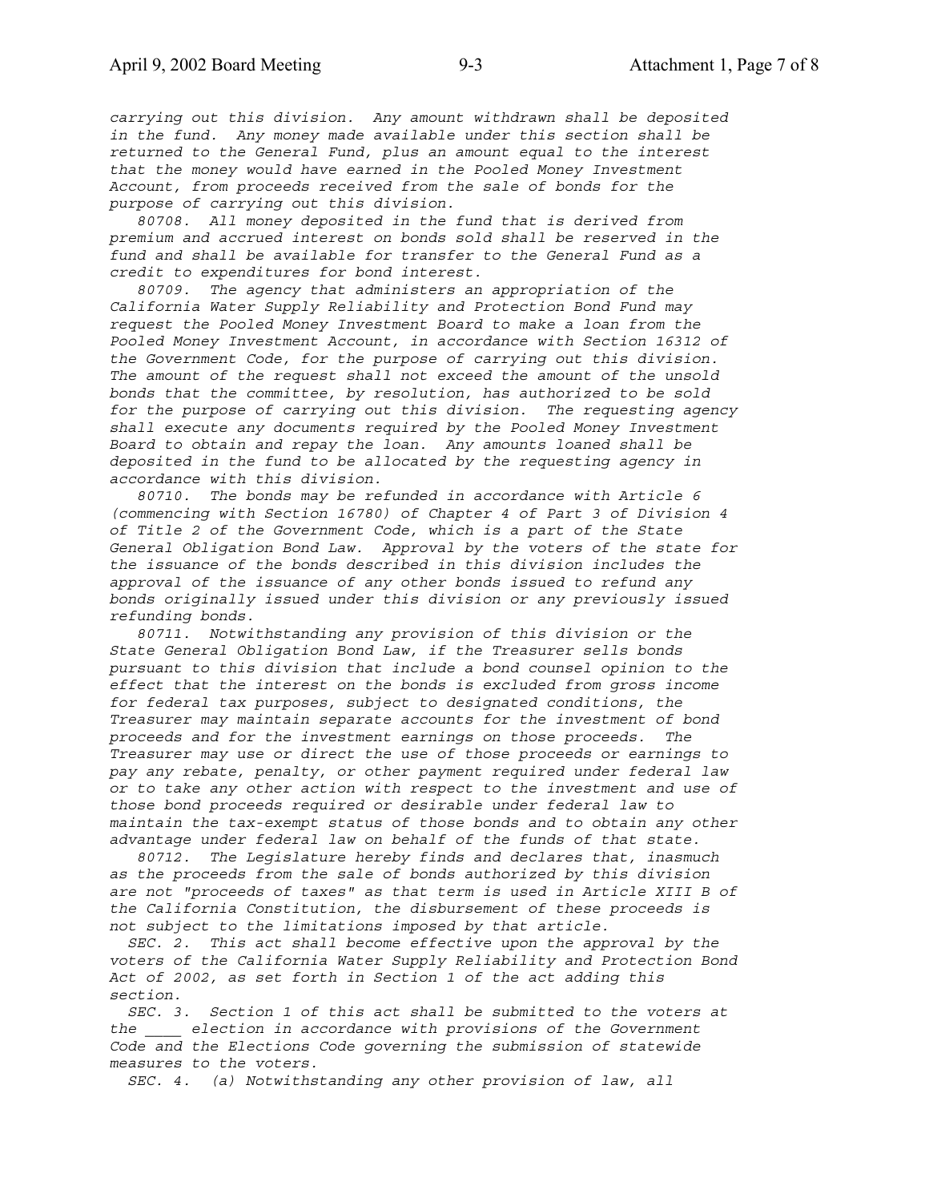*carrying out this division. Any amount withdrawn shall be deposited in the fund. Any money made available under this section shall be returned to the General Fund, plus an amount equal to the interest that the money would have earned in the Pooled Money Investment Account, from proceeds received from the sale of bonds for the purpose of carrying out this division.*

*80708. All money deposited in the fund that is derived from premium and accrued interest on bonds sold shall be reserved in the fund and shall be available for transfer to the General Fund as a credit to expenditures for bond interest.*

*80709. The agency that administers an appropriation of the California Water Supply Reliability and Protection Bond Fund may request the Pooled Money Investment Board to make a loan from the Pooled Money Investment Account, in accordance with Section 16312 of the Government Code, for the purpose of carrying out this division. The amount of the request shall not exceed the amount of the unsold bonds that the committee, by resolution, has authorized to be sold for the purpose of carrying out this division. The requesting agency shall execute any documents required by the Pooled Money Investment Board to obtain and repay the loan. Any amounts loaned shall be deposited in the fund to be allocated by the requesting agency in accordance with this division.*

*80710. The bonds may be refunded in accordance with Article 6 (commencing with Section 16780) of Chapter 4 of Part 3 of Division 4 of Title 2 of the Government Code, which is a part of the State General Obligation Bond Law. Approval by the voters of the state for the issuance of the bonds described in this division includes the approval of the issuance of any other bonds issued to refund any bonds originally issued under this division or any previously issued refunding bonds.*

*80711. Notwithstanding any provision of this division or the State General Obligation Bond Law, if the Treasurer sells bonds pursuant to this division that include a bond counsel opinion to the effect that the interest on the bonds is excluded from gross income for federal tax purposes, subject to designated conditions, the Treasurer may maintain separate accounts for the investment of bond proceeds and for the investment earnings on those proceeds. The Treasurer may use or direct the use of those proceeds or earnings to pay any rebate, penalty, or other payment required under federal law or to take any other action with respect to the investment and use of those bond proceeds required or desirable under federal law to maintain the tax-exempt status of those bonds and to obtain any other advantage under federal law on behalf of the funds of that state.*

*80712. The Legislature hereby finds and declares that, inasmuch as the proceeds from the sale of bonds authorized by this division are not "proceeds of taxes" as that term is used in Article XIII B of the California Constitution, the disbursement of these proceeds is not subject to the limitations imposed by that article.*

*SEC. 2. This act shall become effective upon the approval by the voters of the California Water Supply Reliability and Protection Bond Act of 2002, as set forth in Section 1 of the act adding this section.*

*SEC. 3. Section 1 of this act shall be submitted to the voters at the ____ election in accordance with provisions of the Government Code and the Elections Code governing the submission of statewide measures to the voters.*

*SEC. 4. (a) Notwithstanding any other provision of law, all*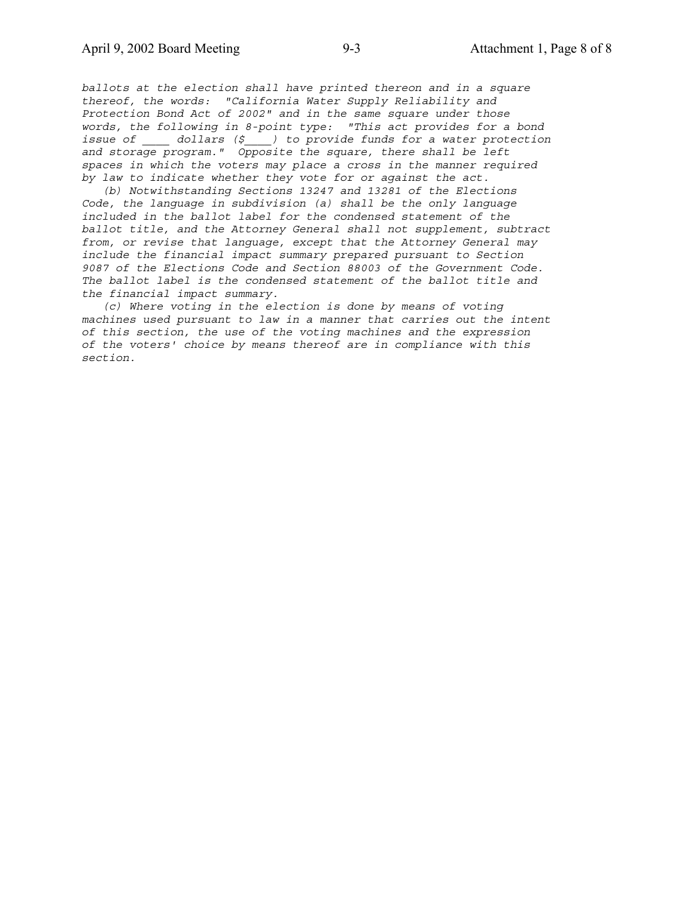*ballots at the election shall have printed thereon and in a square thereof, the words: "California Water Supply Reliability and Protection Bond Act of 2002" and in the same square under those words, the following in 8-point type: "This act provides for a bond issue of \_\_\_\_ dollars ($\_\_\_\_) to provide funds for a water protection and storage program." Opposite the square, there shall be left spaces in which the voters may place a cross in the manner required by law to indicate whether they vote for or against the act.*

*(b) Notwithstanding Sections 13247 and 13281 of the Elections Code, the language in subdivision (a) shall be the only language included in the ballot label for the condensed statement of the ballot title, and the Attorney General shall not supplement, subtract from, or revise that language, except that the Attorney General may include the financial impact summary prepared pursuant to Section 9087 of the Elections Code and Section 88003 of the Government Code. The ballot label is the condensed statement of the ballot title and the financial impact summary.*

*(c) Where voting in the election is done by means of voting machines used pursuant to law in a manner that carries out the intent of this section, the use of the voting machines and the expression of the voters' choice by means thereof are in compliance with this section.*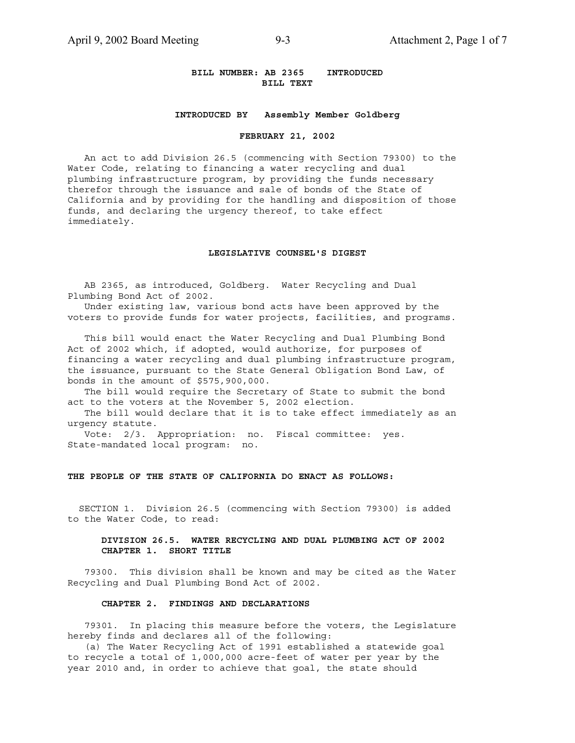**BILL NUMBER: AB 2365 INTRODUCED**
**BILL TEXT**

**INTRODUCED BY Assembly Member Goldberg**

**FEBRUARY 21, 2002**

An act to add Division 26.5 (commencing with Section 79300) to the Water Code, relating to financing a water recycling and dual plumbing infrastructure program, by providing the funds necessary therefor through the issuance and sale of bonds of the State of California and by providing for the handling and disposition of those funds, and declaring the urgency thereof, to take effect immediately.

**LEGISLATIVE COUNSEL'S DIGEST**

AB 2365, as introduced, Goldberg. Water Recycling and Dual Plumbing Bond Act of 2002.

Under existing law, various bond acts have been approved by the voters to provide funds for water projects, facilities, and programs.

This bill would enact the Water Recycling and Dual Plumbing Bond Act of 2002 which, if adopted, would authorize, for purposes of financing a water recycling and dual plumbing infrastructure program, the issuance, pursuant to the State General Obligation Bond Law, of bonds in the amount of $575,900,000.

The bill would require the Secretary of State to submit the bond act to the voters at the November 5, 2002 election.

The bill would declare that it is to take effect immediately as an urgency statute.

Vote: 2/3. Appropriation: no. Fiscal committee: yes. State-mandated local program: no.

**THE PEOPLE OF THE STATE OF CALIFORNIA DO ENACT AS FOLLOWS:**

SECTION 1. Division 26.5 (commencing with Section 79300) is added to the Water Code, to read:

**DIVISION 26.5. WATER RECYCLING AND DUAL PLUMBING ACT OF 2002**
**CHAPTER 1. SHORT TITLE**

79300. This division shall be known and may be cited as the Water Recycling and Dual Plumbing Bond Act of 2002.

**CHAPTER 2. FINDINGS AND DECLARATIONS**

79301. In placing this measure before the voters, the Legislature hereby finds and declares all of the following:

(a) The Water Recycling Act of 1991 established a statewide goal to recycle a total of 1,000,000 acre-feet of water per year by the year 2010 and, in order to achieve that goal, the state should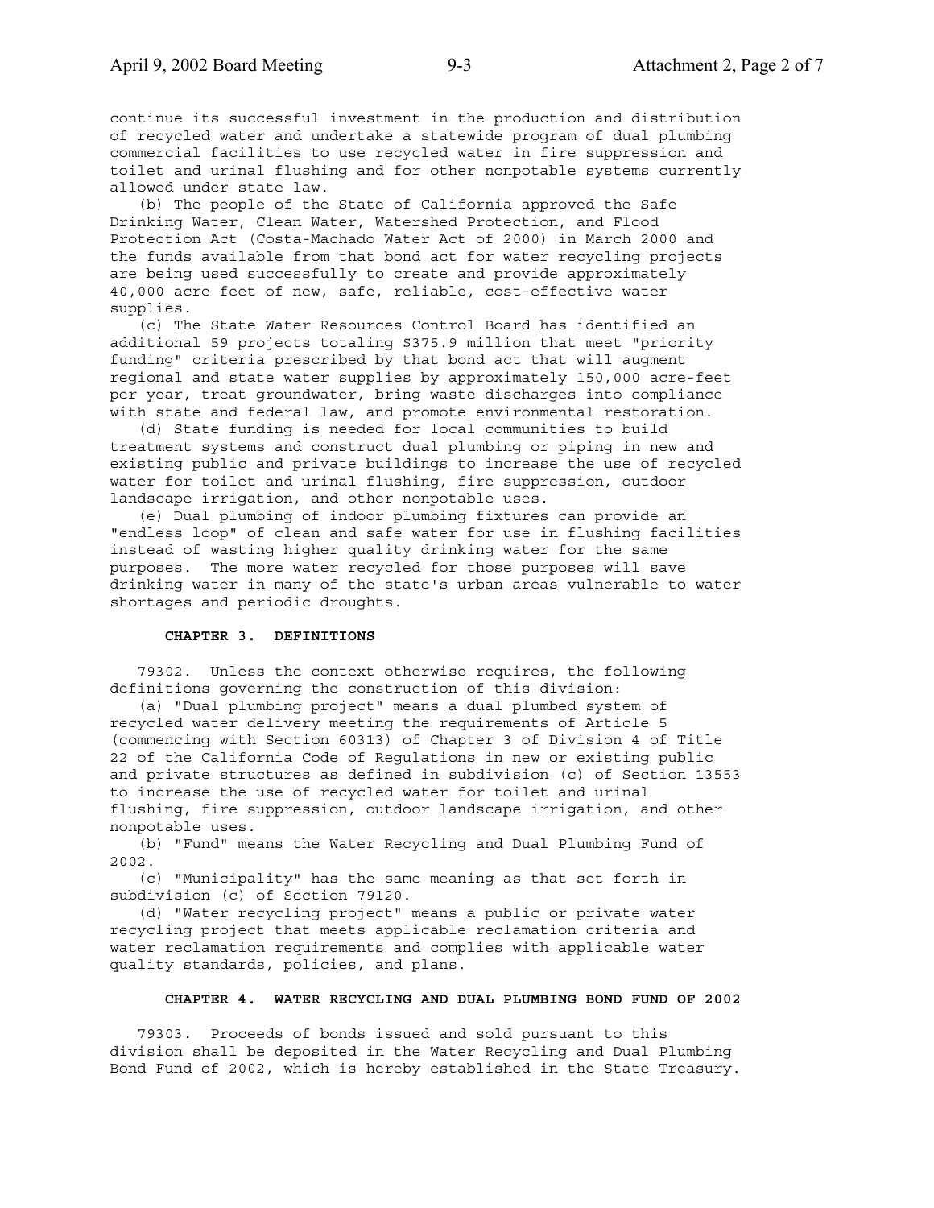continue its successful investment in the production and distribution of recycled water and undertake a statewide program of dual plumbing commercial facilities to use recycled water in fire suppression and toilet and urinal flushing and for other nonpotable systems currently allowed under state law.

(b) The people of the State of California approved the Safe Drinking Water, Clean Water, Watershed Protection, and Flood Protection Act (Costa-Machado Water Act of 2000) in March 2000 and the funds available from that bond act for water recycling projects are being used successfully to create and provide approximately 40,000 acre feet of new, safe, reliable, cost-effective water supplies.

(c) The State Water Resources Control Board has identified an additional 59 projects totaling $375.9 million that meet "priority funding" criteria prescribed by that bond act that will augment regional and state water supplies by approximately 150,000 acre-feet per year, treat groundwater, bring waste discharges into compliance with state and federal law, and promote environmental restoration.

(d) State funding is needed for local communities to build treatment systems and construct dual plumbing or piping in new and existing public and private buildings to increase the use of recycled water for toilet and urinal flushing, fire suppression, outdoor landscape irrigation, and other nonpotable uses.

(e) Dual plumbing of indoor plumbing fixtures can provide an "endless loop" of clean and safe water for use in flushing facilities instead of wasting higher quality drinking water for the same purposes. The more water recycled for those purposes will save drinking water in many of the state's urban areas vulnerable to water shortages and periodic droughts.

**CHAPTER 3. DEFINITIONS**

79302. Unless the context otherwise requires, the following definitions governing the construction of this division:

(a) "Dual plumbing project" means a dual plumbed system of recycled water delivery meeting the requirements of Article 5 (commencing with Section 60313) of Chapter 3 of Division 4 of Title 22 of the California Code of Regulations in new or existing public and private structures as defined in subdivision (c) of Section 13553 to increase the use of recycled water for toilet and urinal flushing, fire suppression, outdoor landscape irrigation, and other nonpotable uses.

(b) "Fund" means the Water Recycling and Dual Plumbing Fund of 2002.

(c) "Municipality" has the same meaning as that set forth in subdivision (c) of Section 79120.

(d) "Water recycling project" means a public or private water recycling project that meets applicable reclamation criteria and water reclamation requirements and complies with applicable water quality standards, policies, and plans.

**CHAPTER 4. WATER RECYCLING AND DUAL PLUMBING BOND FUND OF 2002**

79303. Proceeds of bonds issued and sold pursuant to this division shall be deposited in the Water Recycling and Dual Plumbing Bond Fund of 2002, which is hereby established in the State Treasury.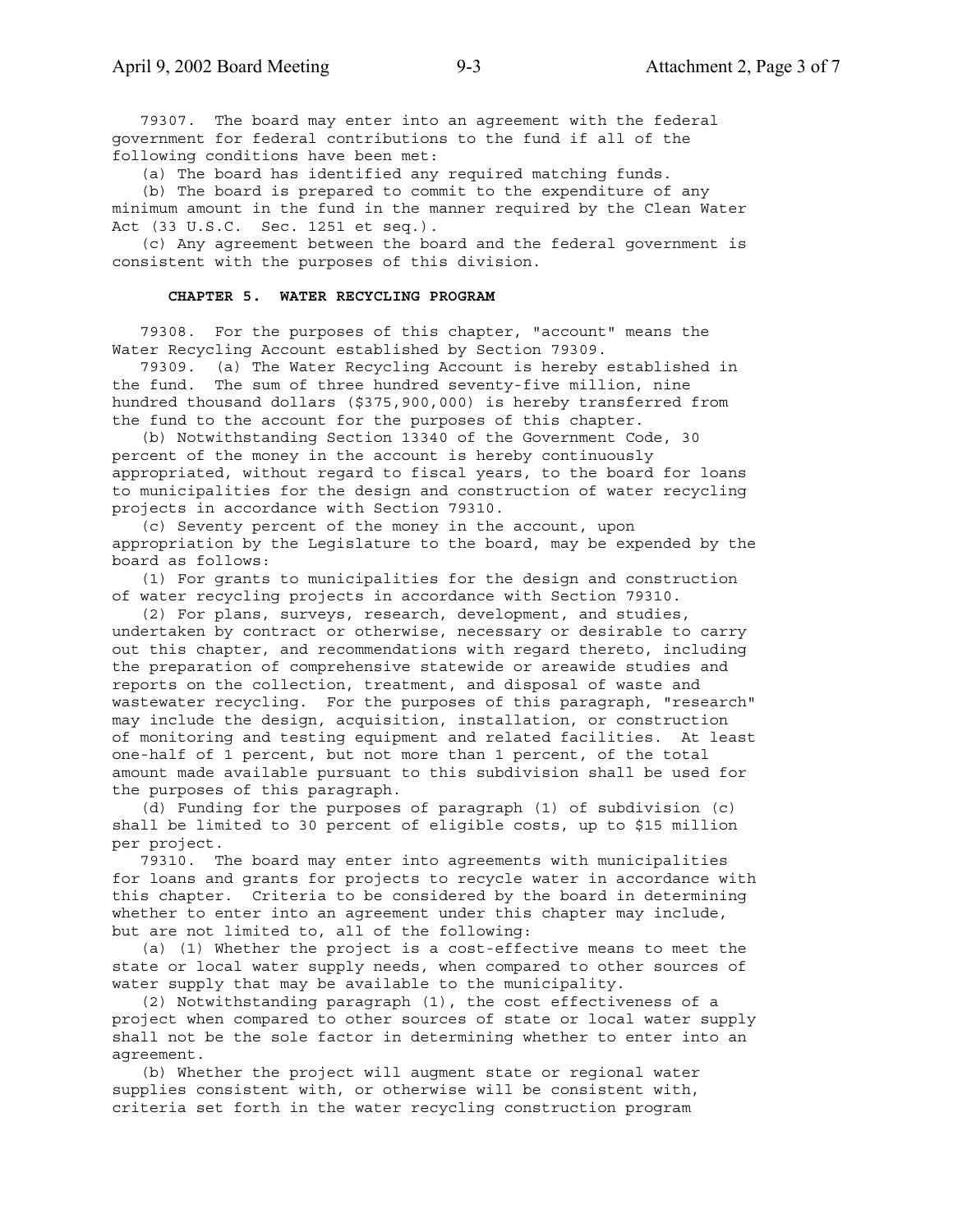79307. The board may enter into an agreement with the federal government for federal contributions to the fund if all of the following conditions have been met:

(a) The board has identified any required matching funds.

(b) The board is prepared to commit to the expenditure of any minimum amount in the fund in the manner required by the Clean Water Act (33 U.S.C. Sec. 1251 et seq.).

(c) Any agreement between the board and the federal government is consistent with the purposes of this division.

**CHAPTER 5. WATER RECYCLING PROGRAM**

79308. For the purposes of this chapter, "account" means the Water Recycling Account established by Section 79309.

79309. (a) The Water Recycling Account is hereby established in the fund. The sum of three hundred seventy-five million, nine hundred thousand dollars ($375,900,000) is hereby transferred from the fund to the account for the purposes of this chapter.

(b) Notwithstanding Section 13340 of the Government Code, 30 percent of the money in the account is hereby continuously appropriated, without regard to fiscal years, to the board for loans to municipalities for the design and construction of water recycling projects in accordance with Section 79310.

(c) Seventy percent of the money in the account, upon appropriation by the Legislature to the board, may be expended by the board as follows:

(1) For grants to municipalities for the design and construction of water recycling projects in accordance with Section 79310.

(2) For plans, surveys, research, development, and studies, undertaken by contract or otherwise, necessary or desirable to carry out this chapter, and recommendations with regard thereto, including the preparation of comprehensive statewide or areawide studies and reports on the collection, treatment, and disposal of waste and wastewater recycling. For the purposes of this paragraph, "research" may include the design, acquisition, installation, or construction of monitoring and testing equipment and related facilities. At least one-half of 1 percent, but not more than 1 percent, of the total amount made available pursuant to this subdivision shall be used for the purposes of this paragraph.

(d) Funding for the purposes of paragraph (1) of subdivision (c) shall be limited to 30 percent of eligible costs, up to $15 million per project.

79310. The board may enter into agreements with municipalities for loans and grants for projects to recycle water in accordance with this chapter. Criteria to be considered by the board in determining whether to enter into an agreement under this chapter may include, but are not limited to, all of the following:

(a) (1) Whether the project is a cost-effective means to meet the state or local water supply needs, when compared to other sources of water supply that may be available to the municipality.

(2) Notwithstanding paragraph (1), the cost effectiveness of a project when compared to other sources of state or local water supply shall not be the sole factor in determining whether to enter into an agreement.

(b) Whether the project will augment state or regional water supplies consistent with, or otherwise will be consistent with, criteria set forth in the water recycling construction program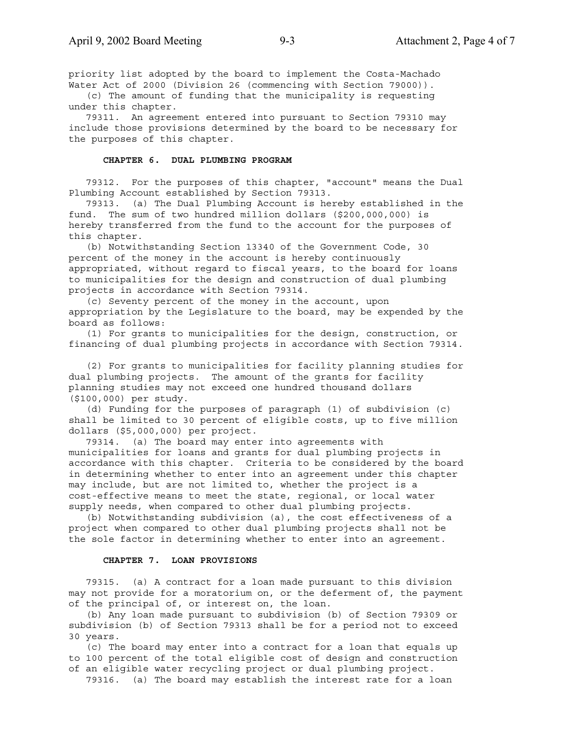priority list adopted by the board to implement the Costa-Machado Water Act of 2000 (Division 26 (commencing with Section 79000)).

(c) The amount of funding that the municipality is requesting under this chapter.

79311. An agreement entered into pursuant to Section 79310 may include those provisions determined by the board to be necessary for the purposes of this chapter.

### CHAPTER 6. DUAL PLUMBING PROGRAM

79312. For the purposes of this chapter, "account" means the Dual Plumbing Account established by Section 79313.

79313. (a) The Dual Plumbing Account is hereby established in the fund. The sum of two hundred million dollars ($200,000,000) is hereby transferred from the fund to the account for the purposes of this chapter.

(b) Notwithstanding Section 13340 of the Government Code, 30 percent of the money in the account is hereby continuously appropriated, without regard to fiscal years, to the board for loans to municipalities for the design and construction of dual plumbing projects in accordance with Section 79314.

(c) Seventy percent of the money in the account, upon appropriation by the Legislature to the board, may be expended by the board as follows:

(1) For grants to municipalities for the design, construction, or financing of dual plumbing projects in accordance with Section 79314.

(2) For grants to municipalities for facility planning studies for dual plumbing projects. The amount of the grants for facility planning studies may not exceed one hundred thousand dollars ($100,000) per study.

(d) Funding for the purposes of paragraph (1) of subdivision (c) shall be limited to 30 percent of eligible costs, up to five million dollars ($5,000,000) per project.

79314. (a) The board may enter into agreements with municipalities for loans and grants for dual plumbing projects in accordance with this chapter. Criteria to be considered by the board in determining whether to enter into an agreement under this chapter may include, but are not limited to, whether the project is a cost-effective means to meet the state, regional, or local water supply needs, when compared to other dual plumbing projects.

(b) Notwithstanding subdivision (a), the cost effectiveness of a project when compared to other dual plumbing projects shall not be the sole factor in determining whether to enter into an agreement.

### CHAPTER 7. LOAN PROVISIONS

79315. (a) A contract for a loan made pursuant to this division may not provide for a moratorium on, or the deferment of, the payment of the principal of, or interest on, the loan.

(b) Any loan made pursuant to subdivision (b) of Section 79309 or subdivision (b) of Section 79313 shall be for a period not to exceed 30 years.

(c) The board may enter into a contract for a loan that equals up to 100 percent of the total eligible cost of design and construction of an eligible water recycling project or dual plumbing project.

79316. (a) The board may establish the interest rate for a loan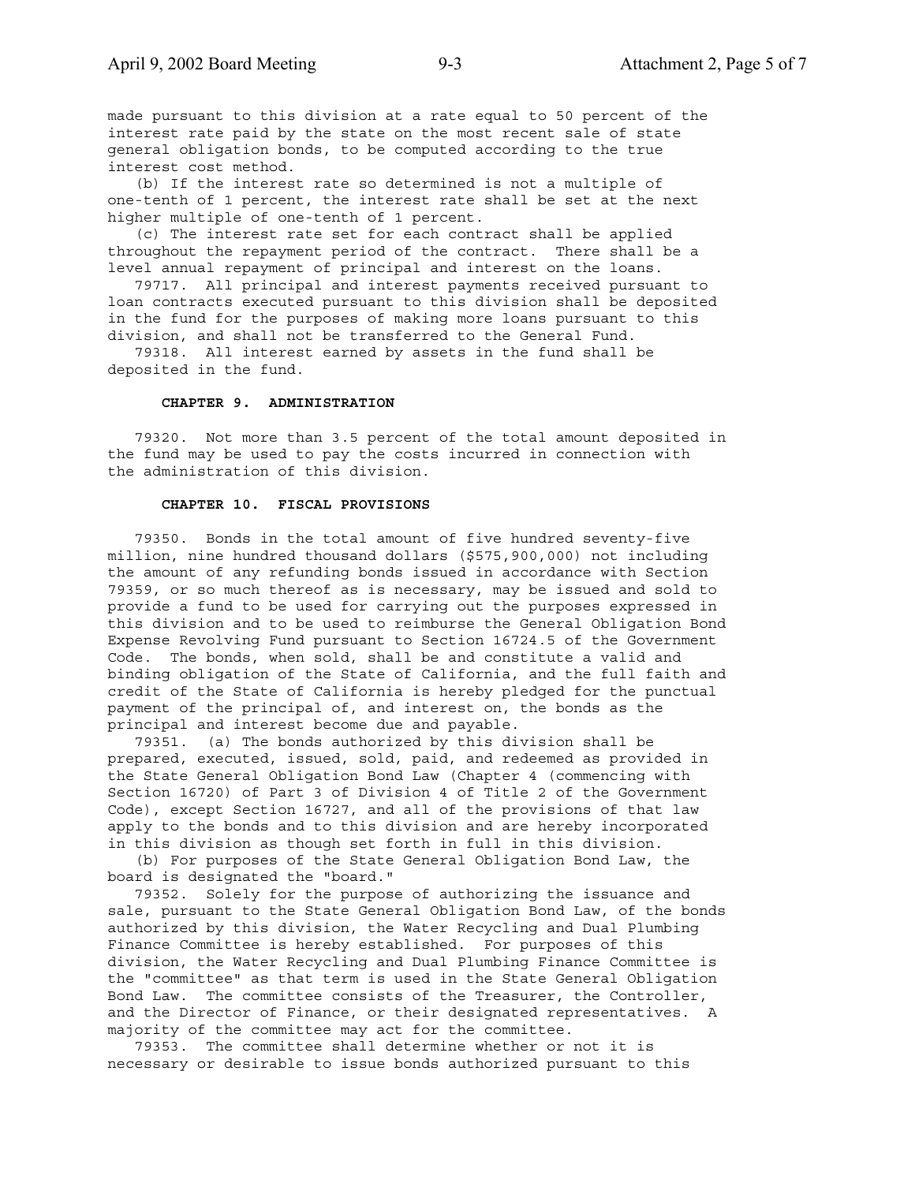made pursuant to this division at a rate equal to 50 percent of the interest rate paid by the state on the most recent sale of state general obligation bonds, to be computed according to the true interest cost method.

(b) If the interest rate so determined is not a multiple of one-tenth of 1 percent, the interest rate shall be set at the next higher multiple of one-tenth of 1 percent.

(c) The interest rate set for each contract shall be applied throughout the repayment period of the contract. There shall be a level annual repayment of principal and interest on the loans.

79717. All principal and interest payments received pursuant to loan contracts executed pursuant to this division shall be deposited in the fund for the purposes of making more loans pursuant to this division, and shall not be transferred to the General Fund.

79318. All interest earned by assets in the fund shall be deposited in the fund.

## CHAPTER 9. ADMINISTRATION

79320. Not more than 3.5 percent of the total amount deposited in the fund may be used to pay the costs incurred in connection with the administration of this division.

## CHAPTER 10. FISCAL PROVISIONS

79350. Bonds in the total amount of five hundred seventy-five million, nine hundred thousand dollars ($575,900,000) not including the amount of any refunding bonds issued in accordance with Section 79359, or so much thereof as is necessary, may be issued and sold to provide a fund to be used for carrying out the purposes expressed in this division and to be used to reimburse the General Obligation Bond Expense Revolving Fund pursuant to Section 16724.5 of the Government Code. The bonds, when sold, shall be and constitute a valid and binding obligation of the State of California, and the full faith and credit of the State of California is hereby pledged for the punctual payment of the principal of, and interest on, the bonds as the principal and interest become due and payable.

79351. (a) The bonds authorized by this division shall be prepared, executed, issued, sold, paid, and redeemed as provided in the State General Obligation Bond Law (Chapter 4 (commencing with Section 16720) of Part 3 of Division 4 of Title 2 of the Government Code), except Section 16727, and all of the provisions of that law apply to the bonds and to this division and are hereby incorporated in this division as though set forth in full in this division.

(b) For purposes of the State General Obligation Bond Law, the board is designated the "board."

79352. Solely for the purpose of authorizing the issuance and sale, pursuant to the State General Obligation Bond Law, of the bonds authorized by this division, the Water Recycling and Dual Plumbing Finance Committee is hereby established. For purposes of this division, the Water Recycling and Dual Plumbing Finance Committee is the "committee" as that term is used in the State General Obligation Bond Law. The committee consists of the Treasurer, the Controller, and the Director of Finance, or their designated representatives. A majority of the committee may act for the committee.

79353. The committee shall determine whether or not it is necessary or desirable to issue bonds authorized pursuant to this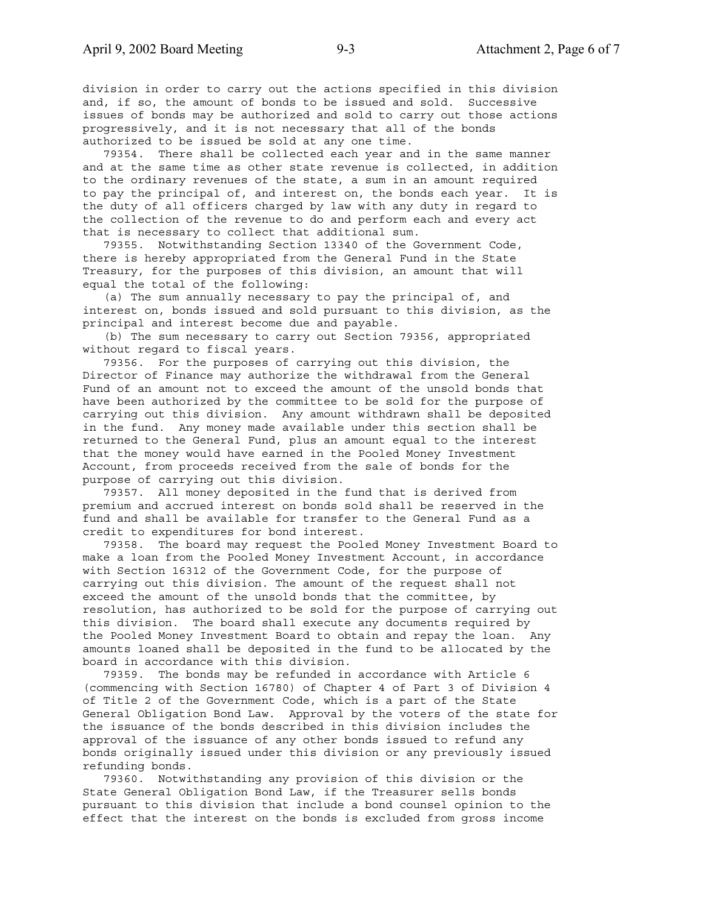division in order to carry out the actions specified in this division and, if so, the amount of bonds to be issued and sold. Successive issues of bonds may be authorized and sold to carry out those actions progressively, and it is not necessary that all of the bonds authorized to be issued be sold at any one time.

79354. There shall be collected each year and in the same manner and at the same time as other state revenue is collected, in addition to the ordinary revenues of the state, a sum in an amount required to pay the principal of, and interest on, the bonds each year. It is the duty of all officers charged by law with any duty in regard to the collection of the revenue to do and perform each and every act that is necessary to collect that additional sum.

79355. Notwithstanding Section 13340 of the Government Code, there is hereby appropriated from the General Fund in the State Treasury, for the purposes of this division, an amount that will equal the total of the following:

(a) The sum annually necessary to pay the principal of, and interest on, bonds issued and sold pursuant to this division, as the principal and interest become due and payable.

(b) The sum necessary to carry out Section 79356, appropriated without regard to fiscal years.

79356. For the purposes of carrying out this division, the Director of Finance may authorize the withdrawal from the General Fund of an amount not to exceed the amount of the unsold bonds that have been authorized by the committee to be sold for the purpose of carrying out this division. Any amount withdrawn shall be deposited in the fund. Any money made available under this section shall be returned to the General Fund, plus an amount equal to the interest that the money would have earned in the Pooled Money Investment Account, from proceeds received from the sale of bonds for the purpose of carrying out this division.

79357. All money deposited in the fund that is derived from premium and accrued interest on bonds sold shall be reserved in the fund and shall be available for transfer to the General Fund as a credit to expenditures for bond interest.

79358. The board may request the Pooled Money Investment Board to make a loan from the Pooled Money Investment Account, in accordance with Section 16312 of the Government Code, for the purpose of carrying out this division. The amount of the request shall not exceed the amount of the unsold bonds that the committee, by resolution, has authorized to be sold for the purpose of carrying out this division. The board shall execute any documents required by the Pooled Money Investment Board to obtain and repay the loan. Any amounts loaned shall be deposited in the fund to be allocated by the board in accordance with this division.

79359. The bonds may be refunded in accordance with Article 6 (commencing with Section 16780) of Chapter 4 of Part 3 of Division 4 of Title 2 of the Government Code, which is a part of the State General Obligation Bond Law. Approval by the voters of the state for the issuance of the bonds described in this division includes the approval of the issuance of any other bonds issued to refund any bonds originally issued under this division or any previously issued refunding bonds.

79360. Notwithstanding any provision of this division or the State General Obligation Bond Law, if the Treasurer sells bonds pursuant to this division that include a bond counsel opinion to the effect that the interest on the bonds is excluded from gross income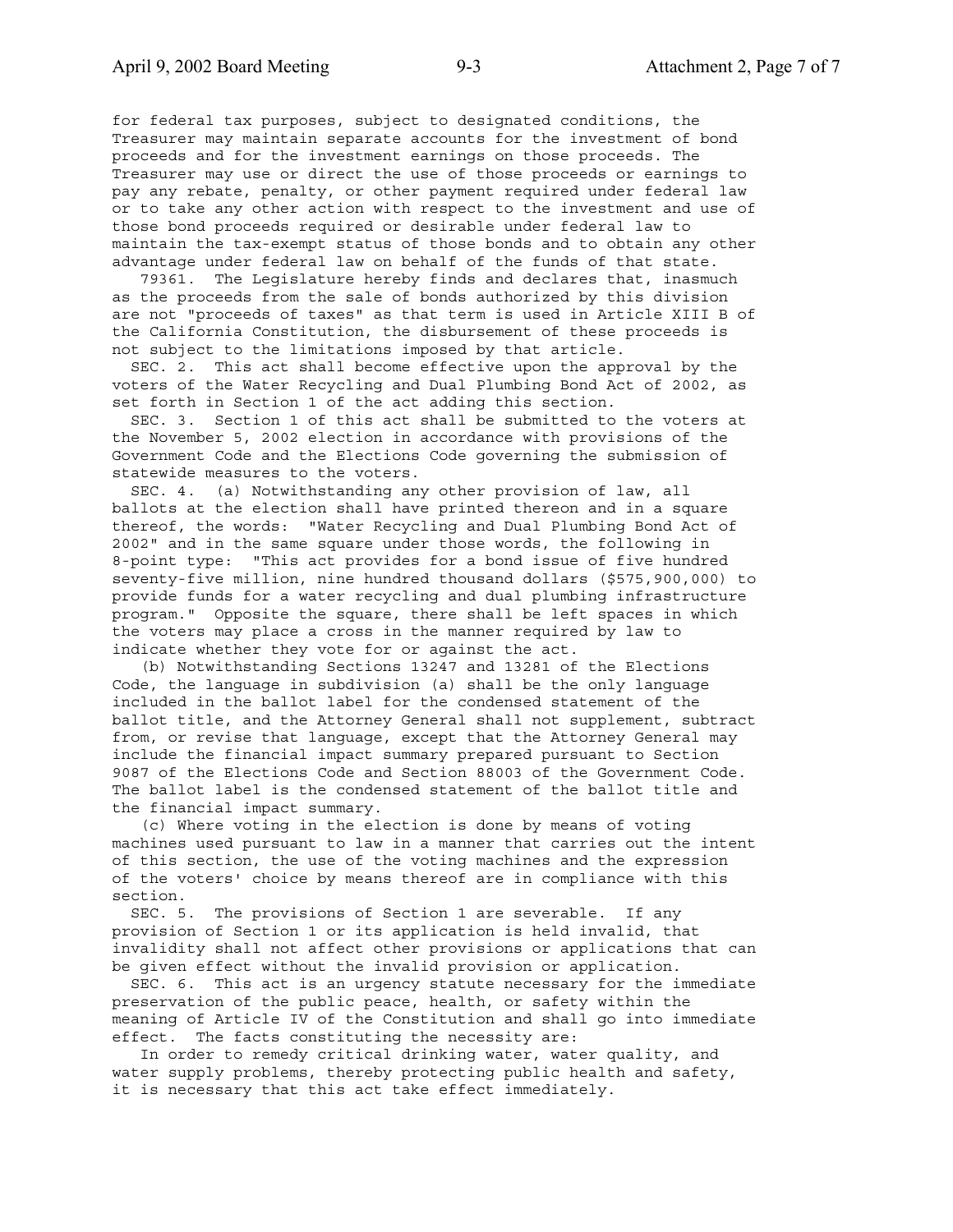for federal tax purposes, subject to designated conditions, the Treasurer may maintain separate accounts for the investment of bond proceeds and for the investment earnings on those proceeds. The Treasurer may use or direct the use of those proceeds or earnings to pay any rebate, penalty, or other payment required under federal law or to take any other action with respect to the investment and use of those bond proceeds required or desirable under federal law to maintain the tax-exempt status of those bonds and to obtain any other advantage under federal law on behalf of the funds of that state.

79361. The Legislature hereby finds and declares that, inasmuch as the proceeds from the sale of bonds authorized by this division are not "proceeds of taxes" as that term is used in Article XIII B of the California Constitution, the disbursement of these proceeds is not subject to the limitations imposed by that article.

SEC. 2. This act shall become effective upon the approval by the voters of the Water Recycling and Dual Plumbing Bond Act of 2002, as set forth in Section 1 of the act adding this section.

SEC. 3. Section 1 of this act shall be submitted to the voters at the November 5, 2002 election in accordance with provisions of the Government Code and the Elections Code governing the submission of statewide measures to the voters.

SEC. 4. (a) Notwithstanding any other provision of law, all ballots at the election shall have printed thereon and in a square thereof, the words: "Water Recycling and Dual Plumbing Bond Act of 2002" and in the same square under those words, the following in 8-point type: "This act provides for a bond issue of five hundred seventy-five million, nine hundred thousand dollars ($575,900,000) to provide funds for a water recycling and dual plumbing infrastructure program." Opposite the square, there shall be left spaces in which the voters may place a cross in the manner required by law to indicate whether they vote for or against the act.

(b) Notwithstanding Sections 13247 and 13281 of the Elections Code, the language in subdivision (a) shall be the only language included in the ballot label for the condensed statement of the ballot title, and the Attorney General shall not supplement, subtract from, or revise that language, except that the Attorney General may include the financial impact summary prepared pursuant to Section 9087 of the Elections Code and Section 88003 of the Government Code. The ballot label is the condensed statement of the ballot title and the financial impact summary.

(c) Where voting in the election is done by means of voting machines used pursuant to law in a manner that carries out the intent of this section, the use of the voting machines and the expression of the voters' choice by means thereof are in compliance with this section.

SEC. 5. The provisions of Section 1 are severable. If any provision of Section 1 or its application is held invalid, that invalidity shall not affect other provisions or applications that can be given effect without the invalid provision or application.

SEC. 6. This act is an urgency statute necessary for the immediate preservation of the public peace, health, or safety within the meaning of Article IV of the Constitution and shall go into immediate effect. The facts constituting the necessity are:

In order to remedy critical drinking water, water quality, and water supply problems, thereby protecting public health and safety, it is necessary that this act take effect immediately.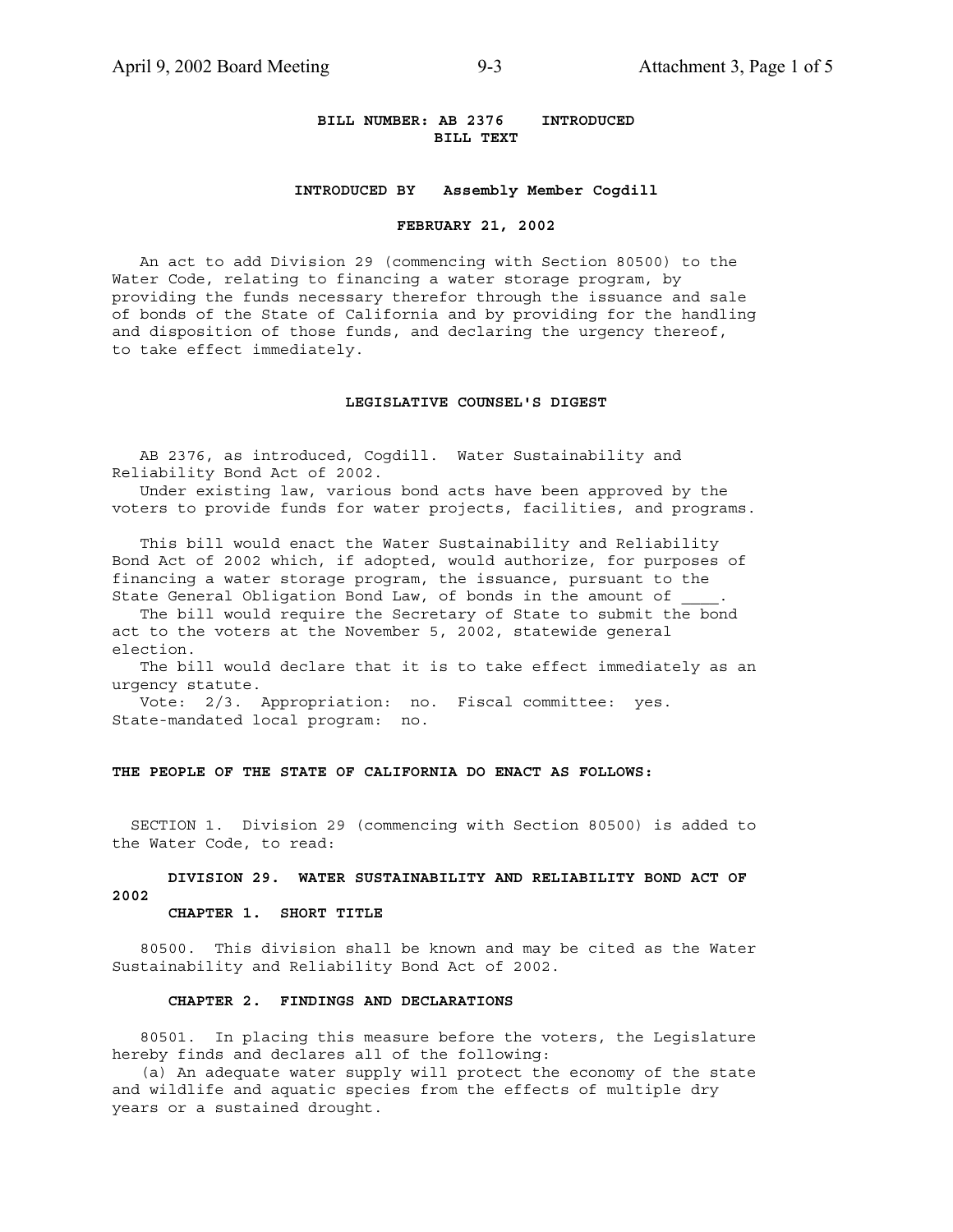**BILL NUMBER: AB 2376 INTRODUCED**
**BILL TEXT**

**INTRODUCED BY Assembly Member Cogdill**

**FEBRUARY 21, 2002**

An act to add Division 29 (commencing with Section 80500) to the Water Code, relating to financing a water storage program, by providing the funds necessary therefor through the issuance and sale of bonds of the State of California and by providing for the handling and disposition of those funds, and declaring the urgency thereof, to take effect immediately.

**LEGISLATIVE COUNSEL'S DIGEST**

AB 2376, as introduced, Cogdill. Water Sustainability and Reliability Bond Act of 2002.

Under existing law, various bond acts have been approved by the voters to provide funds for water projects, facilities, and programs.

This bill would enact the Water Sustainability and Reliability Bond Act of 2002 which, if adopted, would authorize, for purposes of financing a water storage program, the issuance, pursuant to the State General Obligation Bond Law, of bonds in the amount of ____.

The bill would require the Secretary of State to submit the bond act to the voters at the November 5, 2002, statewide general election.

The bill would declare that it is to take effect immediately as an urgency statute.

Vote: 2/3. Appropriation: no. Fiscal committee: yes. State-mandated local program: no.

**THE PEOPLE OF THE STATE OF CALIFORNIA DO ENACT AS FOLLOWS:**

SECTION 1. Division 29 (commencing with Section 80500) is added to the Water Code, to read:

**DIVISION 29. WATER SUSTAINABILITY AND RELIABILITY BOND ACT OF 2002**

**CHAPTER 1. SHORT TITLE**

80500. This division shall be known and may be cited as the Water Sustainability and Reliability Bond Act of 2002.

**CHAPTER 2. FINDINGS AND DECLARATIONS**

80501. In placing this measure before the voters, the Legislature hereby finds and declares all of the following:

(a) An adequate water supply will protect the economy of the state and wildlife and aquatic species from the effects of multiple dry years or a sustained drought.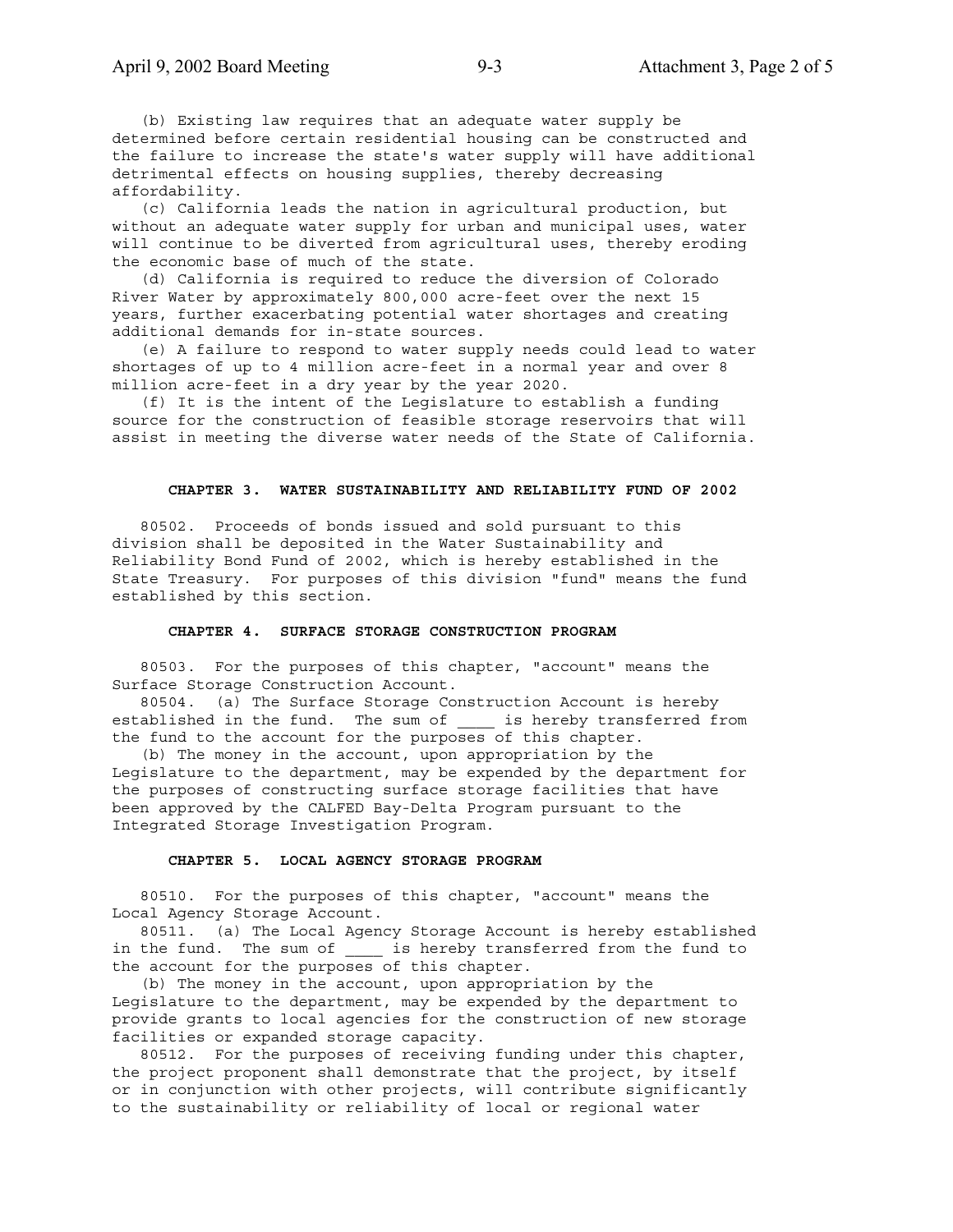(b) Existing law requires that an adequate water supply be determined before certain residential housing can be constructed and the failure to increase the state's water supply will have additional detrimental effects on housing supplies, thereby decreasing affordability.

(c) California leads the nation in agricultural production, but without an adequate water supply for urban and municipal uses, water will continue to be diverted from agricultural uses, thereby eroding the economic base of much of the state.

(d) California is required to reduce the diversion of Colorado River Water by approximately 800,000 acre-feet over the next 15 years, further exacerbating potential water shortages and creating additional demands for in-state sources.

(e) A failure to respond to water supply needs could lead to water shortages of up to 4 million acre-feet in a normal year and over 8 million acre-feet in a dry year by the year 2020.

(f) It is the intent of the Legislature to establish a funding source for the construction of feasible storage reservoirs that will assist in meeting the diverse water needs of the State of California.

## CHAPTER 3. WATER SUSTAINABILITY AND RELIABILITY FUND OF 2002

80502. Proceeds of bonds issued and sold pursuant to this division shall be deposited in the Water Sustainability and Reliability Bond Fund of 2002, which is hereby established in the State Treasury. For purposes of this division "fund" means the fund established by this section.

## CHAPTER 4. SURFACE STORAGE CONSTRUCTION PROGRAM

80503. For the purposes of this chapter, "account" means the Surface Storage Construction Account.

80504. (a) The Surface Storage Construction Account is hereby established in the fund. The sum of ____ is hereby transferred from the fund to the account for the purposes of this chapter.

(b) The money in the account, upon appropriation by the Legislature to the department, may be expended by the department for the purposes of constructing surface storage facilities that have been approved by the CALFED Bay-Delta Program pursuant to the Integrated Storage Investigation Program.

## CHAPTER 5. LOCAL AGENCY STORAGE PROGRAM

80510. For the purposes of this chapter, "account" means the Local Agency Storage Account.

80511. (a) The Local Agency Storage Account is hereby established in the fund. The sum of ____ is hereby transferred from the fund to the account for the purposes of this chapter.

(b) The money in the account, upon appropriation by the Legislature to the department, may be expended by the department to provide grants to local agencies for the construction of new storage facilities or expanded storage capacity.

80512. For the purposes of receiving funding under this chapter, the project proponent shall demonstrate that the project, by itself or in conjunction with other projects, will contribute significantly to the sustainability or reliability of local or regional water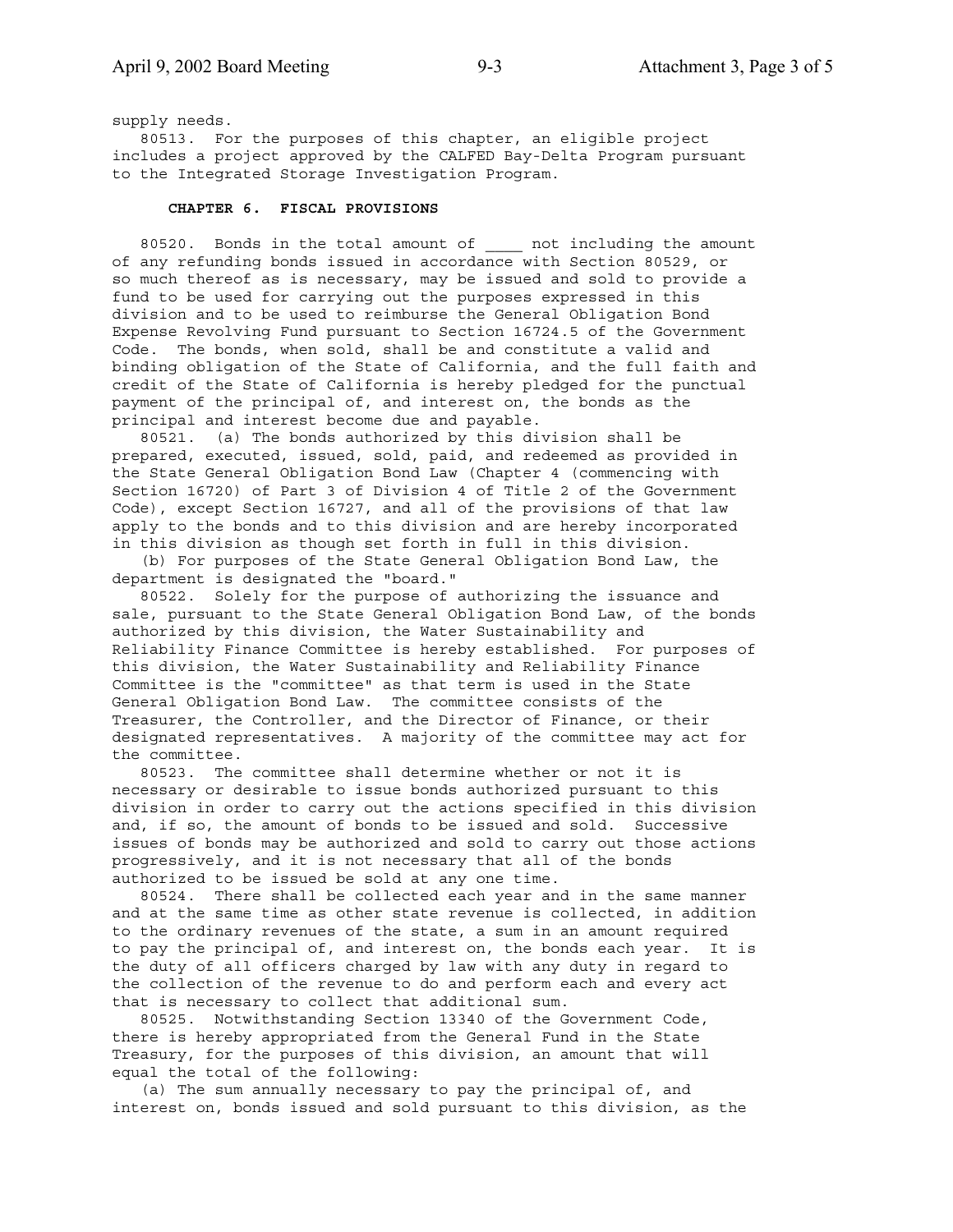supply needs.

80513. For the purposes of this chapter, an eligible project includes a project approved by the CALFED Bay-Delta Program pursuant to the Integrated Storage Investigation Program.

## CHAPTER 6. FISCAL PROVISIONS

80520. Bonds in the total amount of ____ not including the amount of any refunding bonds issued in accordance with Section 80529, or so much thereof as is necessary, may be issued and sold to provide a fund to be used for carrying out the purposes expressed in this division and to be used to reimburse the General Obligation Bond Expense Revolving Fund pursuant to Section 16724.5 of the Government Code. The bonds, when sold, shall be and constitute a valid and binding obligation of the State of California, and the full faith and credit of the State of California is hereby pledged for the punctual payment of the principal of, and interest on, the bonds as the principal and interest become due and payable.

80521. (a) The bonds authorized by this division shall be prepared, executed, issued, sold, paid, and redeemed as provided in the State General Obligation Bond Law (Chapter 4 (commencing with Section 16720) of Part 3 of Division 4 of Title 2 of the Government Code), except Section 16727, and all of the provisions of that law apply to the bonds and to this division and are hereby incorporated in this division as though set forth in full in this division.

(b) For purposes of the State General Obligation Bond Law, the department is designated the "board."

80522. Solely for the purpose of authorizing the issuance and sale, pursuant to the State General Obligation Bond Law, of the bonds authorized by this division, the Water Sustainability and Reliability Finance Committee is hereby established. For purposes of this division, the Water Sustainability and Reliability Finance Committee is the "committee" as that term is used in the State General Obligation Bond Law. The committee consists of the Treasurer, the Controller, and the Director of Finance, or their designated representatives. A majority of the committee may act for the committee.

80523. The committee shall determine whether or not it is necessary or desirable to issue bonds authorized pursuant to this division in order to carry out the actions specified in this division and, if so, the amount of bonds to be issued and sold. Successive issues of bonds may be authorized and sold to carry out those actions progressively, and it is not necessary that all of the bonds authorized to be issued be sold at any one time.

80524. There shall be collected each year and in the same manner and at the same time as other state revenue is collected, in addition to the ordinary revenues of the state, a sum in an amount required to pay the principal of, and interest on, the bonds each year. It is the duty of all officers charged by law with any duty in regard to the collection of the revenue to do and perform each and every act that is necessary to collect that additional sum.

80525. Notwithstanding Section 13340 of the Government Code, there is hereby appropriated from the General Fund in the State Treasury, for the purposes of this division, an amount that will equal the total of the following:

(a) The sum annually necessary to pay the principal of, and interest on, bonds issued and sold pursuant to this division, as the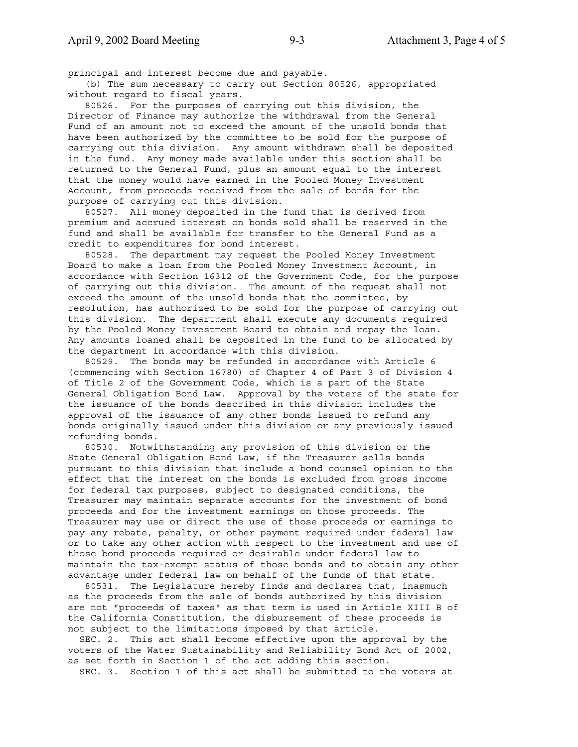principal and interest become due and payable.

(b) The sum necessary to carry out Section 80526, appropriated without regard to fiscal years.

80526. For the purposes of carrying out this division, the Director of Finance may authorize the withdrawal from the General Fund of an amount not to exceed the amount of the unsold bonds that have been authorized by the committee to be sold for the purpose of carrying out this division. Any amount withdrawn shall be deposited in the fund. Any money made available under this section shall be returned to the General Fund, plus an amount equal to the interest that the money would have earned in the Pooled Money Investment Account, from proceeds received from the sale of bonds for the purpose of carrying out this division.

80527. All money deposited in the fund that is derived from premium and accrued interest on bonds sold shall be reserved in the fund and shall be available for transfer to the General Fund as a credit to expenditures for bond interest.

80528. The department may request the Pooled Money Investment Board to make a loan from the Pooled Money Investment Account, in accordance with Section 16312 of the Government Code, for the purpose of carrying out this division. The amount of the request shall not exceed the amount of the unsold bonds that the committee, by resolution, has authorized to be sold for the purpose of carrying out this division. The department shall execute any documents required by the Pooled Money Investment Board to obtain and repay the loan. Any amounts loaned shall be deposited in the fund to be allocated by the department in accordance with this division.

80529. The bonds may be refunded in accordance with Article 6 (commencing with Section 16780) of Chapter 4 of Part 3 of Division 4 of Title 2 of the Government Code, which is a part of the State General Obligation Bond Law. Approval by the voters of the state for the issuance of the bonds described in this division includes the approval of the issuance of any other bonds issued to refund any bonds originally issued under this division or any previously issued refunding bonds.

80530. Notwithstanding any provision of this division or the State General Obligation Bond Law, if the Treasurer sells bonds pursuant to this division that include a bond counsel opinion to the effect that the interest on the bonds is excluded from gross income for federal tax purposes, subject to designated conditions, the Treasurer may maintain separate accounts for the investment of bond proceeds and for the investment earnings on those proceeds. The Treasurer may use or direct the use of those proceeds or earnings to pay any rebate, penalty, or other payment required under federal law or to take any other action with respect to the investment and use of those bond proceeds required or desirable under federal law to maintain the tax-exempt status of those bonds and to obtain any other advantage under federal law on behalf of the funds of that state.

80531. The Legislature hereby finds and declares that, inasmuch as the proceeds from the sale of bonds authorized by this division are not "proceeds of taxes" as that term is used in Article XIII B of the California Constitution, the disbursement of these proceeds is not subject to the limitations imposed by that article.

SEC. 2. This act shall become effective upon the approval by the voters of the Water Sustainability and Reliability Bond Act of 2002, as set forth in Section 1 of the act adding this section.

SEC. 3. Section 1 of this act shall be submitted to the voters at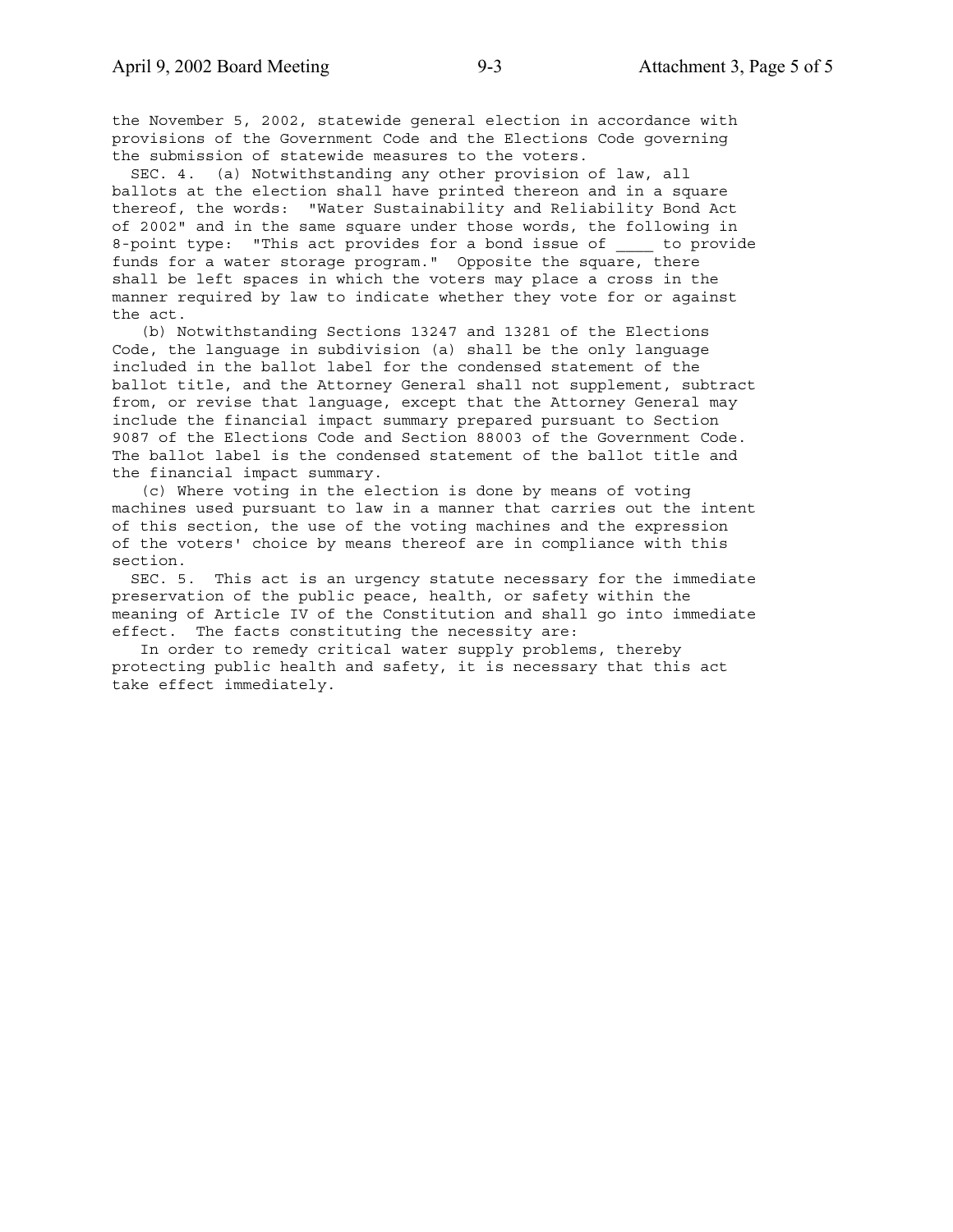the November 5, 2002, statewide general election in accordance with provisions of the Government Code and the Elections Code governing the submission of statewide measures to the voters.

SEC. 4. (a) Notwithstanding any other provision of law, all ballots at the election shall have printed thereon and in a square thereof, the words: "Water Sustainability and Reliability Bond Act of 2002" and in the same square under those words, the following in 8-point type: "This act provides for a bond issue of ____ to provide funds for a water storage program." Opposite the square, there shall be left spaces in which the voters may place a cross in the manner required by law to indicate whether they vote for or against the act.

(b) Notwithstanding Sections 13247 and 13281 of the Elections Code, the language in subdivision (a) shall be the only language included in the ballot label for the condensed statement of the ballot title, and the Attorney General shall not supplement, subtract from, or revise that language, except that the Attorney General may include the financial impact summary prepared pursuant to Section 9087 of the Elections Code and Section 88003 of the Government Code. The ballot label is the condensed statement of the ballot title and the financial impact summary.

(c) Where voting in the election is done by means of voting machines used pursuant to law in a manner that carries out the intent of this section, the use of the voting machines and the expression of the voters' choice by means thereof are in compliance with this section.

SEC. 5. This act is an urgency statute necessary for the immediate preservation of the public peace, health, or safety within the meaning of Article IV of the Constitution and shall go into immediate effect. The facts constituting the necessity are:

In order to remedy critical water supply problems, thereby protecting public health and safety, it is necessary that this act take effect immediately.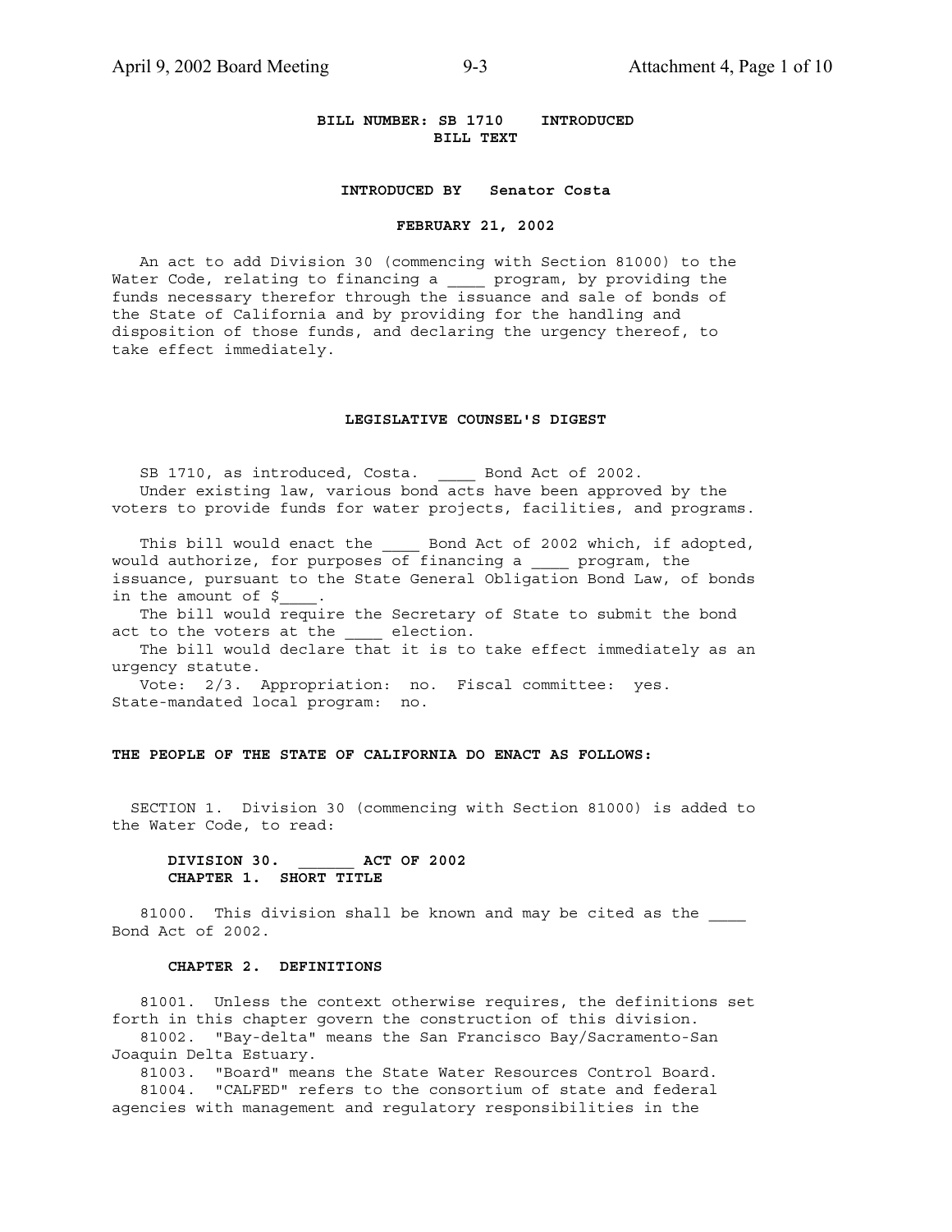**BILL NUMBER: SB 1710 INTRODUCED**
**BILL TEXT**

**INTRODUCED BY Senator Costa**

**FEBRUARY 21, 2002**

An act to add Division 30 (commencing with Section 81000) to the Water Code, relating to financing a ____ program, by providing the funds necessary therefor through the issuance and sale of bonds of the State of California and by providing for the handling and disposition of those funds, and declaring the urgency thereof, to take effect immediately.

**LEGISLATIVE COUNSEL'S DIGEST**

SB 1710, as introduced, Costa. ____ Bond Act of 2002.
Under existing law, various bond acts have been approved by the voters to provide funds for water projects, facilities, and programs.

This bill would enact the ____ Bond Act of 2002 which, if adopted, would authorize, for purposes of financing a ____ program, the issuance, pursuant to the State General Obligation Bond Law, of bonds in the amount of $____.
The bill would require the Secretary of State to submit the bond act to the voters at the ____ election.
The bill would declare that it is to take effect immediately as an urgency statute.
Vote: 2/3. Appropriation: no. Fiscal committee: yes. State-mandated local program: no.

**THE PEOPLE OF THE STATE OF CALIFORNIA DO ENACT AS FOLLOWS:**

SECTION 1. Division 30 (commencing with Section 81000) is added to the Water Code, to read:

**DIVISION 30. ______ ACT OF 2002**
**CHAPTER 1. SHORT TITLE**

81000. This division shall be known and may be cited as the ____ Bond Act of 2002.

**CHAPTER 2. DEFINITIONS**

81001. Unless the context otherwise requires, the definitions set forth in this chapter govern the construction of this division.
81002. "Bay-delta" means the San Francisco Bay/Sacramento-San Joaquin Delta Estuary.
81003. "Board" means the State Water Resources Control Board.
81004. "CALFED" refers to the consortium of state and federal agencies with management and regulatory responsibilities in the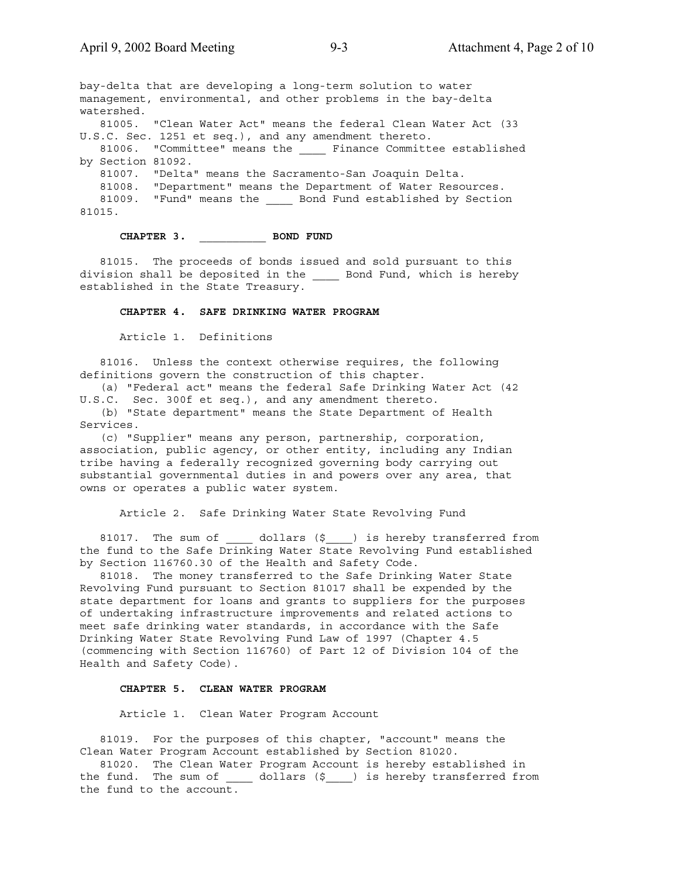bay-delta that are developing a long-term solution to water management, environmental, and other problems in the bay-delta watershed.

81005. "Clean Water Act" means the federal Clean Water Act (33 U.S.C. Sec. 1251 et seq.), and any amendment thereto.

81006. "Committee" means the ____ Finance Committee established by Section 81092.

81007. "Delta" means the Sacramento-San Joaquin Delta.

81008. "Department" means the Department of Water Resources.

81009. "Fund" means the ____ Bond Fund established by Section 81015.

### CHAPTER 3. __________ BOND FUND

81015. The proceeds of bonds issued and sold pursuant to this division shall be deposited in the ____ Bond Fund, which is hereby established in the State Treasury.

### CHAPTER 4. SAFE DRINKING WATER PROGRAM

#### Article 1. Definitions

81016. Unless the context otherwise requires, the following definitions govern the construction of this chapter.

(a) "Federal act" means the federal Safe Drinking Water Act (42 U.S.C. Sec. 300f et seq.), and any amendment thereto.

(b) "State department" means the State Department of Health Services.

(c) "Supplier" means any person, partnership, corporation, association, public agency, or other entity, including any Indian tribe having a federally recognized governing body carrying out substantial governmental duties in and powers over any area, that owns or operates a public water system.

#### Article 2. Safe Drinking Water State Revolving Fund

81017. The sum of ____ dollars ($____) is hereby transferred from the fund to the Safe Drinking Water State Revolving Fund established by Section 116760.30 of the Health and Safety Code.

81018. The money transferred to the Safe Drinking Water State Revolving Fund pursuant to Section 81017 shall be expended by the state department for loans and grants to suppliers for the purposes of undertaking infrastructure improvements and related actions to meet safe drinking water standards, in accordance with the Safe Drinking Water State Revolving Fund Law of 1997 (Chapter 4.5 (commencing with Section 116760) of Part 12 of Division 104 of the Health and Safety Code).

### CHAPTER 5. CLEAN WATER PROGRAM

#### Article 1. Clean Water Program Account

81019. For the purposes of this chapter, "account" means the Clean Water Program Account established by Section 81020.

81020. The Clean Water Program Account is hereby established in the fund. The sum of ____ dollars ($____) is hereby transferred from the fund to the account.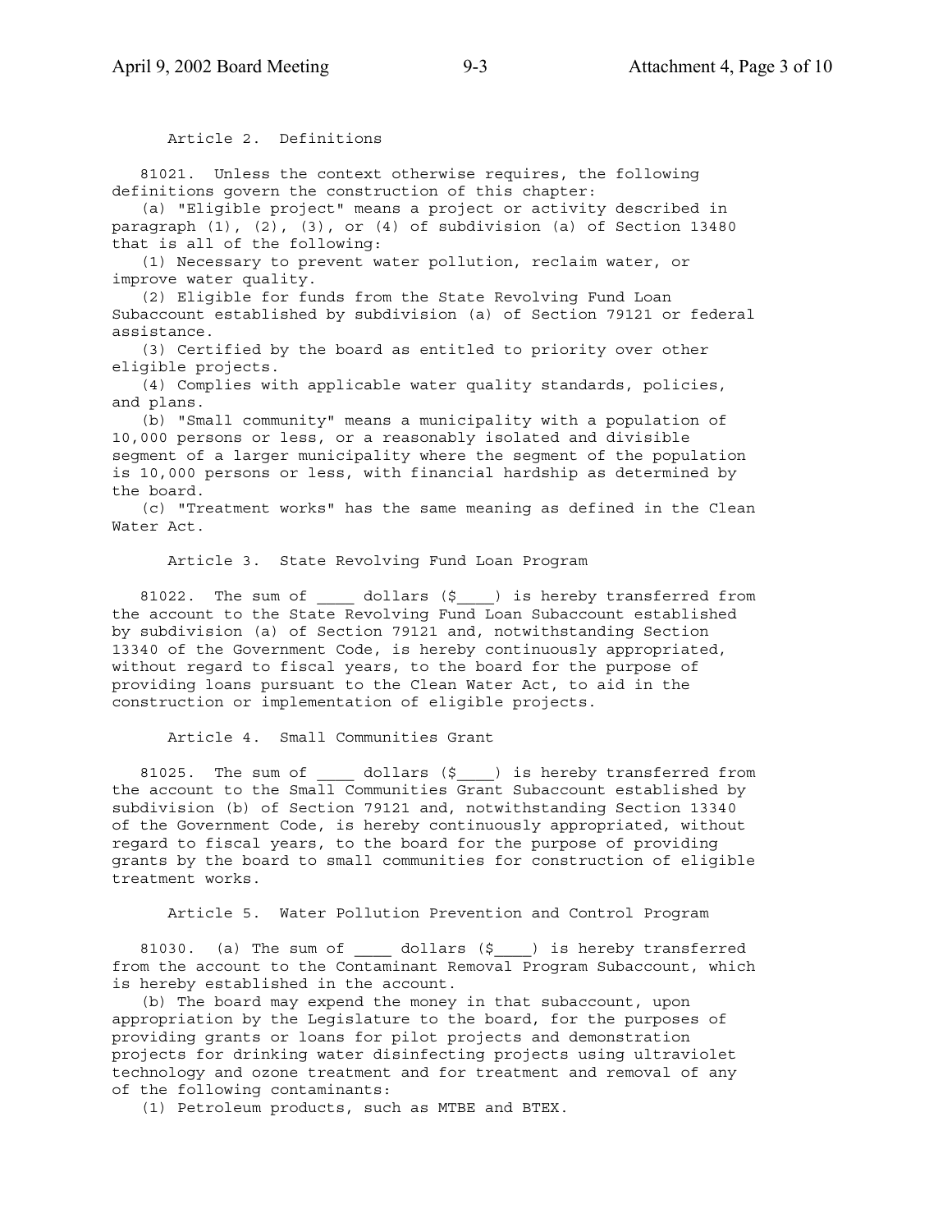## Article 2. Definitions

81021. Unless the context otherwise requires, the following definitions govern the construction of this chapter:

(a) "Eligible project" means a project or activity described in paragraph (1), (2), (3), or (4) of subdivision (a) of Section 13480 that is all of the following:

(1) Necessary to prevent water pollution, reclaim water, or improve water quality.

(2) Eligible for funds from the State Revolving Fund Loan Subaccount established by subdivision (a) of Section 79121 or federal assistance.

(3) Certified by the board as entitled to priority over other eligible projects.

(4) Complies with applicable water quality standards, policies, and plans.

(b) "Small community" means a municipality with a population of 10,000 persons or less, or a reasonably isolated and divisible segment of a larger municipality where the segment of the population is 10,000 persons or less, with financial hardship as determined by the board.

(c) "Treatment works" has the same meaning as defined in the Clean Water Act.

## Article 3. State Revolving Fund Loan Program

81022. The sum of ____ dollars ($____) is hereby transferred from the account to the State Revolving Fund Loan Subaccount established by subdivision (a) of Section 79121 and, notwithstanding Section 13340 of the Government Code, is hereby continuously appropriated, without regard to fiscal years, to the board for the purpose of providing loans pursuant to the Clean Water Act, to aid in the construction or implementation of eligible projects.

## Article 4. Small Communities Grant

81025. The sum of ____ dollars ($____) is hereby transferred from the account to the Small Communities Grant Subaccount established by subdivision (b) of Section 79121 and, notwithstanding Section 13340 of the Government Code, is hereby continuously appropriated, without regard to fiscal years, to the board for the purpose of providing grants by the board to small communities for construction of eligible treatment works.

## Article 5. Water Pollution Prevention and Control Program

81030. (a) The sum of ____ dollars ($____) is hereby transferred from the account to the Contaminant Removal Program Subaccount, which is hereby established in the account.

(b) The board may expend the money in that subaccount, upon appropriation by the Legislature to the board, for the purposes of providing grants or loans for pilot projects and demonstration projects for drinking water disinfecting projects using ultraviolet technology and ozone treatment and for treatment and removal of any of the following contaminants:

(1) Petroleum products, such as MTBE and BTEX.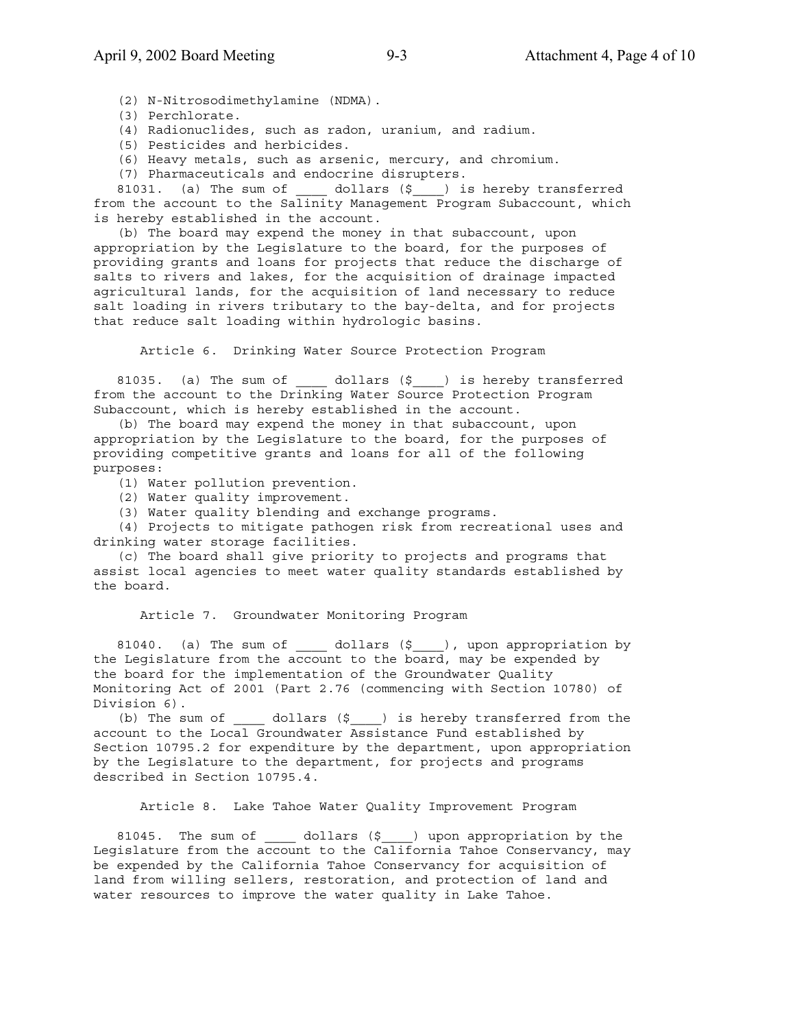(2) N-Nitrosodimethylamine (NDMA).
(3) Perchlorate.
(4) Radionuclides, such as radon, uranium, and radium.
(5) Pesticides and herbicides.
(6) Heavy metals, such as arsenic, mercury, and chromium.
(7) Pharmaceuticals and endocrine disrupters.

81031. (a) The sum of ____ dollars ($____) is hereby transferred from the account to the Salinity Management Program Subaccount, which is hereby established in the account.

(b) The board may expend the money in that subaccount, upon appropriation by the Legislature to the board, for the purposes of providing grants and loans for projects that reduce the discharge of salts to rivers and lakes, for the acquisition of drainage impacted agricultural lands, for the acquisition of land necessary to reduce salt loading in rivers tributary to the bay-delta, and for projects that reduce salt loading within hydrologic basins.

### Article 6. Drinking Water Source Protection Program

81035. (a) The sum of ____ dollars ($____) is hereby transferred from the account to the Drinking Water Source Protection Program Subaccount, which is hereby established in the account.

(b) The board may expend the money in that subaccount, upon appropriation by the Legislature to the board, for the purposes of providing competitive grants and loans for all of the following purposes:

(1) Water pollution prevention.
(2) Water quality improvement.
(3) Water quality blending and exchange programs.
(4) Projects to mitigate pathogen risk from recreational uses and drinking water storage facilities.

(c) The board shall give priority to projects and programs that assist local agencies to meet water quality standards established by the board.

### Article 7. Groundwater Monitoring Program

81040. (a) The sum of ____ dollars ($____), upon appropriation by the Legislature from the account to the board, may be expended by the board for the implementation of the Groundwater Quality Monitoring Act of 2001 (Part 2.76 (commencing with Section 10780) of Division 6).

(b) The sum of ____ dollars ($____) is hereby transferred from the account to the Local Groundwater Assistance Fund established by Section 10795.2 for expenditure by the department, upon appropriation by the Legislature to the department, for projects and programs described in Section 10795.4.

### Article 8. Lake Tahoe Water Quality Improvement Program

81045. The sum of ____ dollars ($____) upon appropriation by the Legislature from the account to the California Tahoe Conservancy, may be expended by the California Tahoe Conservancy for acquisition of land from willing sellers, restoration, and protection of land and water resources to improve the water quality in Lake Tahoe.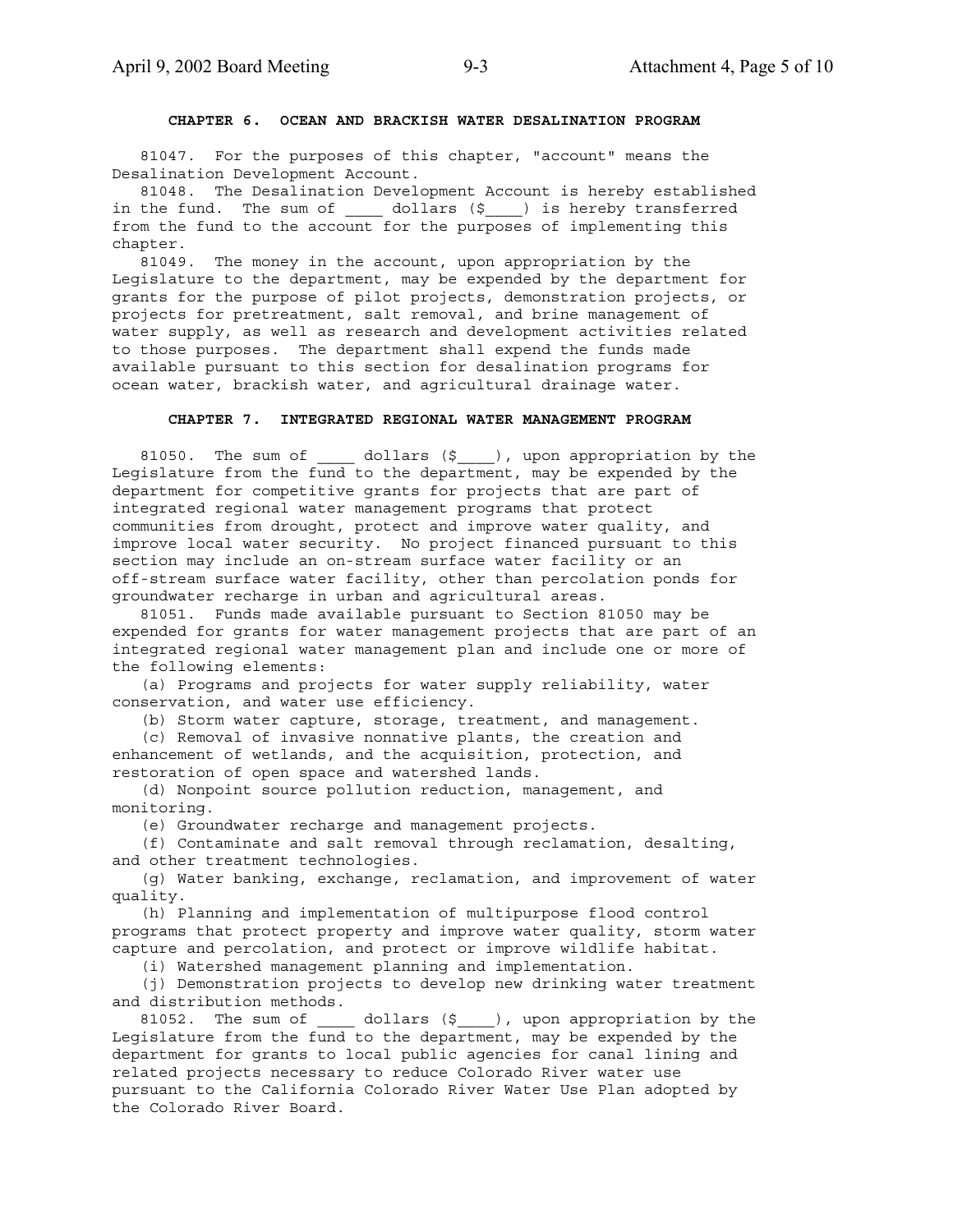**CHAPTER 6. OCEAN AND BRACKISH WATER DESALINATION PROGRAM**

81047. For the purposes of this chapter, "account" means the Desalination Development Account.

81048. The Desalination Development Account is hereby established in the fund. The sum of ____ dollars ($____) is hereby transferred from the fund to the account for the purposes of implementing this chapter.

81049. The money in the account, upon appropriation by the Legislature to the department, may be expended by the department for grants for the purpose of pilot projects, demonstration projects, or projects for pretreatment, salt removal, and brine management of water supply, as well as research and development activities related to those purposes. The department shall expend the funds made available pursuant to this section for desalination programs for ocean water, brackish water, and agricultural drainage water.

**CHAPTER 7. INTEGRATED REGIONAL WATER MANAGEMENT PROGRAM**

81050. The sum of ____ dollars ($____), upon appropriation by the Legislature from the fund to the department, may be expended by the department for competitive grants for projects that are part of integrated regional water management programs that protect communities from drought, protect and improve water quality, and improve local water security. No project financed pursuant to this section may include an on-stream surface water facility or an off-stream surface water facility, other than percolation ponds for groundwater recharge in urban and agricultural areas.

81051. Funds made available pursuant to Section 81050 may be expended for grants for water management projects that are part of an integrated regional water management plan and include one or more of the following elements:

(a) Programs and projects for water supply reliability, water conservation, and water use efficiency.

(b) Storm water capture, storage, treatment, and management.

(c) Removal of invasive nonnative plants, the creation and enhancement of wetlands, and the acquisition, protection, and restoration of open space and watershed lands.

(d) Nonpoint source pollution reduction, management, and monitoring.

(e) Groundwater recharge and management projects.

(f) Contaminate and salt removal through reclamation, desalting, and other treatment technologies.

(g) Water banking, exchange, reclamation, and improvement of water quality.

(h) Planning and implementation of multipurpose flood control programs that protect property and improve water quality, storm water capture and percolation, and protect or improve wildlife habitat.

(i) Watershed management planning and implementation.

(j) Demonstration projects to develop new drinking water treatment and distribution methods.

81052. The sum of ____ dollars ($____), upon appropriation by the Legislature from the fund to the department, may be expended by the department for grants to local public agencies for canal lining and related projects necessary to reduce Colorado River water use pursuant to the California Colorado River Water Use Plan adopted by the Colorado River Board.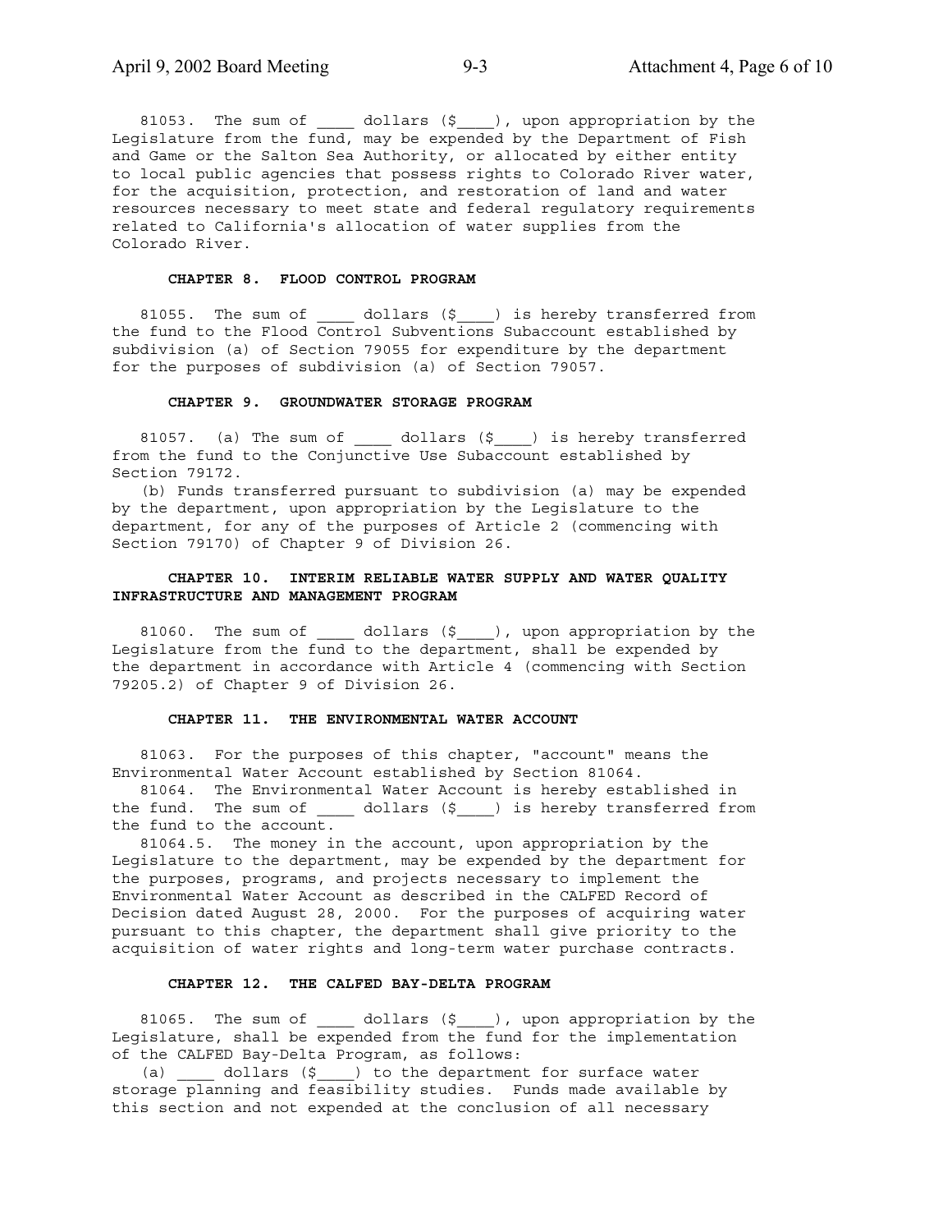81053. The sum of ____ dollars ($____), upon appropriation by the Legislature from the fund, may be expended by the Department of Fish and Game or the Salton Sea Authority, or allocated by either entity to local public agencies that possess rights to Colorado River water, for the acquisition, protection, and restoration of land and water resources necessary to meet state and federal regulatory requirements related to California's allocation of water supplies from the Colorado River.

**CHAPTER 8. FLOOD CONTROL PROGRAM**

81055. The sum of ____ dollars ($____) is hereby transferred from the fund to the Flood Control Subventions Subaccount established by subdivision (a) of Section 79055 for expenditure by the department for the purposes of subdivision (a) of Section 79057.

**CHAPTER 9. GROUNDWATER STORAGE PROGRAM**

81057. (a) The sum of ____ dollars ($____) is hereby transferred from the fund to the Conjunctive Use Subaccount established by Section 79172.

(b) Funds transferred pursuant to subdivision (a) may be expended by the department, upon appropriation by the Legislature to the department, for any of the purposes of Article 2 (commencing with Section 79170) of Chapter 9 of Division 26.

**CHAPTER 10. INTERIM RELIABLE WATER SUPPLY AND WATER QUALITY INFRASTRUCTURE AND MANAGEMENT PROGRAM**

81060. The sum of ____ dollars ($____), upon appropriation by the Legislature from the fund to the department, shall be expended by the department in accordance with Article 4 (commencing with Section 79205.2) of Chapter 9 of Division 26.

**CHAPTER 11. THE ENVIRONMENTAL WATER ACCOUNT**

81063. For the purposes of this chapter, "account" means the Environmental Water Account established by Section 81064.

81064. The Environmental Water Account is hereby established in the fund. The sum of ____ dollars ($____) is hereby transferred from the fund to the account.

81064.5. The money in the account, upon appropriation by the Legislature to the department, may be expended by the department for the purposes, programs, and projects necessary to implement the Environmental Water Account as described in the CALFED Record of Decision dated August 28, 2000. For the purposes of acquiring water pursuant to this chapter, the department shall give priority to the acquisition of water rights and long-term water purchase contracts.

**CHAPTER 12. THE CALFED BAY-DELTA PROGRAM**

81065. The sum of ____ dollars ($____), upon appropriation by the Legislature, shall be expended from the fund for the implementation of the CALFED Bay-Delta Program, as follows:

(a) ____ dollars ($____) to the department for surface water storage planning and feasibility studies. Funds made available by this section and not expended at the conclusion of all necessary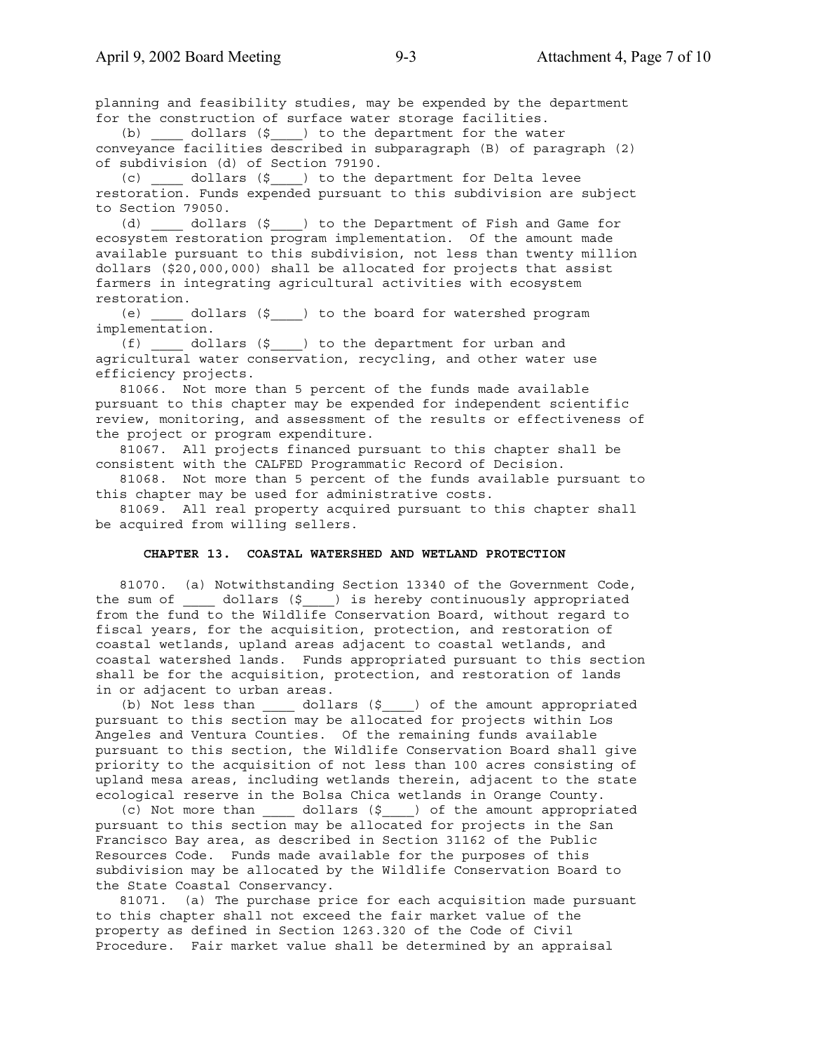planning and feasibility studies, may be expended by the department for the construction of surface water storage facilities.

(b) ____ dollars ($____) to the department for the water conveyance facilities described in subparagraph (B) of paragraph (2) of subdivision (d) of Section 79190.

(c) ____ dollars ($____) to the department for Delta levee restoration. Funds expended pursuant to this subdivision are subject to Section 79050.

(d) ____ dollars ($____) to the Department of Fish and Game for ecosystem restoration program implementation. Of the amount made available pursuant to this subdivision, not less than twenty million dollars ($20,000,000) shall be allocated for projects that assist farmers in integrating agricultural activities with ecosystem restoration.

(e) ____ dollars ($____) to the board for watershed program implementation.

(f) ____ dollars ($____) to the department for urban and agricultural water conservation, recycling, and other water use efficiency projects.

81066. Not more than 5 percent of the funds made available pursuant to this chapter may be expended for independent scientific review, monitoring, and assessment of the results or effectiveness of the project or program expenditure.

81067. All projects financed pursuant to this chapter shall be consistent with the CALFED Programmatic Record of Decision.

81068. Not more than 5 percent of the funds available pursuant to this chapter may be used for administrative costs.

81069. All real property acquired pursuant to this chapter shall be acquired from willing sellers.

## CHAPTER 13. COASTAL WATERSHED AND WETLAND PROTECTION

81070. (a) Notwithstanding Section 13340 of the Government Code, the sum of ____ dollars ($____) is hereby continuously appropriated from the fund to the Wildlife Conservation Board, without regard to fiscal years, for the acquisition, protection, and restoration of coastal wetlands, upland areas adjacent to coastal wetlands, and coastal watershed lands. Funds appropriated pursuant to this section shall be for the acquisition, protection, and restoration of lands in or adjacent to urban areas.

(b) Not less than ____ dollars ($____) of the amount appropriated pursuant to this section may be allocated for projects within Los Angeles and Ventura Counties. Of the remaining funds available pursuant to this section, the Wildlife Conservation Board shall give priority to the acquisition of not less than 100 acres consisting of upland mesa areas, including wetlands therein, adjacent to the state ecological reserve in the Bolsa Chica wetlands in Orange County.

(c) Not more than ____ dollars ($____) of the amount appropriated pursuant to this section may be allocated for projects in the San Francisco Bay area, as described in Section 31162 of the Public Resources Code. Funds made available for the purposes of this subdivision may be allocated by the Wildlife Conservation Board to the State Coastal Conservancy.

81071. (a) The purchase price for each acquisition made pursuant to this chapter shall not exceed the fair market value of the property as defined in Section 1263.320 of the Code of Civil Procedure. Fair market value shall be determined by an appraisal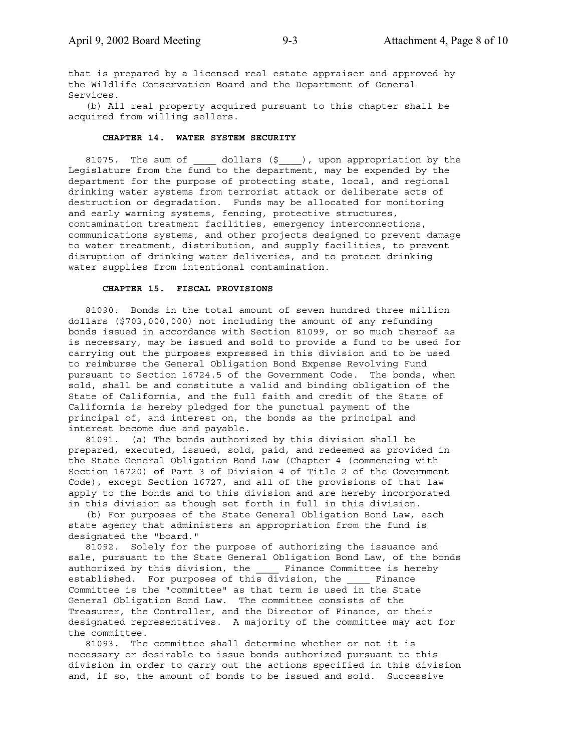that is prepared by a licensed real estate appraiser and approved by the Wildlife Conservation Board and the Department of General Services.

(b) All real property acquired pursuant to this chapter shall be acquired from willing sellers.

### CHAPTER 14. WATER SYSTEM SECURITY

81075. The sum of ____ dollars ($____), upon appropriation by the Legislature from the fund to the department, may be expended by the department for the purpose of protecting state, local, and regional drinking water systems from terrorist attack or deliberate acts of destruction or degradation. Funds may be allocated for monitoring and early warning systems, fencing, protective structures, contamination treatment facilities, emergency interconnections, communications systems, and other projects designed to prevent damage to water treatment, distribution, and supply facilities, to prevent disruption of drinking water deliveries, and to protect drinking water supplies from intentional contamination.

### CHAPTER 15. FISCAL PROVISIONS

81090. Bonds in the total amount of seven hundred three million dollars ($703,000,000) not including the amount of any refunding bonds issued in accordance with Section 81099, or so much thereof as is necessary, may be issued and sold to provide a fund to be used for carrying out the purposes expressed in this division and to be used to reimburse the General Obligation Bond Expense Revolving Fund pursuant to Section 16724.5 of the Government Code. The bonds, when sold, shall be and constitute a valid and binding obligation of the State of California, and the full faith and credit of the State of California is hereby pledged for the punctual payment of the principal of, and interest on, the bonds as the principal and interest become due and payable.

81091. (a) The bonds authorized by this division shall be prepared, executed, issued, sold, paid, and redeemed as provided in the State General Obligation Bond Law (Chapter 4 (commencing with Section 16720) of Part 3 of Division 4 of Title 2 of the Government Code), except Section 16727, and all of the provisions of that law apply to the bonds and to this division and are hereby incorporated in this division as though set forth in full in this division.

(b) For purposes of the State General Obligation Bond Law, each state agency that administers an appropriation from the fund is designated the "board."

81092. Solely for the purpose of authorizing the issuance and sale, pursuant to the State General Obligation Bond Law, of the bonds authorized by this division, the ____ Finance Committee is hereby established. For purposes of this division, the ____ Finance Committee is the "committee" as that term is used in the State General Obligation Bond Law. The committee consists of the Treasurer, the Controller, and the Director of Finance, or their designated representatives. A majority of the committee may act for the committee.

81093. The committee shall determine whether or not it is necessary or desirable to issue bonds authorized pursuant to this division in order to carry out the actions specified in this division and, if so, the amount of bonds to be issued and sold. Successive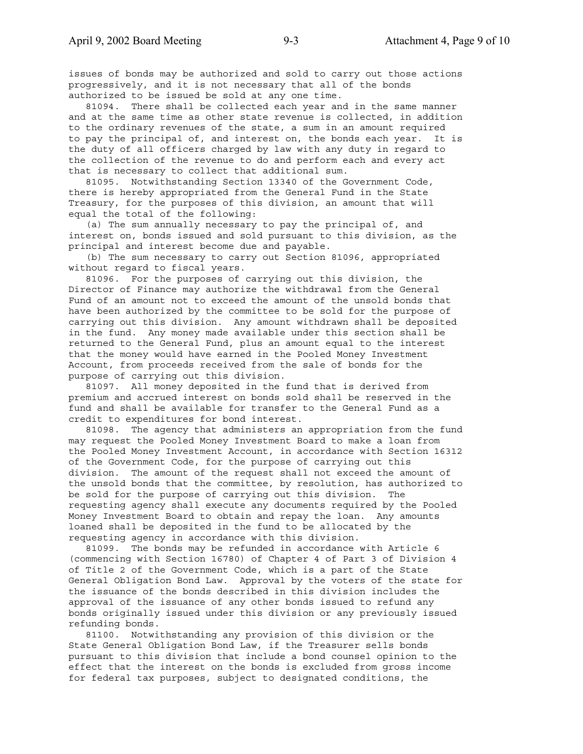issues of bonds may be authorized and sold to carry out those actions progressively, and it is not necessary that all of the bonds authorized to be issued be sold at any one time.

81094. There shall be collected each year and in the same manner and at the same time as other state revenue is collected, in addition to the ordinary revenues of the state, a sum in an amount required to pay the principal of, and interest on, the bonds each year. It is the duty of all officers charged by law with any duty in regard to the collection of the revenue to do and perform each and every act that is necessary to collect that additional sum.

81095. Notwithstanding Section 13340 of the Government Code, there is hereby appropriated from the General Fund in the State Treasury, for the purposes of this division, an amount that will equal the total of the following:

(a) The sum annually necessary to pay the principal of, and interest on, bonds issued and sold pursuant to this division, as the principal and interest become due and payable.

(b) The sum necessary to carry out Section 81096, appropriated without regard to fiscal years.

81096. For the purposes of carrying out this division, the Director of Finance may authorize the withdrawal from the General Fund of an amount not to exceed the amount of the unsold bonds that have been authorized by the committee to be sold for the purpose of carrying out this division. Any amount withdrawn shall be deposited in the fund. Any money made available under this section shall be returned to the General Fund, plus an amount equal to the interest that the money would have earned in the Pooled Money Investment Account, from proceeds received from the sale of bonds for the purpose of carrying out this division.

81097. All money deposited in the fund that is derived from premium and accrued interest on bonds sold shall be reserved in the fund and shall be available for transfer to the General Fund as a credit to expenditures for bond interest.

81098. The agency that administers an appropriation from the fund may request the Pooled Money Investment Board to make a loan from the Pooled Money Investment Account, in accordance with Section 16312 of the Government Code, for the purpose of carrying out this division. The amount of the request shall not exceed the amount of the unsold bonds that the committee, by resolution, has authorized to be sold for the purpose of carrying out this division. The requesting agency shall execute any documents required by the Pooled Money Investment Board to obtain and repay the loan. Any amounts loaned shall be deposited in the fund to be allocated by the requesting agency in accordance with this division.

81099. The bonds may be refunded in accordance with Article 6 (commencing with Section 16780) of Chapter 4 of Part 3 of Division 4 of Title 2 of the Government Code, which is a part of the State General Obligation Bond Law. Approval by the voters of the state for the issuance of the bonds described in this division includes the approval of the issuance of any other bonds issued to refund any bonds originally issued under this division or any previously issued refunding bonds.

81100. Notwithstanding any provision of this division or the State General Obligation Bond Law, if the Treasurer sells bonds pursuant to this division that include a bond counsel opinion to the effect that the interest on the bonds is excluded from gross income for federal tax purposes, subject to designated conditions, the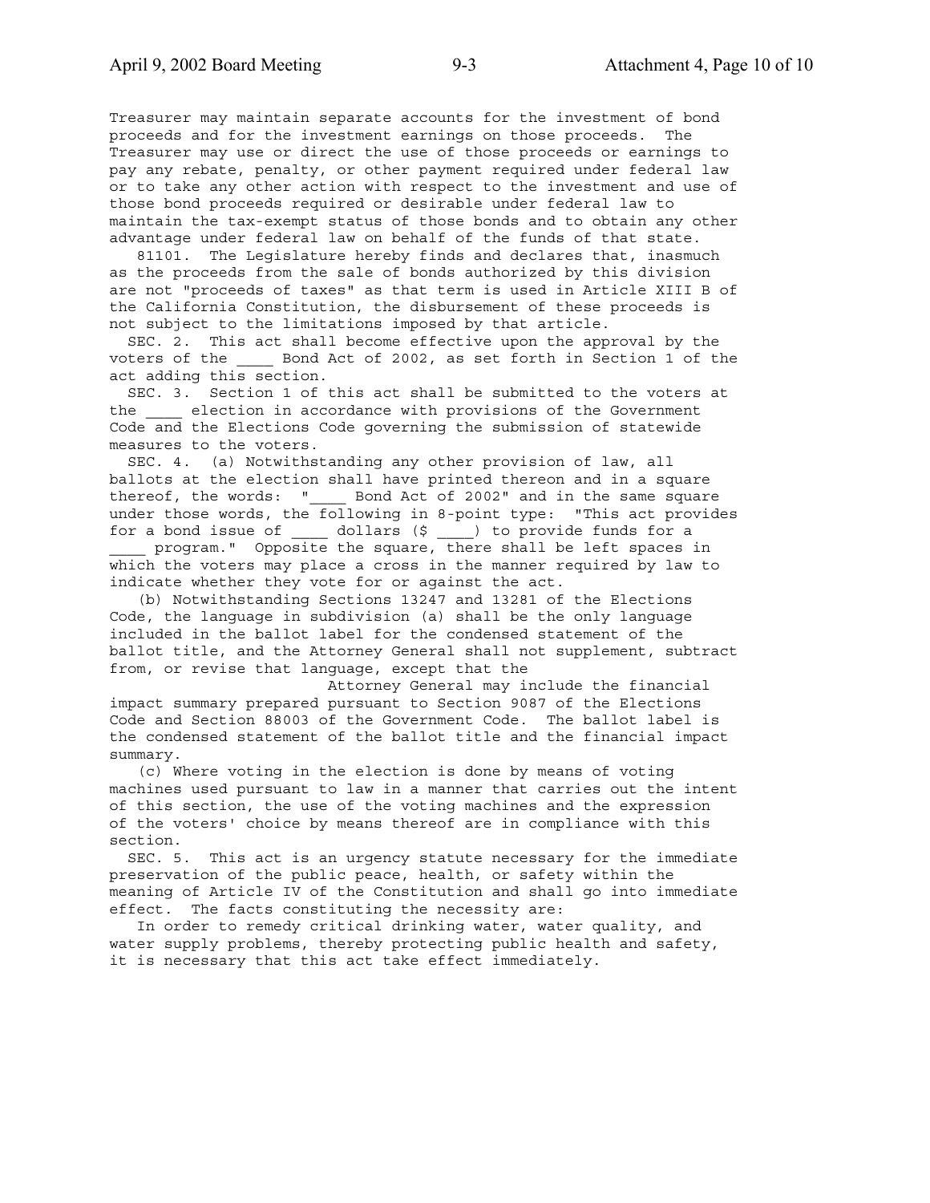Treasurer may maintain separate accounts for the investment of bond proceeds and for the investment earnings on those proceeds. The Treasurer may use or direct the use of those proceeds or earnings to pay any rebate, penalty, or other payment required under federal law or to take any other action with respect to the investment and use of those bond proceeds required or desirable under federal law to maintain the tax-exempt status of those bonds and to obtain any other advantage under federal law on behalf of the funds of that state.

81101. The Legislature hereby finds and declares that, inasmuch as the proceeds from the sale of bonds authorized by this division are not "proceeds of taxes" as that term is used in Article XIII B of the California Constitution, the disbursement of these proceeds is not subject to the limitations imposed by that article.

SEC. 2. This act shall become effective upon the approval by the voters of the ____ Bond Act of 2002, as set forth in Section 1 of the act adding this section.

SEC. 3. Section 1 of this act shall be submitted to the voters at the ____ election in accordance with provisions of the Government Code and the Elections Code governing the submission of statewide measures to the voters.

SEC. 4. (a) Notwithstanding any other provision of law, all ballots at the election shall have printed thereon and in a square thereof, the words: "____ Bond Act of 2002" and in the same square under those words, the following in 8-point type: "This act provides for a bond issue of ____ dollars ($ ____) to provide funds for a ____ program." Opposite the square, there shall be left spaces in which the voters may place a cross in the manner required by law to indicate whether they vote for or against the act.

(b) Notwithstanding Sections 13247 and 13281 of the Elections Code, the language in subdivision (a) shall be the only language included in the ballot label for the condensed statement of the ballot title, and the Attorney General shall not supplement, subtract from, or revise that language, except that the Attorney General may include the financial impact summary prepared pursuant to Section 9087 of the Elections Code and Section 88003 of the Government Code. The ballot label is the condensed statement of the ballot title and the financial impact summary.

(c) Where voting in the election is done by means of voting machines used pursuant to law in a manner that carries out the intent of this section, the use of the voting machines and the expression of the voters' choice by means thereof are in compliance with this section.

SEC. 5. This act is an urgency statute necessary for the immediate preservation of the public peace, health, or safety within the meaning of Article IV of the Constitution and shall go into immediate effect. The facts constituting the necessity are:

In order to remedy critical drinking water, water quality, and water supply problems, thereby protecting public health and safety, it is necessary that this act take effect immediately.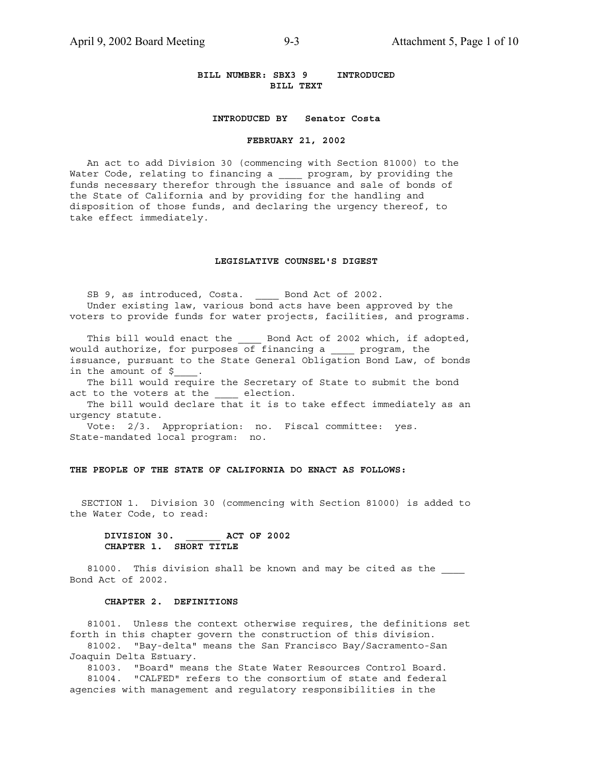**BILL NUMBER: SBX3 9 INTRODUCED**
**BILL TEXT**

**INTRODUCED BY Senator Costa**

**FEBRUARY 21, 2002**

An act to add Division 30 (commencing with Section 81000) to the Water Code, relating to financing a ____ program, by providing the funds necessary therefor through the issuance and sale of bonds of the State of California and by providing for the handling and disposition of those funds, and declaring the urgency thereof, to take effect immediately.

**LEGISLATIVE COUNSEL'S DIGEST**

SB 9, as introduced, Costa. ____ Bond Act of 2002.
Under existing law, various bond acts have been approved by the voters to provide funds for water projects, facilities, and programs.

This bill would enact the ____ Bond Act of 2002 which, if adopted, would authorize, for purposes of financing a ____ program, the issuance, pursuant to the State General Obligation Bond Law, of bonds in the amount of $____.
The bill would require the Secretary of State to submit the bond act to the voters at the ____ election.
The bill would declare that it is to take effect immediately as an urgency statute.
Vote: 2/3. Appropriation: no. Fiscal committee: yes. State-mandated local program: no.

**THE PEOPLE OF THE STATE OF CALIFORNIA DO ENACT AS FOLLOWS:**

SECTION 1. Division 30 (commencing with Section 81000) is added to the Water Code, to read:

**DIVISION 30. ______ ACT OF 2002**
**CHAPTER 1. SHORT TITLE**

81000. This division shall be known and may be cited as the ____ Bond Act of 2002.

**CHAPTER 2. DEFINITIONS**

81001. Unless the context otherwise requires, the definitions set forth in this chapter govern the construction of this division.
81002. "Bay-delta" means the San Francisco Bay/Sacramento-San Joaquin Delta Estuary.
81003. "Board" means the State Water Resources Control Board.
81004. "CALFED" refers to the consortium of state and federal agencies with management and regulatory responsibilities in the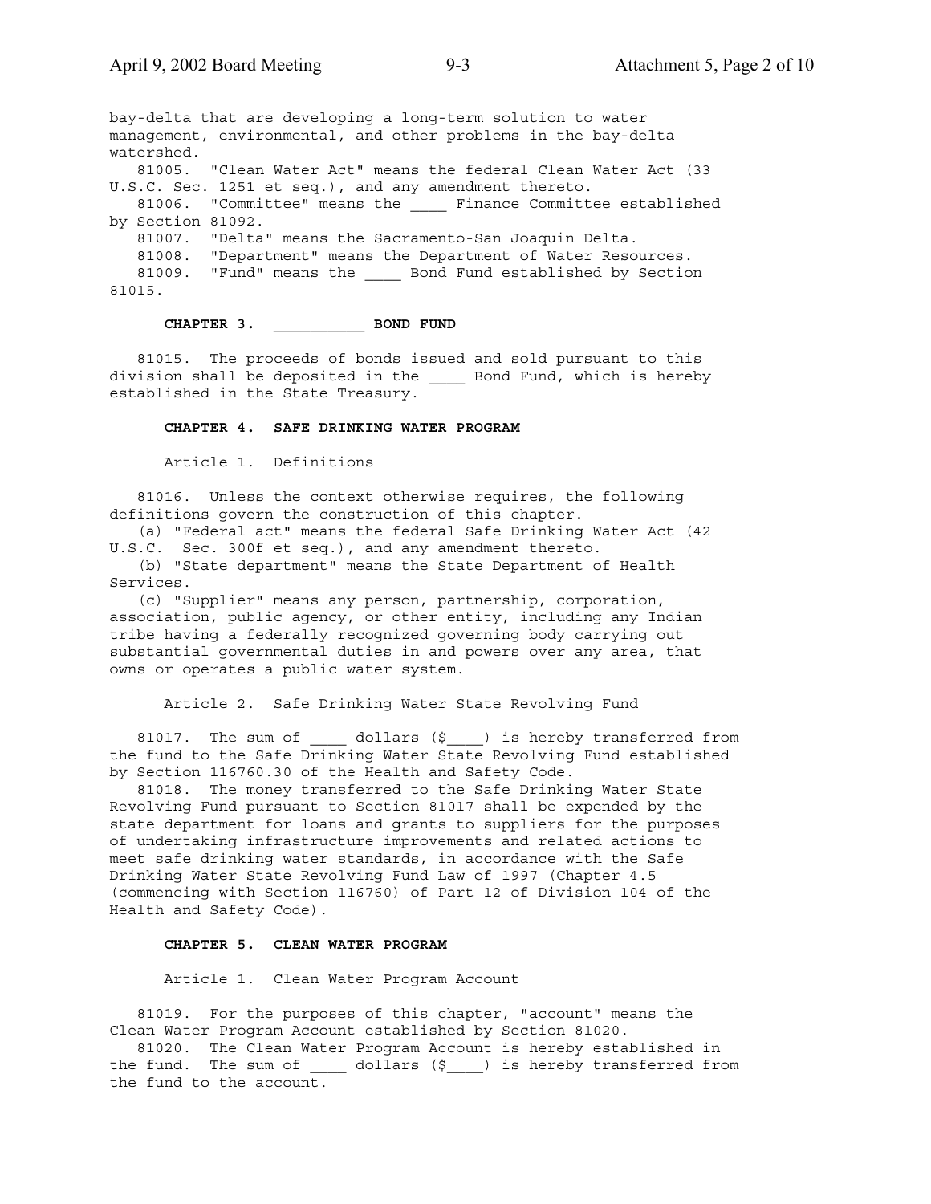bay-delta that are developing a long-term solution to water management, environmental, and other problems in the bay-delta watershed.

81005. "Clean Water Act" means the federal Clean Water Act (33 U.S.C. Sec. 1251 et seq.), and any amendment thereto.

81006. "Committee" means the ____ Finance Committee established by Section 81092.

81007. "Delta" means the Sacramento-San Joaquin Delta.

81008. "Department" means the Department of Water Resources.

81009. "Fund" means the ____ Bond Fund established by Section 81015.

**CHAPTER 3. __________ BOND FUND**

81015. The proceeds of bonds issued and sold pursuant to this division shall be deposited in the ____ Bond Fund, which is hereby established in the State Treasury.

**CHAPTER 4. SAFE DRINKING WATER PROGRAM**

Article 1. Definitions

81016. Unless the context otherwise requires, the following definitions govern the construction of this chapter.

(a) "Federal act" means the federal Safe Drinking Water Act (42 U.S.C. Sec. 300f et seq.), and any amendment thereto.

(b) "State department" means the State Department of Health Services.

(c) "Supplier" means any person, partnership, corporation, association, public agency, or other entity, including any Indian tribe having a federally recognized governing body carrying out substantial governmental duties in and powers over any area, that owns or operates a public water system.

Article 2. Safe Drinking Water State Revolving Fund

81017. The sum of ____ dollars ($____) is hereby transferred from the fund to the Safe Drinking Water State Revolving Fund established by Section 116760.30 of the Health and Safety Code.

81018. The money transferred to the Safe Drinking Water State Revolving Fund pursuant to Section 81017 shall be expended by the state department for loans and grants to suppliers for the purposes of undertaking infrastructure improvements and related actions to meet safe drinking water standards, in accordance with the Safe Drinking Water State Revolving Fund Law of 1997 (Chapter 4.5 (commencing with Section 116760) of Part 12 of Division 104 of the Health and Safety Code).

**CHAPTER 5. CLEAN WATER PROGRAM**

Article 1. Clean Water Program Account

81019. For the purposes of this chapter, "account" means the Clean Water Program Account established by Section 81020.

81020. The Clean Water Program Account is hereby established in the fund. The sum of ____ dollars ($____) is hereby transferred from the fund to the account.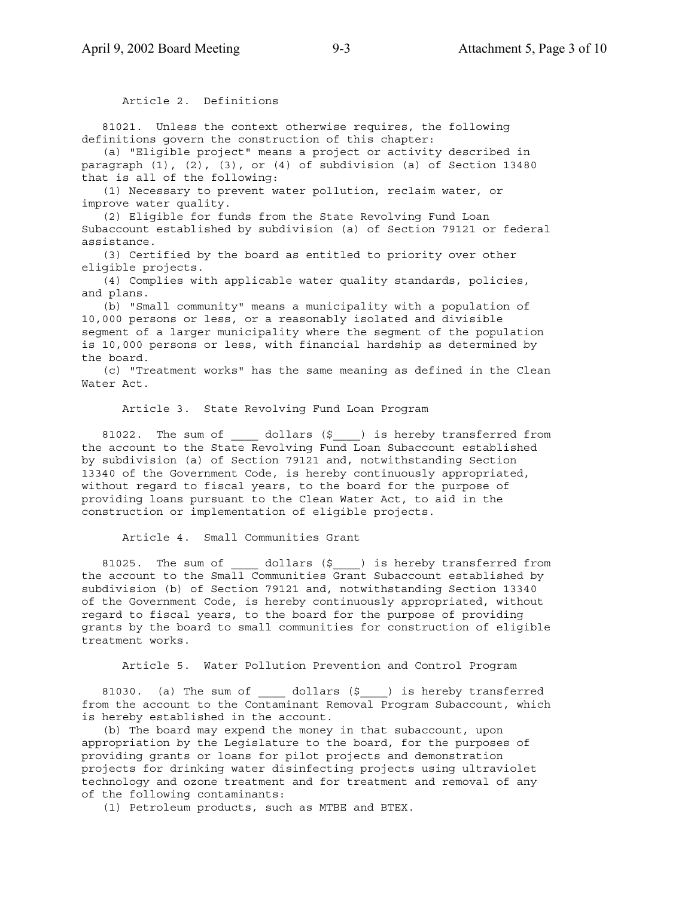## Article 2. Definitions

81021. Unless the context otherwise requires, the following definitions govern the construction of this chapter:

(a) "Eligible project" means a project or activity described in paragraph (1), (2), (3), or (4) of subdivision (a) of Section 13480 that is all of the following:

(1) Necessary to prevent water pollution, reclaim water, or improve water quality.

(2) Eligible for funds from the State Revolving Fund Loan Subaccount established by subdivision (a) of Section 79121 or federal assistance.

(3) Certified by the board as entitled to priority over other eligible projects.

(4) Complies with applicable water quality standards, policies, and plans.

(b) "Small community" means a municipality with a population of 10,000 persons or less, or a reasonably isolated and divisible segment of a larger municipality where the segment of the population is 10,000 persons or less, with financial hardship as determined by the board.

(c) "Treatment works" has the same meaning as defined in the Clean Water Act.

## Article 3. State Revolving Fund Loan Program

81022. The sum of ____ dollars ($____) is hereby transferred from the account to the State Revolving Fund Loan Subaccount established by subdivision (a) of Section 79121 and, notwithstanding Section 13340 of the Government Code, is hereby continuously appropriated, without regard to fiscal years, to the board for the purpose of providing loans pursuant to the Clean Water Act, to aid in the construction or implementation of eligible projects.

## Article 4. Small Communities Grant

81025. The sum of ____ dollars ($____) is hereby transferred from the account to the Small Communities Grant Subaccount established by subdivision (b) of Section 79121 and, notwithstanding Section 13340 of the Government Code, is hereby continuously appropriated, without regard to fiscal years, to the board for the purpose of providing grants by the board to small communities for construction of eligible treatment works.

## Article 5. Water Pollution Prevention and Control Program

81030. (a) The sum of ____ dollars ($____) is hereby transferred from the account to the Contaminant Removal Program Subaccount, which is hereby established in the account.

(b) The board may expend the money in that subaccount, upon appropriation by the Legislature to the board, for the purposes of providing grants or loans for pilot projects and demonstration projects for drinking water disinfecting projects using ultraviolet technology and ozone treatment and for treatment and removal of any of the following contaminants:

(1) Petroleum products, such as MTBE and BTEX.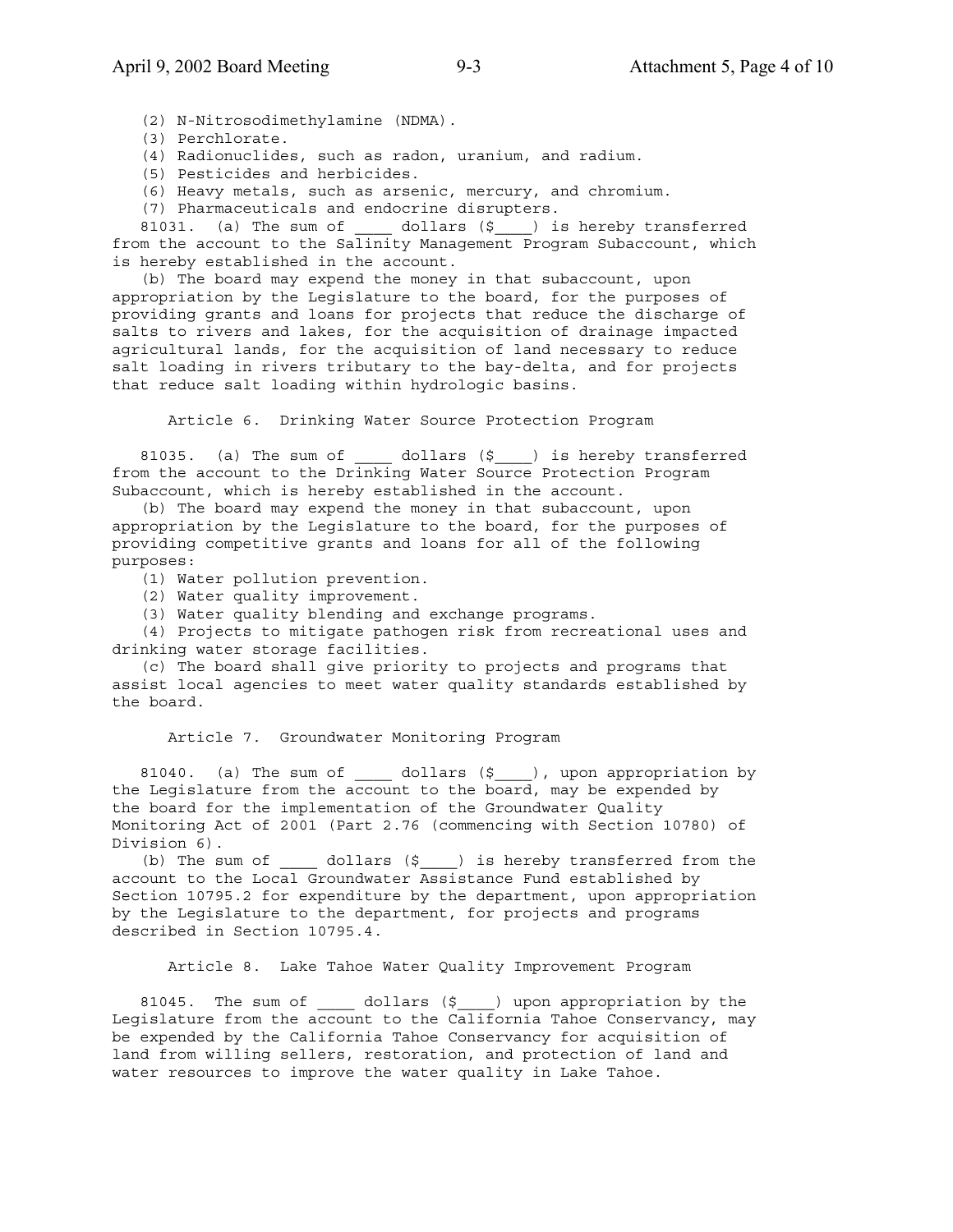(2) N-Nitrosodimethylamine (NDMA).

(3) Perchlorate.

(4) Radionuclides, such as radon, uranium, and radium.

(5) Pesticides and herbicides.

(6) Heavy metals, such as arsenic, mercury, and chromium.

(7) Pharmaceuticals and endocrine disrupters.

81031. (a) The sum of ____ dollars ($____) is hereby transferred from the account to the Salinity Management Program Subaccount, which is hereby established in the account.

(b) The board may expend the money in that subaccount, upon appropriation by the Legislature to the board, for the purposes of providing grants and loans for projects that reduce the discharge of salts to rivers and lakes, for the acquisition of drainage impacted agricultural lands, for the acquisition of land necessary to reduce salt loading in rivers tributary to the bay-delta, and for projects that reduce salt loading within hydrologic basins.

### Article 6. Drinking Water Source Protection Program

81035. (a) The sum of ____ dollars ($____) is hereby transferred from the account to the Drinking Water Source Protection Program Subaccount, which is hereby established in the account.

(b) The board may expend the money in that subaccount, upon appropriation by the Legislature to the board, for the purposes of providing competitive grants and loans for all of the following purposes:

(1) Water pollution prevention.

(2) Water quality improvement.

(3) Water quality blending and exchange programs.

(4) Projects to mitigate pathogen risk from recreational uses and drinking water storage facilities.

(c) The board shall give priority to projects and programs that assist local agencies to meet water quality standards established by the board.

### Article 7. Groundwater Monitoring Program

81040. (a) The sum of ____ dollars ($____), upon appropriation by the Legislature from the account to the board, may be expended by the board for the implementation of the Groundwater Quality Monitoring Act of 2001 (Part 2.76 (commencing with Section 10780) of Division 6).

(b) The sum of ____ dollars ($____) is hereby transferred from the account to the Local Groundwater Assistance Fund established by Section 10795.2 for expenditure by the department, upon appropriation by the Legislature to the department, for projects and programs described in Section 10795.4.

### Article 8. Lake Tahoe Water Quality Improvement Program

81045. The sum of ____ dollars ($____) upon appropriation by the Legislature from the account to the California Tahoe Conservancy, may be expended by the California Tahoe Conservancy for acquisition of land from willing sellers, restoration, and protection of land and water resources to improve the water quality in Lake Tahoe.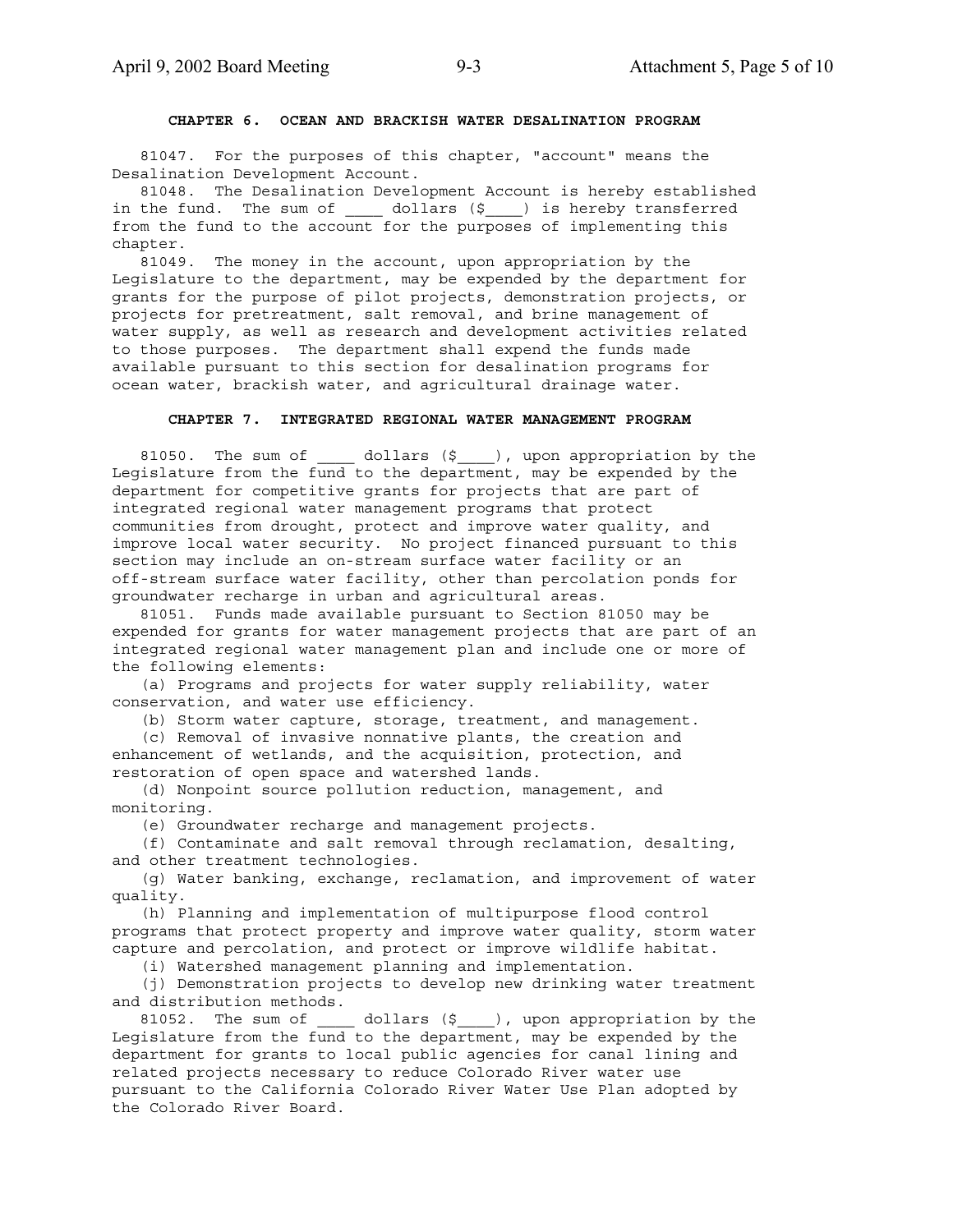## CHAPTER 6. OCEAN AND BRACKISH WATER DESALINATION PROGRAM

81047. For the purposes of this chapter, "account" means the Desalination Development Account.

81048. The Desalination Development Account is hereby established in the fund. The sum of ____ dollars ($____) is hereby transferred from the fund to the account for the purposes of implementing this chapter.

81049. The money in the account, upon appropriation by the Legislature to the department, may be expended by the department for grants for the purpose of pilot projects, demonstration projects, or projects for pretreatment, salt removal, and brine management of water supply, as well as research and development activities related to those purposes. The department shall expend the funds made available pursuant to this section for desalination programs for ocean water, brackish water, and agricultural drainage water.

## CHAPTER 7. INTEGRATED REGIONAL WATER MANAGEMENT PROGRAM

81050. The sum of ____ dollars ($____), upon appropriation by the Legislature from the fund to the department, may be expended by the department for competitive grants for projects that are part of integrated regional water management programs that protect communities from drought, protect and improve water quality, and improve local water security. No project financed pursuant to this section may include an on-stream surface water facility or an off-stream surface water facility, other than percolation ponds for groundwater recharge in urban and agricultural areas.

81051. Funds made available pursuant to Section 81050 may be expended for grants for water management projects that are part of an integrated regional water management plan and include one or more of the following elements:

(a) Programs and projects for water supply reliability, water conservation, and water use efficiency.

(b) Storm water capture, storage, treatment, and management.

(c) Removal of invasive nonnative plants, the creation and enhancement of wetlands, and the acquisition, protection, and restoration of open space and watershed lands.

(d) Nonpoint source pollution reduction, management, and monitoring.

(e) Groundwater recharge and management projects.

(f) Contaminate and salt removal through reclamation, desalting, and other treatment technologies.

(g) Water banking, exchange, reclamation, and improvement of water quality.

(h) Planning and implementation of multipurpose flood control programs that protect property and improve water quality, storm water capture and percolation, and protect or improve wildlife habitat.

(i) Watershed management planning and implementation.

(j) Demonstration projects to develop new drinking water treatment and distribution methods.

81052. The sum of ____ dollars ($____), upon appropriation by the Legislature from the fund to the department, may be expended by the department for grants to local public agencies for canal lining and related projects necessary to reduce Colorado River water use pursuant to the California Colorado River Water Use Plan adopted by the Colorado River Board.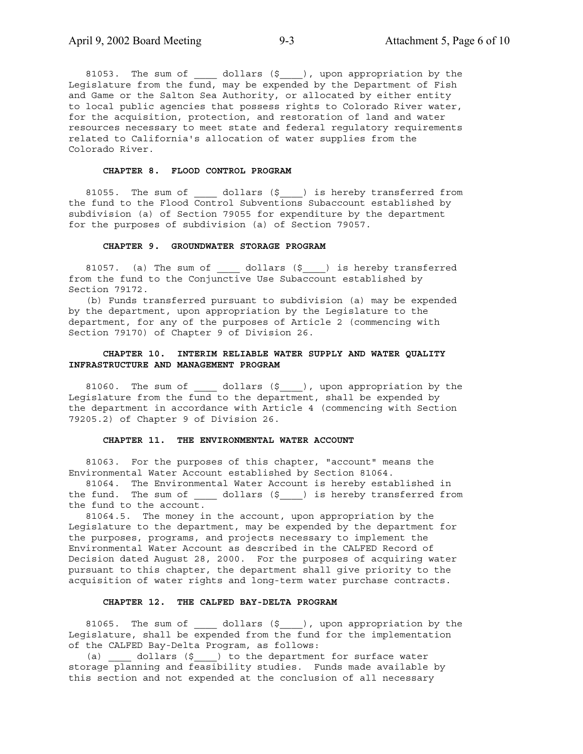81053. The sum of ____ dollars ($____), upon appropriation by the Legislature from the fund, may be expended by the Department of Fish and Game or the Salton Sea Authority, or allocated by either entity to local public agencies that possess rights to Colorado River water, for the acquisition, protection, and restoration of land and water resources necessary to meet state and federal regulatory requirements related to California's allocation of water supplies from the Colorado River.

**CHAPTER 8. FLOOD CONTROL PROGRAM**

81055. The sum of ____ dollars ($____) is hereby transferred from the fund to the Flood Control Subventions Subaccount established by subdivision (a) of Section 79055 for expenditure by the department for the purposes of subdivision (a) of Section 79057.

**CHAPTER 9. GROUNDWATER STORAGE PROGRAM**

81057. (a) The sum of ____ dollars ($____) is hereby transferred from the fund to the Conjunctive Use Subaccount established by Section 79172.

(b) Funds transferred pursuant to subdivision (a) may be expended by the department, upon appropriation by the Legislature to the department, for any of the purposes of Article 2 (commencing with Section 79170) of Chapter 9 of Division 26.

**CHAPTER 10. INTERIM RELIABLE WATER SUPPLY AND WATER QUALITY INFRASTRUCTURE AND MANAGEMENT PROGRAM**

81060. The sum of ____ dollars ($____), upon appropriation by the Legislature from the fund to the department, shall be expended by the department in accordance with Article 4 (commencing with Section 79205.2) of Chapter 9 of Division 26.

**CHAPTER 11. THE ENVIRONMENTAL WATER ACCOUNT**

81063. For the purposes of this chapter, "account" means the Environmental Water Account established by Section 81064.

81064. The Environmental Water Account is hereby established in the fund. The sum of ____ dollars ($____) is hereby transferred from the fund to the account.

81064.5. The money in the account, upon appropriation by the Legislature to the department, may be expended by the department for the purposes, programs, and projects necessary to implement the Environmental Water Account as described in the CALFED Record of Decision dated August 28, 2000. For the purposes of acquiring water pursuant to this chapter, the department shall give priority to the acquisition of water rights and long-term water purchase contracts.

**CHAPTER 12. THE CALFED BAY-DELTA PROGRAM**

81065. The sum of ____ dollars ($____), upon appropriation by the Legislature, shall be expended from the fund for the implementation of the CALFED Bay-Delta Program, as follows:

(a) ____ dollars ($____) to the department for surface water storage planning and feasibility studies. Funds made available by this section and not expended at the conclusion of all necessary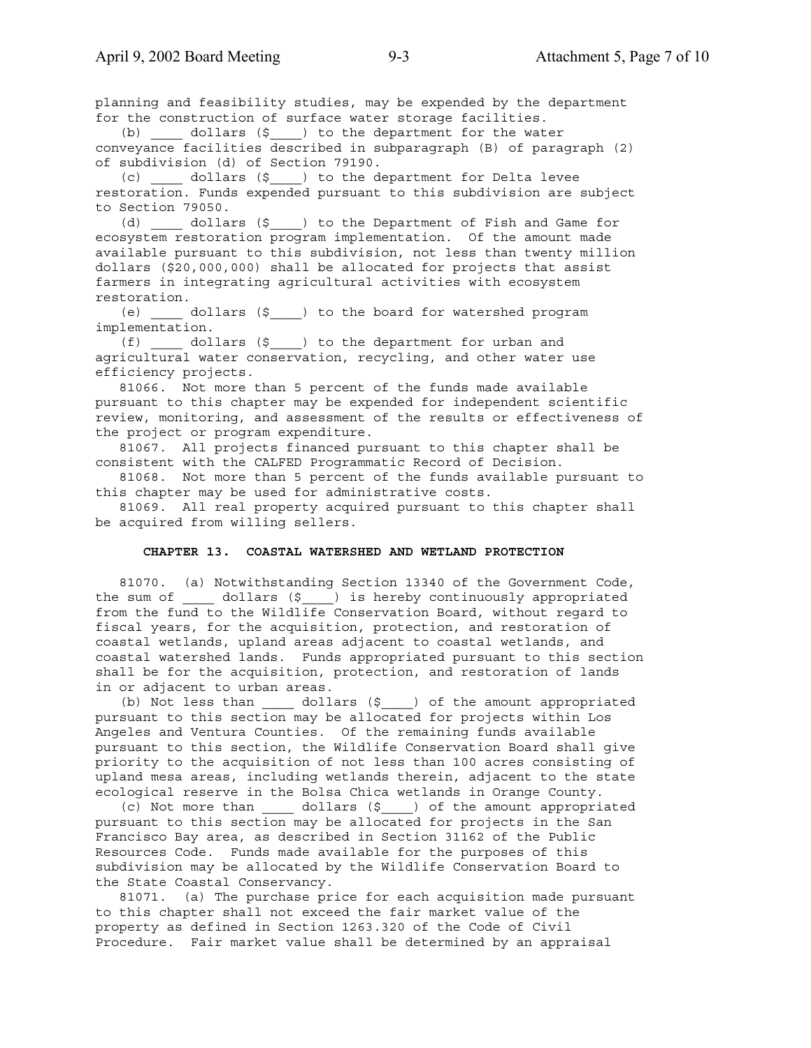planning and feasibility studies, may be expended by the department for the construction of surface water storage facilities.

(b) ____ dollars ($____) to the department for the water conveyance facilities described in subparagraph (B) of paragraph (2) of subdivision (d) of Section 79190.

(c) ____ dollars ($____) to the department for Delta levee restoration. Funds expended pursuant to this subdivision are subject to Section 79050.

(d) ____ dollars ($____) to the Department of Fish and Game for ecosystem restoration program implementation. Of the amount made available pursuant to this subdivision, not less than twenty million dollars ($20,000,000) shall be allocated for projects that assist farmers in integrating agricultural activities with ecosystem restoration.

(e) ____ dollars ($____) to the board for watershed program implementation.

(f) ____ dollars ($____) to the department for urban and agricultural water conservation, recycling, and other water use efficiency projects.

81066. Not more than 5 percent of the funds made available pursuant to this chapter may be expended for independent scientific review, monitoring, and assessment of the results or effectiveness of the project or program expenditure.

81067. All projects financed pursuant to this chapter shall be consistent with the CALFED Programmatic Record of Decision.

81068. Not more than 5 percent of the funds available pursuant to this chapter may be used for administrative costs.

81069. All real property acquired pursuant to this chapter shall be acquired from willing sellers.

## CHAPTER 13. COASTAL WATERSHED AND WETLAND PROTECTION

81070. (a) Notwithstanding Section 13340 of the Government Code, the sum of ____ dollars ($____) is hereby continuously appropriated from the fund to the Wildlife Conservation Board, without regard to fiscal years, for the acquisition, protection, and restoration of coastal wetlands, upland areas adjacent to coastal wetlands, and coastal watershed lands. Funds appropriated pursuant to this section shall be for the acquisition, protection, and restoration of lands in or adjacent to urban areas.

(b) Not less than ____ dollars ($____) of the amount appropriated pursuant to this section may be allocated for projects within Los Angeles and Ventura Counties. Of the remaining funds available pursuant to this section, the Wildlife Conservation Board shall give priority to the acquisition of not less than 100 acres consisting of upland mesa areas, including wetlands therein, adjacent to the state ecological reserve in the Bolsa Chica wetlands in Orange County.

(c) Not more than ____ dollars ($____) of the amount appropriated pursuant to this section may be allocated for projects in the San Francisco Bay area, as described in Section 31162 of the Public Resources Code. Funds made available for the purposes of this subdivision may be allocated by the Wildlife Conservation Board to the State Coastal Conservancy.

81071. (a) The purchase price for each acquisition made pursuant to this chapter shall not exceed the fair market value of the property as defined in Section 1263.320 of the Code of Civil Procedure. Fair market value shall be determined by an appraisal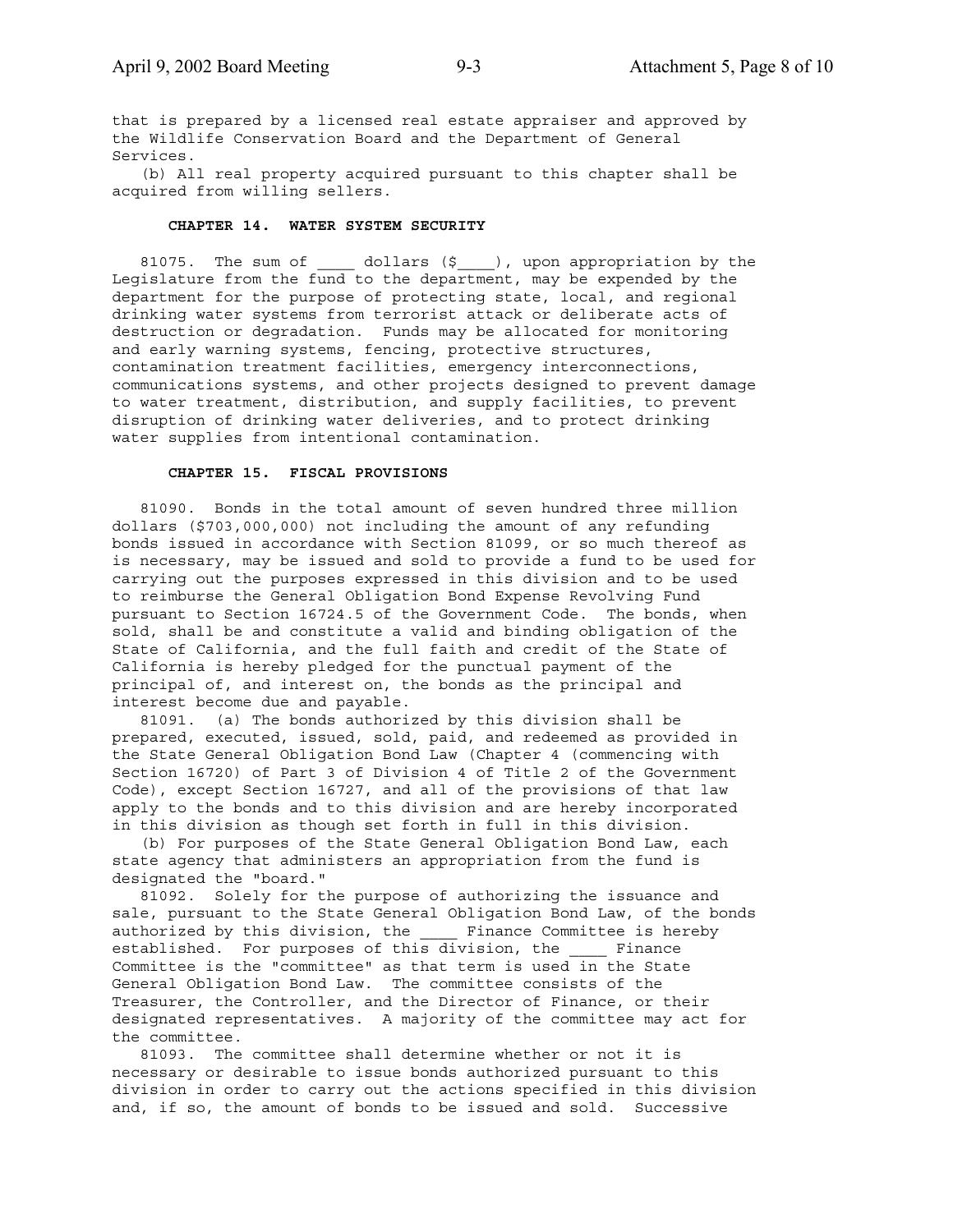that is prepared by a licensed real estate appraiser and approved by the Wildlife Conservation Board and the Department of General Services.

(b) All real property acquired pursuant to this chapter shall be acquired from willing sellers.

### CHAPTER 14. WATER SYSTEM SECURITY

81075. The sum of ____ dollars ($____), upon appropriation by the Legislature from the fund to the department, may be expended by the department for the purpose of protecting state, local, and regional drinking water systems from terrorist attack or deliberate acts of destruction or degradation. Funds may be allocated for monitoring and early warning systems, fencing, protective structures, contamination treatment facilities, emergency interconnections, communications systems, and other projects designed to prevent damage to water treatment, distribution, and supply facilities, to prevent disruption of drinking water deliveries, and to protect drinking water supplies from intentional contamination.

### CHAPTER 15. FISCAL PROVISIONS

81090. Bonds in the total amount of seven hundred three million dollars ($703,000,000) not including the amount of any refunding bonds issued in accordance with Section 81099, or so much thereof as is necessary, may be issued and sold to provide a fund to be used for carrying out the purposes expressed in this division and to be used to reimburse the General Obligation Bond Expense Revolving Fund pursuant to Section 16724.5 of the Government Code. The bonds, when sold, shall be and constitute a valid and binding obligation of the State of California, and the full faith and credit of the State of California is hereby pledged for the punctual payment of the principal of, and interest on, the bonds as the principal and interest become due and payable.

81091. (a) The bonds authorized by this division shall be prepared, executed, issued, sold, paid, and redeemed as provided in the State General Obligation Bond Law (Chapter 4 (commencing with Section 16720) of Part 3 of Division 4 of Title 2 of the Government Code), except Section 16727, and all of the provisions of that law apply to the bonds and to this division and are hereby incorporated in this division as though set forth in full in this division.

(b) For purposes of the State General Obligation Bond Law, each state agency that administers an appropriation from the fund is designated the "board."

81092. Solely for the purpose of authorizing the issuance and sale, pursuant to the State General Obligation Bond Law, of the bonds authorized by this division, the ____ Finance Committee is hereby established. For purposes of this division, the ____ Finance Committee is the "committee" as that term is used in the State General Obligation Bond Law. The committee consists of the Treasurer, the Controller, and the Director of Finance, or their designated representatives. A majority of the committee may act for the committee.

81093. The committee shall determine whether or not it is necessary or desirable to issue bonds authorized pursuant to this division in order to carry out the actions specified in this division and, if so, the amount of bonds to be issued and sold. Successive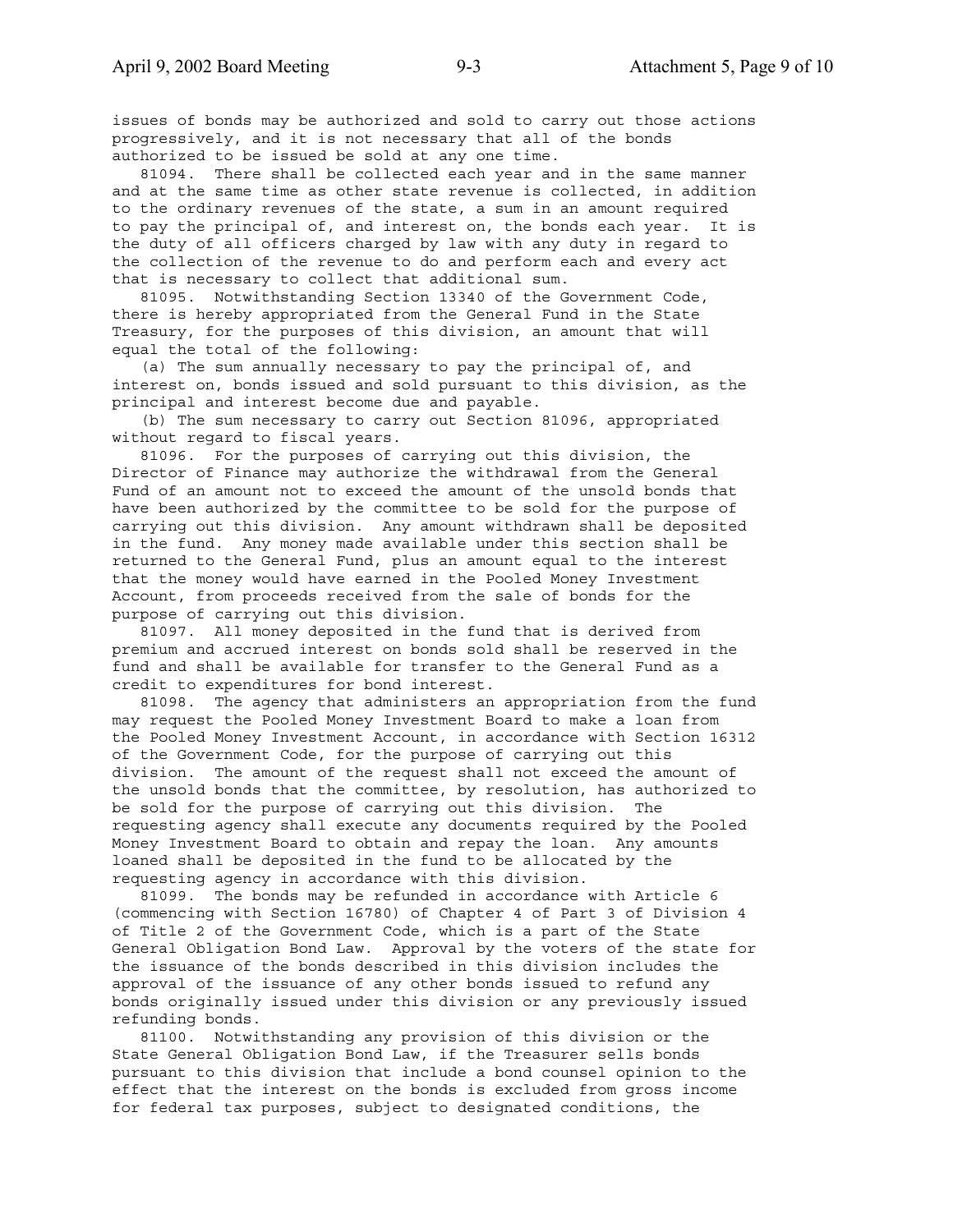issues of bonds may be authorized and sold to carry out those actions progressively, and it is not necessary that all of the bonds authorized to be issued be sold at any one time.

81094. There shall be collected each year and in the same manner and at the same time as other state revenue is collected, in addition to the ordinary revenues of the state, a sum in an amount required to pay the principal of, and interest on, the bonds each year. It is the duty of all officers charged by law with any duty in regard to the collection of the revenue to do and perform each and every act that is necessary to collect that additional sum.

81095. Notwithstanding Section 13340 of the Government Code, there is hereby appropriated from the General Fund in the State Treasury, for the purposes of this division, an amount that will equal the total of the following:

(a) The sum annually necessary to pay the principal of, and interest on, bonds issued and sold pursuant to this division, as the principal and interest become due and payable.

(b) The sum necessary to carry out Section 81096, appropriated without regard to fiscal years.

81096. For the purposes of carrying out this division, the Director of Finance may authorize the withdrawal from the General Fund of an amount not to exceed the amount of the unsold bonds that have been authorized by the committee to be sold for the purpose of carrying out this division. Any amount withdrawn shall be deposited in the fund. Any money made available under this section shall be returned to the General Fund, plus an amount equal to the interest that the money would have earned in the Pooled Money Investment Account, from proceeds received from the sale of bonds for the purpose of carrying out this division.

81097. All money deposited in the fund that is derived from premium and accrued interest on bonds sold shall be reserved in the fund and shall be available for transfer to the General Fund as a credit to expenditures for bond interest.

81098. The agency that administers an appropriation from the fund may request the Pooled Money Investment Board to make a loan from the Pooled Money Investment Account, in accordance with Section 16312 of the Government Code, for the purpose of carrying out this division. The amount of the request shall not exceed the amount of the unsold bonds that the committee, by resolution, has authorized to be sold for the purpose of carrying out this division. The requesting agency shall execute any documents required by the Pooled Money Investment Board to obtain and repay the loan. Any amounts loaned shall be deposited in the fund to be allocated by the requesting agency in accordance with this division.

81099. The bonds may be refunded in accordance with Article 6 (commencing with Section 16780) of Chapter 4 of Part 3 of Division 4 of Title 2 of the Government Code, which is a part of the State General Obligation Bond Law. Approval by the voters of the state for the issuance of the bonds described in this division includes the approval of the issuance of any other bonds issued to refund any bonds originally issued under this division or any previously issued refunding bonds.

81100. Notwithstanding any provision of this division or the State General Obligation Bond Law, if the Treasurer sells bonds pursuant to this division that include a bond counsel opinion to the effect that the interest on the bonds is excluded from gross income for federal tax purposes, subject to designated conditions, the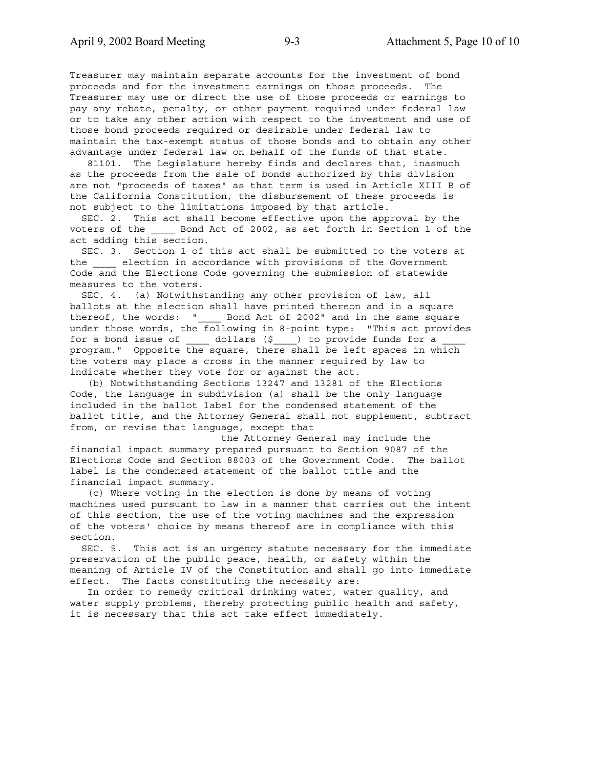Treasurer may maintain separate accounts for the investment of bond proceeds and for the investment earnings on those proceeds. The Treasurer may use or direct the use of those proceeds or earnings to pay any rebate, penalty, or other payment required under federal law or to take any other action with respect to the investment and use of those bond proceeds required or desirable under federal law to maintain the tax-exempt status of those bonds and to obtain any other advantage under federal law on behalf of the funds of that state.

81101. The Legislature hereby finds and declares that, inasmuch as the proceeds from the sale of bonds authorized by this division are not "proceeds of taxes" as that term is used in Article XIII B of the California Constitution, the disbursement of these proceeds is not subject to the limitations imposed by that article.

SEC. 2. This act shall become effective upon the approval by the voters of the ____ Bond Act of 2002, as set forth in Section 1 of the act adding this section.

SEC. 3. Section 1 of this act shall be submitted to the voters at the ____ election in accordance with provisions of the Government Code and the Elections Code governing the submission of statewide measures to the voters.

SEC. 4. (a) Notwithstanding any other provision of law, all ballots at the election shall have printed thereon and in a square thereof, the words: "____ Bond Act of 2002" and in the same square under those words, the following in 8-point type: "This act provides for a bond issue of ____ dollars ($____) to provide funds for a ____ program." Opposite the square, there shall be left spaces in which the voters may place a cross in the manner required by law to indicate whether they vote for or against the act.

(b) Notwithstanding Sections 13247 and 13281 of the Elections Code, the language in subdivision (a) shall be the only language included in the ballot label for the condensed statement of the ballot title, and the Attorney General shall not supplement, subtract from, or revise that language, except that the Attorney General may include the financial impact summary prepared pursuant to Section 9087 of the Elections Code and Section 88003 of the Government Code. The ballot label is the condensed statement of the ballot title and the financial impact summary.

(c) Where voting in the election is done by means of voting machines used pursuant to law in a manner that carries out the intent of this section, the use of the voting machines and the expression of the voters' choice by means thereof are in compliance with this section.

SEC. 5. This act is an urgency statute necessary for the immediate preservation of the public peace, health, or safety within the meaning of Article IV of the Constitution and shall go into immediate effect. The facts constituting the necessity are:

In order to remedy critical drinking water, water quality, and water supply problems, thereby protecting public health and safety, it is necessary that this act take effect immediately.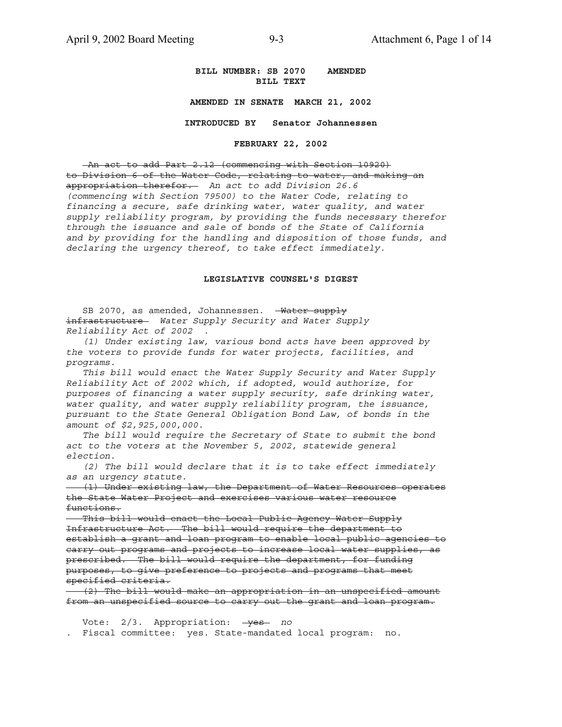**BILL NUMBER: SB 2070 AMENDED**
**BILL TEXT**

**AMENDED IN SENATE MARCH 21, 2002**

**INTRODUCED BY Senator Johannessen**

**FEBRUARY 22, 2002**

~~An act to add Part 2.12 (commencing with Section 10920) to Division 6 of the Water Code, relating to water, and making an appropriation therefor.~~ *An act to add Division 26.6 (commencing with Section 79500) to the Water Code, relating to financing a secure, safe drinking water, water quality, and water supply reliability program, by providing the funds necessary therefor through the issuance and sale of bonds of the State of California and by providing for the handling and disposition of those funds, and declaring the urgency thereof, to take effect immediately.*

## LEGISLATIVE COUNSEL'S DIGEST

SB 2070, as amended, Johannessen. ~~Water supply infrastructure~~ *Water Supply Security and Water Supply Reliability Act of 2002* .

*(1) Under existing law, various bond acts have been approved by the voters to provide funds for water projects, facilities, and programs.*

*This bill would enact the Water Supply Security and Water Supply Reliability Act of 2002 which, if adopted, would authorize, for purposes of financing a water supply security, safe drinking water, water quality, and water supply reliability program, the issuance, pursuant to the State General Obligation Bond Law, of bonds in the amount of $2,925,000,000.*

*The bill would require the Secretary of State to submit the bond act to the voters at the November 5, 2002, statewide general election.*

*(2) The bill would declare that it is to take effect immediately as an urgency statute.*

~~(1) Under existing law, the Department of Water Resources operates the State Water Project and exercises various water resource functions.~~

~~This bill would enact the Local Public Agency Water Supply Infrastructure Act. The bill would require the department to establish a grant and loan program to enable local public agencies to carry out programs and projects to increase local water supplies, as prescribed. The bill would require the department, for funding purposes, to give preference to projects and programs that meet specified criteria.~~

~~(2) The bill would make an appropriation in an unspecified amount from an unspecified source to carry out the grant and loan program.~~

Vote: 2/3. Appropriation: ~~yes~~ *no*
. Fiscal committee: yes. State-mandated local program: no.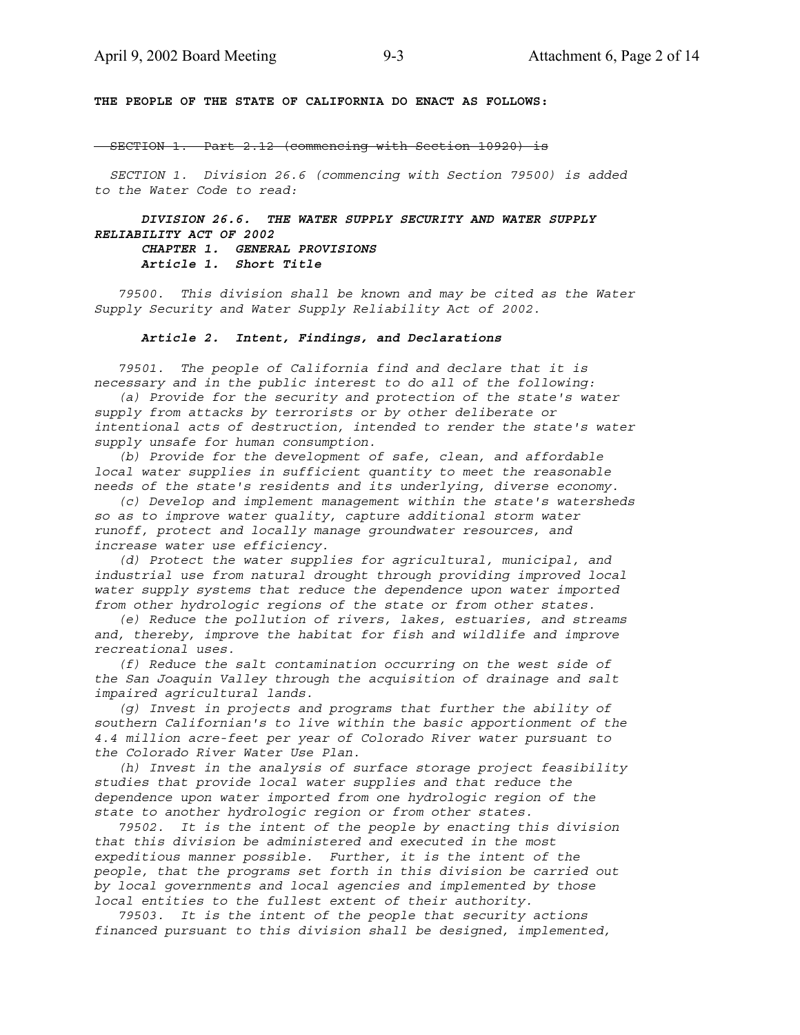**THE PEOPLE OF THE STATE OF CALIFORNIA DO ENACT AS FOLLOWS:**

~~SECTION 1. Part 2.12 (commencing with Section 10920) is~~

*SECTION 1. Division 26.6 (commencing with Section 79500) is added to the Water Code to read:*

***DIVISION 26.6. THE WATER SUPPLY SECURITY AND WATER SUPPLY RELIABILITY ACT OF 2002***

***CHAPTER 1. GENERAL PROVISIONS***

***Article 1. Short Title***

*79500. This division shall be known and may be cited as the Water Supply Security and Water Supply Reliability Act of 2002.*

***Article 2. Intent, Findings, and Declarations***

*79501. The people of California find and declare that it is necessary and in the public interest to do all of the following:*

*(a) Provide for the security and protection of the state's water supply from attacks by terrorists or by other deliberate or intentional acts of destruction, intended to render the state's water supply unsafe for human consumption.*

*(b) Provide for the development of safe, clean, and affordable local water supplies in sufficient quantity to meet the reasonable needs of the state's residents and its underlying, diverse economy.*

*(c) Develop and implement management within the state's watersheds so as to improve water quality, capture additional storm water runoff, protect and locally manage groundwater resources, and increase water use efficiency.*

*(d) Protect the water supplies for agricultural, municipal, and industrial use from natural drought through providing improved local water supply systems that reduce the dependence upon water imported from other hydrologic regions of the state or from other states.*

*(e) Reduce the pollution of rivers, lakes, estuaries, and streams and, thereby, improve the habitat for fish and wildlife and improve recreational uses.*

*(f) Reduce the salt contamination occurring on the west side of the San Joaquin Valley through the acquisition of drainage and salt impaired agricultural lands.*

*(g) Invest in projects and programs that further the ability of southern Californian's to live within the basic apportionment of the 4.4 million acre-feet per year of Colorado River water pursuant to the Colorado River Water Use Plan.*

*(h) Invest in the analysis of surface storage project feasibility studies that provide local water supplies and that reduce the dependence upon water imported from one hydrologic region of the state to another hydrologic region or from other states.*

*79502. It is the intent of the people by enacting this division that this division be administered and executed in the most expeditious manner possible. Further, it is the intent of the people, that the programs set forth in this division be carried out by local governments and local agencies and implemented by those local entities to the fullest extent of their authority.*

*79503. It is the intent of the people that security actions financed pursuant to this division shall be designed, implemented,*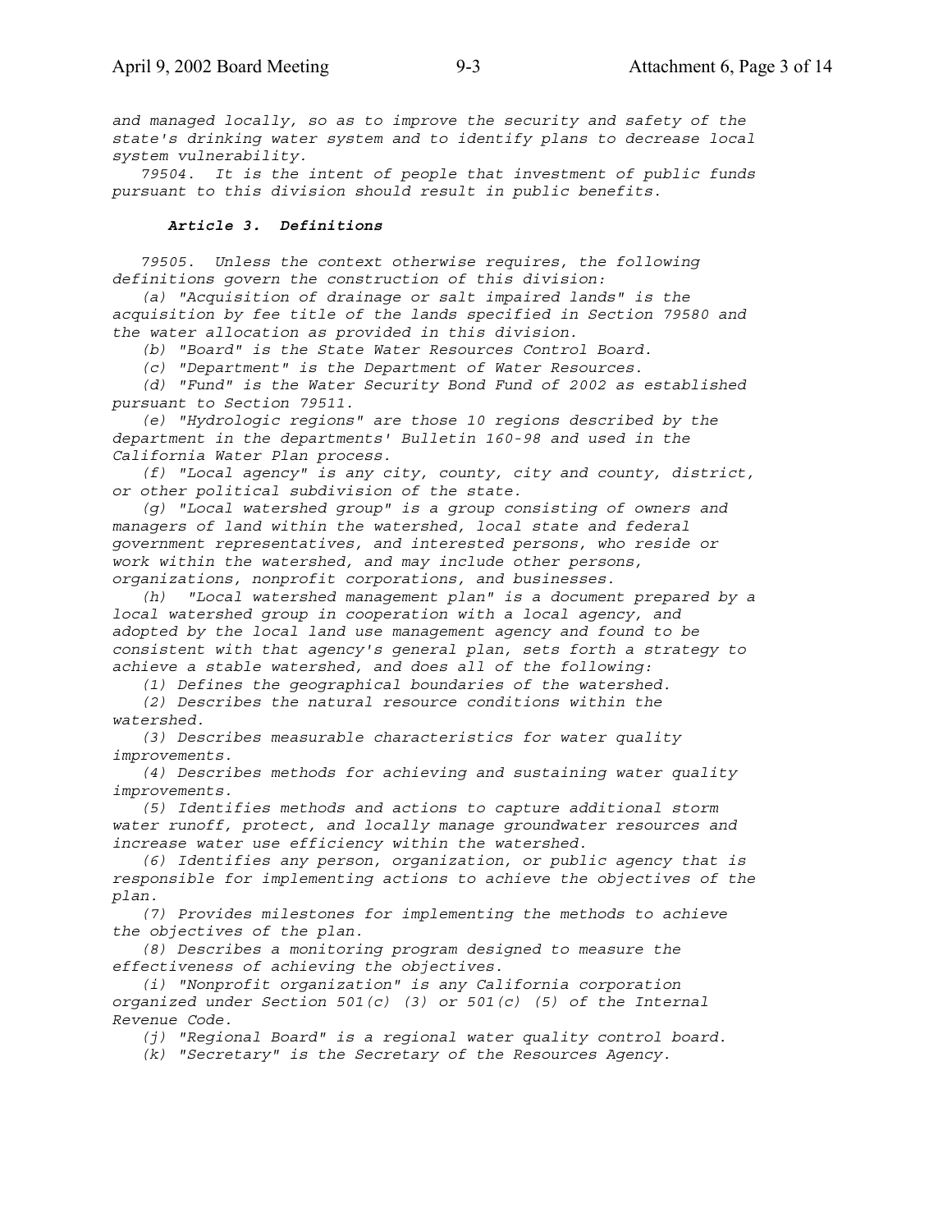*and managed locally, so as to improve the security and safety of the state's drinking water system and to identify plans to decrease local system vulnerability.*

*79504. It is the intent of people that investment of public funds pursuant to this division should result in public benefits.*

### *Article 3. Definitions*

*79505. Unless the context otherwise requires, the following definitions govern the construction of this division:*

*(a) "Acquisition of drainage or salt impaired lands" is the acquisition by fee title of the lands specified in Section 79580 and the water allocation as provided in this division.*

*(b) "Board" is the State Water Resources Control Board.*

*(c) "Department" is the Department of Water Resources.*

*(d) "Fund" is the Water Security Bond Fund of 2002 as established pursuant to Section 79511.*

*(e) "Hydrologic regions" are those 10 regions described by the department in the departments' Bulletin 160-98 and used in the California Water Plan process.*

*(f) "Local agency" is any city, county, city and county, district, or other political subdivision of the state.*

*(g) "Local watershed group" is a group consisting of owners and managers of land within the watershed, local state and federal government representatives, and interested persons, who reside or work within the watershed, and may include other persons, organizations, nonprofit corporations, and businesses.*

*(h) "Local watershed management plan" is a document prepared by a local watershed group in cooperation with a local agency, and adopted by the local land use management agency and found to be consistent with that agency's general plan, sets forth a strategy to achieve a stable watershed, and does all of the following:*

*(1) Defines the geographical boundaries of the watershed.*

*(2) Describes the natural resource conditions within the watershed.*

*(3) Describes measurable characteristics for water quality improvements.*

*(4) Describes methods for achieving and sustaining water quality improvements.*

*(5) Identifies methods and actions to capture additional storm water runoff, protect, and locally manage groundwater resources and increase water use efficiency within the watershed.*

*(6) Identifies any person, organization, or public agency that is responsible for implementing actions to achieve the objectives of the plan.*

*(7) Provides milestones for implementing the methods to achieve the objectives of the plan.*

*(8) Describes a monitoring program designed to measure the effectiveness of achieving the objectives.*

*(i) "Nonprofit organization" is any California corporation organized under Section 501(c) (3) or 501(c) (5) of the Internal Revenue Code.*

*(j) "Regional Board" is a regional water quality control board.*

*(k) "Secretary" is the Secretary of the Resources Agency.*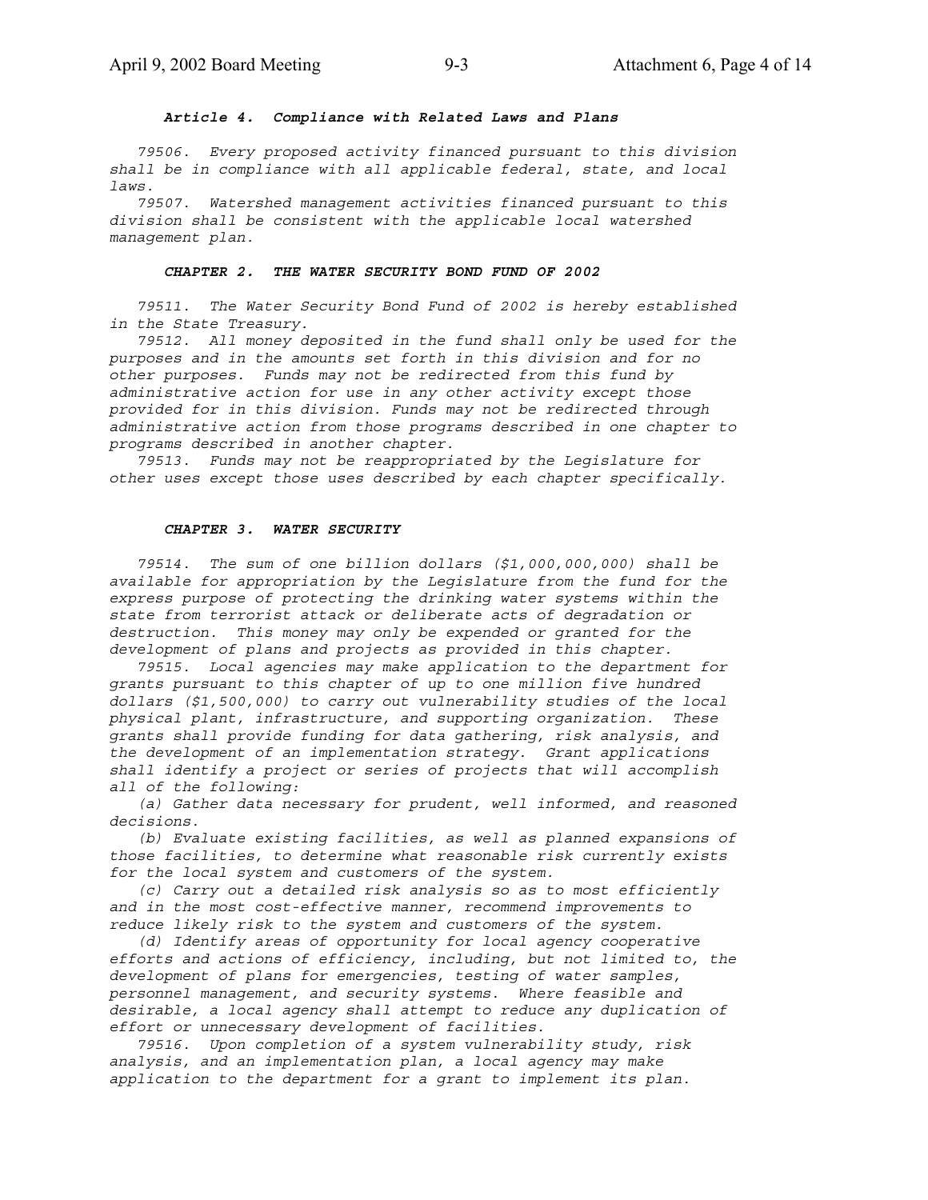***Article 4. Compliance with Related Laws and Plans***

*79506. Every proposed activity financed pursuant to this division shall be in compliance with all applicable federal, state, and local laws.*

*79507. Watershed management activities financed pursuant to this division shall be consistent with the applicable local watershed management plan.*

***CHAPTER 2. THE WATER SECURITY BOND FUND OF 2002***

*79511. The Water Security Bond Fund of 2002 is hereby established in the State Treasury.*

*79512. All money deposited in the fund shall only be used for the purposes and in the amounts set forth in this division and for no other purposes. Funds may not be redirected from this fund by administrative action for use in any other activity except those provided for in this division. Funds may not be redirected through administrative action from those programs described in one chapter to programs described in another chapter.*

*79513. Funds may not be reappropriated by the Legislature for other uses except those uses described by each chapter specifically.*

***CHAPTER 3. WATER SECURITY***

*79514. The sum of one billion dollars ($1,000,000,000) shall be available for appropriation by the Legislature from the fund for the express purpose of protecting the drinking water systems within the state from terrorist attack or deliberate acts of degradation or destruction. This money may only be expended or granted for the development of plans and projects as provided in this chapter.*

*79515. Local agencies may make application to the department for grants pursuant to this chapter of up to one million five hundred dollars ($1,500,000) to carry out vulnerability studies of the local physical plant, infrastructure, and supporting organization. These grants shall provide funding for data gathering, risk analysis, and the development of an implementation strategy. Grant applications shall identify a project or series of projects that will accomplish all of the following:*

*(a) Gather data necessary for prudent, well informed, and reasoned decisions.*

*(b) Evaluate existing facilities, as well as planned expansions of those facilities, to determine what reasonable risk currently exists for the local system and customers of the system.*

*(c) Carry out a detailed risk analysis so as to most efficiently and in the most cost-effective manner, recommend improvements to reduce likely risk to the system and customers of the system.*

*(d) Identify areas of opportunity for local agency cooperative efforts and actions of efficiency, including, but not limited to, the development of plans for emergencies, testing of water samples, personnel management, and security systems. Where feasible and desirable, a local agency shall attempt to reduce any duplication of effort or unnecessary development of facilities.*

*79516. Upon completion of a system vulnerability study, risk analysis, and an implementation plan, a local agency may make application to the department for a grant to implement its plan.*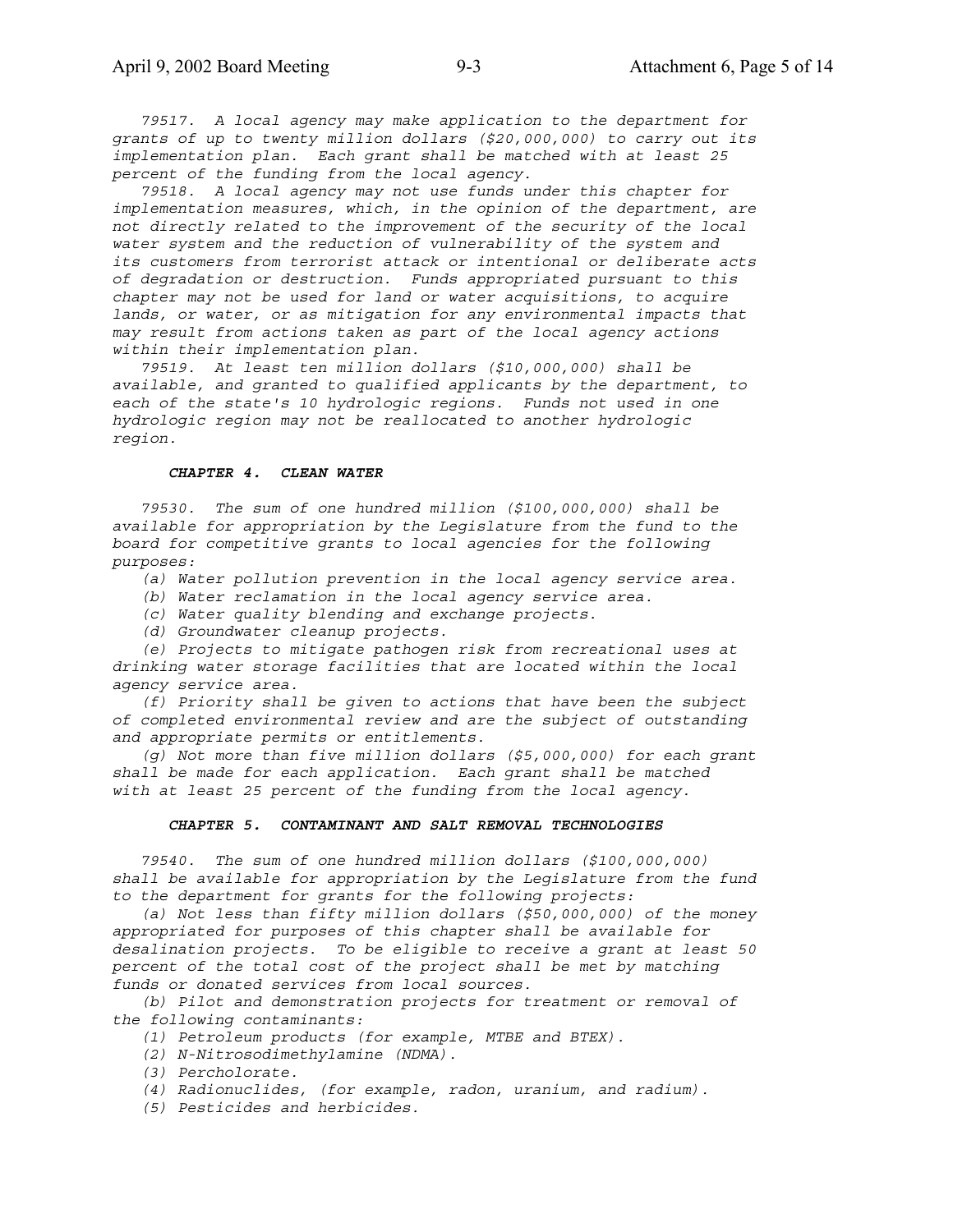*79517. A local agency may make application to the department for grants of up to twenty million dollars ($20,000,000) to carry out its implementation plan. Each grant shall be matched with at least 25 percent of the funding from the local agency.*

*79518. A local agency may not use funds under this chapter for implementation measures, which, in the opinion of the department, are not directly related to the improvement of the security of the local water system and the reduction of vulnerability of the system and its customers from terrorist attack or intentional or deliberate acts of degradation or destruction. Funds appropriated pursuant to this chapter may not be used for land or water acquisitions, to acquire lands, or water, or as mitigation for any environmental impacts that may result from actions taken as part of the local agency actions within their implementation plan.*

*79519. At least ten million dollars ($10,000,000) shall be available, and granted to qualified applicants by the department, to each of the state's 10 hydrologic regions. Funds not used in one hydrologic region may not be reallocated to another hydrologic region.*

### *CHAPTER 4. CLEAN WATER*

*79530. The sum of one hundred million ($100,000,000) shall be available for appropriation by the Legislature from the fund to the board for competitive grants to local agencies for the following purposes:*

*(a) Water pollution prevention in the local agency service area.*

*(b) Water reclamation in the local agency service area.*

*(c) Water quality blending and exchange projects.*

*(d) Groundwater cleanup projects.*

*(e) Projects to mitigate pathogen risk from recreational uses at drinking water storage facilities that are located within the local agency service area.*

*(f) Priority shall be given to actions that have been the subject of completed environmental review and are the subject of outstanding and appropriate permits or entitlements.*

*(g) Not more than five million dollars ($5,000,000) for each grant shall be made for each application. Each grant shall be matched with at least 25 percent of the funding from the local agency.*

### *CHAPTER 5. CONTAMINANT AND SALT REMOVAL TECHNOLOGIES*

*79540. The sum of one hundred million dollars ($100,000,000) shall be available for appropriation by the Legislature from the fund to the department for grants for the following projects:*

*(a) Not less than fifty million dollars ($50,000,000) of the money appropriated for purposes of this chapter shall be available for desalination projects. To be eligible to receive a grant at least 50 percent of the total cost of the project shall be met by matching funds or donated services from local sources.*

*(b) Pilot and demonstration projects for treatment or removal of the following contaminants:*

*(1) Petroleum products (for example, MTBE and BTEX).*

*(2) N-Nitrosodimethylamine (NDMA).*

*(3) Percholorate.*

*(4) Radionuclides, (for example, radon, uranium, and radium).*

*(5) Pesticides and herbicides.*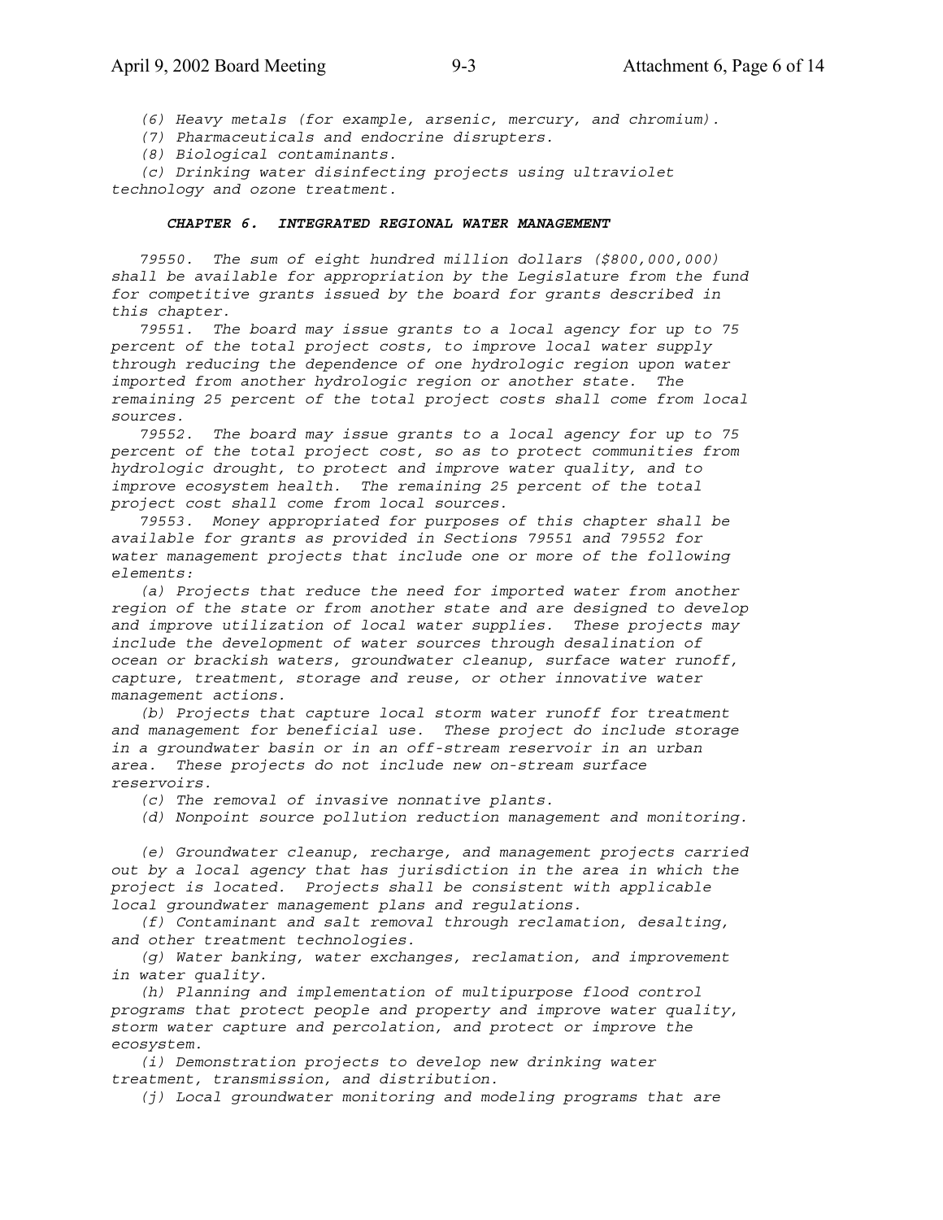*(6) Heavy metals (for example, arsenic, mercury, and chromium).*

*(7) Pharmaceuticals and endocrine disrupters.*

*(8) Biological contaminants.*

*(c) Drinking water disinfecting projects using ultraviolet technology and ozone treatment.*

### ***CHAPTER 6. INTEGRATED REGIONAL WATER MANAGEMENT***

*79550. The sum of eight hundred million dollars ($800,000,000) shall be available for appropriation by the Legislature from the fund for competitive grants issued by the board for grants described in this chapter.*

*79551. The board may issue grants to a local agency for up to 75 percent of the total project costs, to improve local water supply through reducing the dependence of one hydrologic region upon water imported from another hydrologic region or another state. The remaining 25 percent of the total project costs shall come from local sources.*

*79552. The board may issue grants to a local agency for up to 75 percent of the total project cost, so as to protect communities from hydrologic drought, to protect and improve water quality, and to improve ecosystem health. The remaining 25 percent of the total project cost shall come from local sources.*

*79553. Money appropriated for purposes of this chapter shall be available for grants as provided in Sections 79551 and 79552 for water management projects that include one or more of the following elements:*

*(a) Projects that reduce the need for imported water from another region of the state or from another state and are designed to develop and improve utilization of local water supplies. These projects may include the development of water sources through desalination of ocean or brackish waters, groundwater cleanup, surface water runoff, capture, treatment, storage and reuse, or other innovative water management actions.*

*(b) Projects that capture local storm water runoff for treatment and management for beneficial use. These project do include storage in a groundwater basin or in an off-stream reservoir in an urban area. These projects do not include new on-stream surface reservoirs.*

*(c) The removal of invasive nonnative plants.*

*(d) Nonpoint source pollution reduction management and monitoring.*

*(e) Groundwater cleanup, recharge, and management projects carried out by a local agency that has jurisdiction in the area in which the project is located. Projects shall be consistent with applicable local groundwater management plans and regulations.*

*(f) Contaminant and salt removal through reclamation, desalting, and other treatment technologies.*

*(g) Water banking, water exchanges, reclamation, and improvement in water quality.*

*(h) Planning and implementation of multipurpose flood control programs that protect people and property and improve water quality, storm water capture and percolation, and protect or improve the ecosystem.*

*(i) Demonstration projects to develop new drinking water treatment, transmission, and distribution.*

*(j) Local groundwater monitoring and modeling programs that are*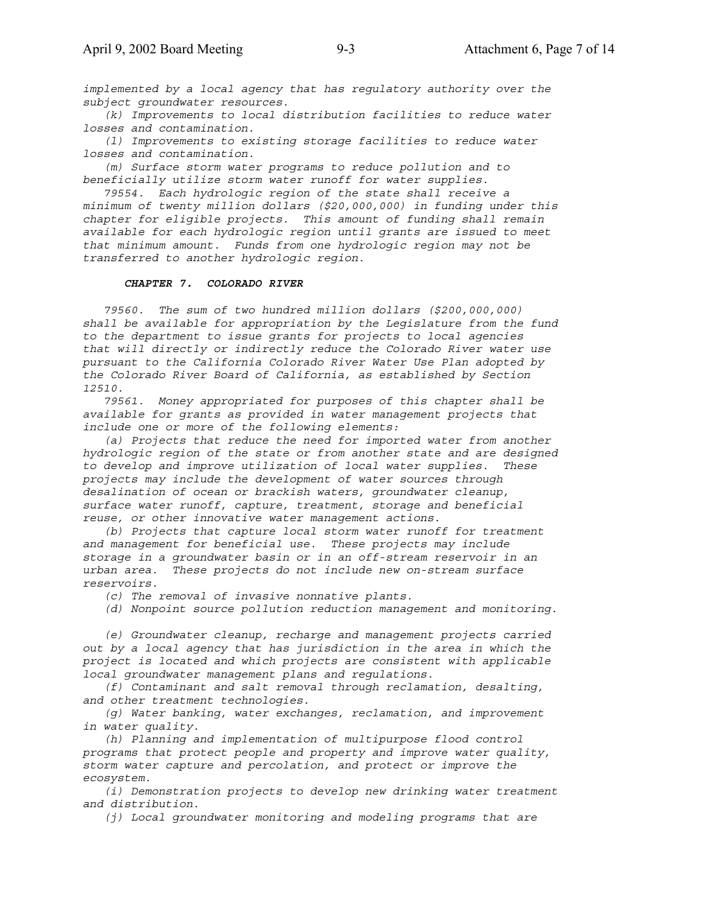*implemented by a local agency that has regulatory authority over the subject groundwater resources.*

*(k) Improvements to local distribution facilities to reduce water losses and contamination.*

*(l) Improvements to existing storage facilities to reduce water losses and contamination.*

*(m) Surface storm water programs to reduce pollution and to beneficially utilize storm water runoff for water supplies.*

*79554. Each hydrologic region of the state shall receive a minimum of twenty million dollars ($20,000,000) in funding under this chapter for eligible projects. This amount of funding shall remain available for each hydrologic region until grants are issued to meet that minimum amount. Funds from one hydrologic region may not be transferred to another hydrologic region.*

### ***CHAPTER 7. COLORADO RIVER***

*79560. The sum of two hundred million dollars ($200,000,000) shall be available for appropriation by the Legislature from the fund to the department to issue grants for projects to local agencies that will directly or indirectly reduce the Colorado River water use pursuant to the California Colorado River Water Use Plan adopted by the Colorado River Board of California, as established by Section 12510.*

*79561. Money appropriated for purposes of this chapter shall be available for grants as provided in water management projects that include one or more of the following elements:*

*(a) Projects that reduce the need for imported water from another hydrologic region of the state or from another state and are designed to develop and improve utilization of local water supplies. These projects may include the development of water sources through desalination of ocean or brackish waters, groundwater cleanup, surface water runoff, capture, treatment, storage and beneficial reuse, or other innovative water management actions.*

*(b) Projects that capture local storm water runoff for treatment and management for beneficial use. These projects may include storage in a groundwater basin or in an off-stream reservoir in an urban area. These projects do not include new on-stream surface reservoirs.*

*(c) The removal of invasive nonnative plants.*

*(d) Nonpoint source pollution reduction management and monitoring.*

*(e) Groundwater cleanup, recharge and management projects carried out by a local agency that has jurisdiction in the area in which the project is located and which projects are consistent with applicable local groundwater management plans and regulations.*

*(f) Contaminant and salt removal through reclamation, desalting, and other treatment technologies.*

*(g) Water banking, water exchanges, reclamation, and improvement in water quality.*

*(h) Planning and implementation of multipurpose flood control programs that protect people and property and improve water quality, storm water capture and percolation, and protect or improve the ecosystem.*

*(i) Demonstration projects to develop new drinking water treatment and distribution.*

*(j) Local groundwater monitoring and modeling programs that are*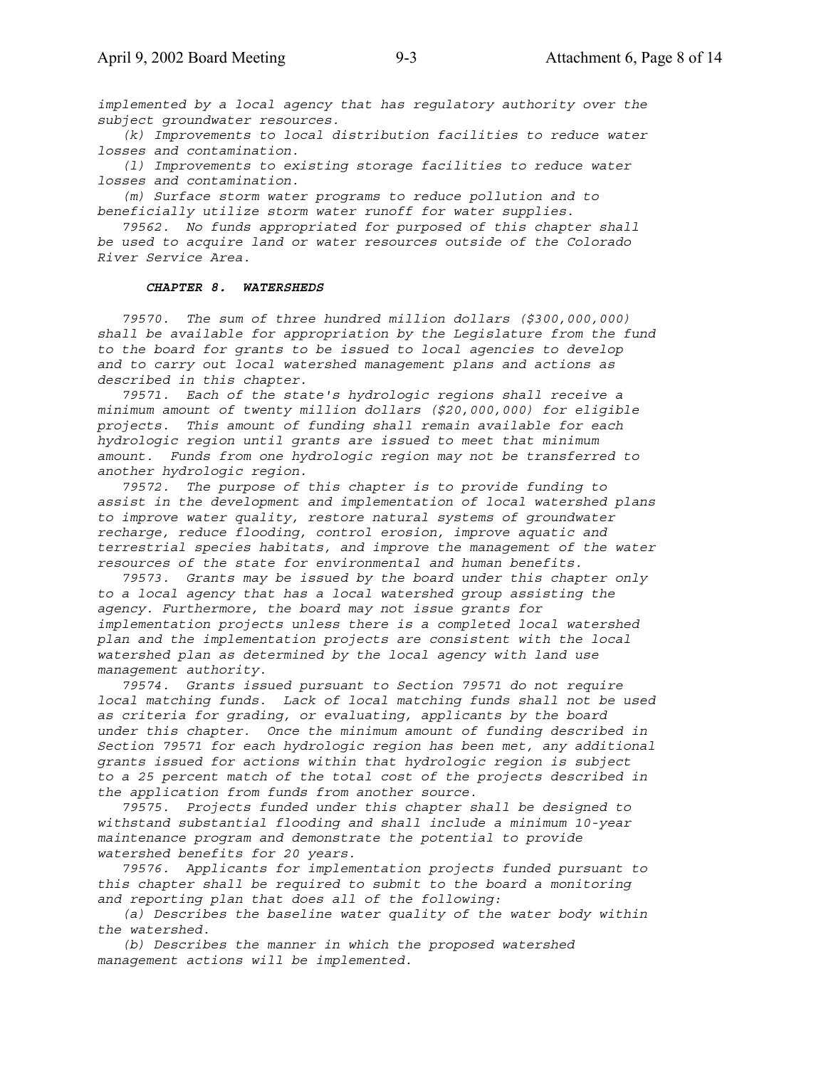*implemented by a local agency that has regulatory authority over the subject groundwater resources.*

*(k) Improvements to local distribution facilities to reduce water losses and contamination.*

*(l) Improvements to existing storage facilities to reduce water losses and contamination.*

*(m) Surface storm water programs to reduce pollution and to beneficially utilize storm water runoff for water supplies.*

*79562. No funds appropriated for purposed of this chapter shall be used to acquire land or water resources outside of the Colorado River Service Area.*

***CHAPTER 8. WATERSHEDS***

*79570. The sum of three hundred million dollars ($300,000,000) shall be available for appropriation by the Legislature from the fund to the board for grants to be issued to local agencies to develop and to carry out local watershed management plans and actions as described in this chapter.*

*79571. Each of the state's hydrologic regions shall receive a minimum amount of twenty million dollars ($20,000,000) for eligible projects. This amount of funding shall remain available for each hydrologic region until grants are issued to meet that minimum amount. Funds from one hydrologic region may not be transferred to another hydrologic region.*

*79572. The purpose of this chapter is to provide funding to assist in the development and implementation of local watershed plans to improve water quality, restore natural systems of groundwater recharge, reduce flooding, control erosion, improve aquatic and terrestrial species habitats, and improve the management of the water resources of the state for environmental and human benefits.*

*79573. Grants may be issued by the board under this chapter only to a local agency that has a local watershed group assisting the agency. Furthermore, the board may not issue grants for implementation projects unless there is a completed local watershed plan and the implementation projects are consistent with the local watershed plan as determined by the local agency with land use management authority.*

*79574. Grants issued pursuant to Section 79571 do not require local matching funds. Lack of local matching funds shall not be used as criteria for grading, or evaluating, applicants by the board under this chapter. Once the minimum amount of funding described in Section 79571 for each hydrologic region has been met, any additional grants issued for actions within that hydrologic region is subject to a 25 percent match of the total cost of the projects described in the application from funds from another source.*

*79575. Projects funded under this chapter shall be designed to withstand substantial flooding and shall include a minimum 10-year maintenance program and demonstrate the potential to provide watershed benefits for 20 years.*

*79576. Applicants for implementation projects funded pursuant to this chapter shall be required to submit to the board a monitoring and reporting plan that does all of the following:*

*(a) Describes the baseline water quality of the water body within the watershed.*

*(b) Describes the manner in which the proposed watershed management actions will be implemented.*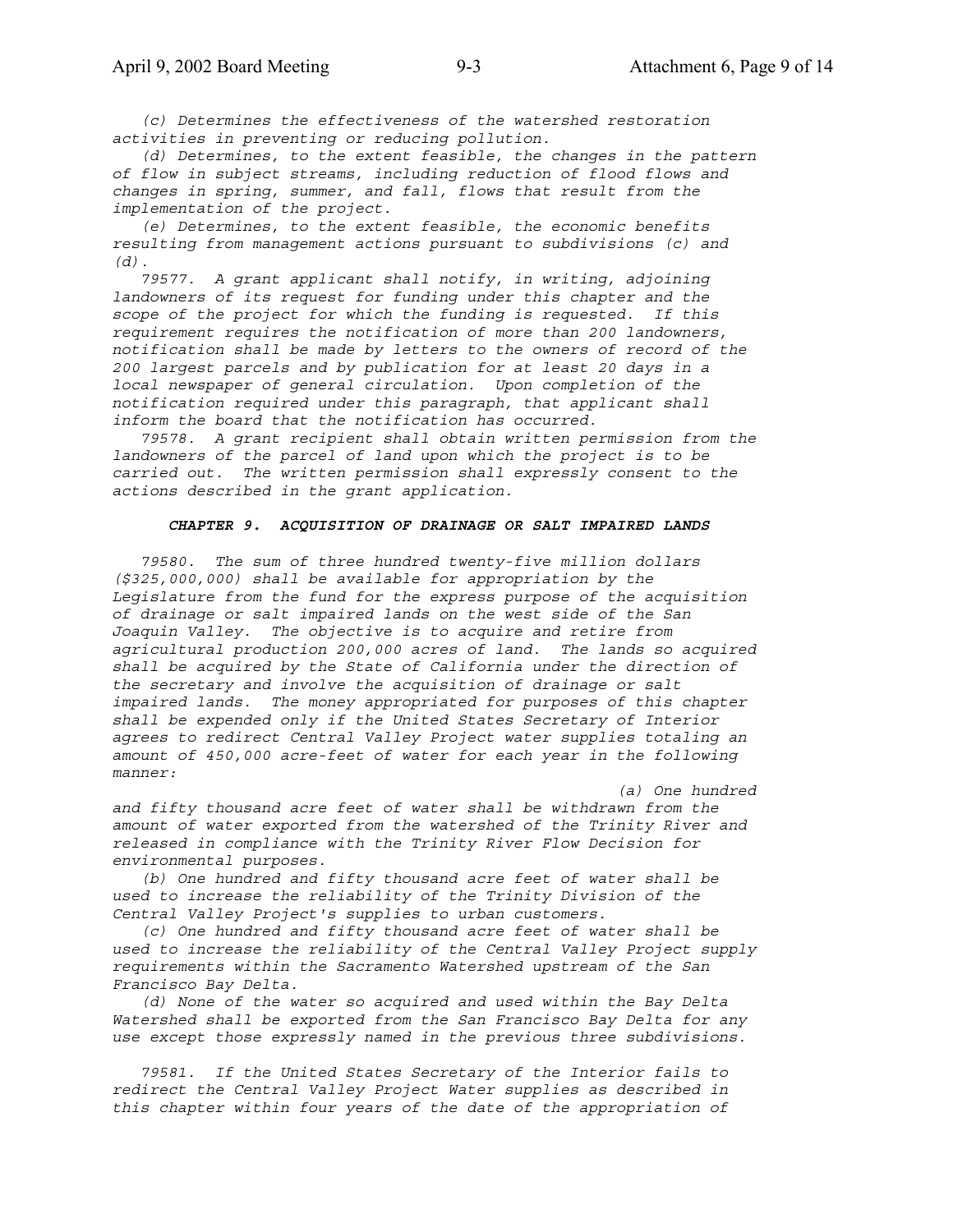*(c) Determines the effectiveness of the watershed restoration activities in preventing or reducing pollution.*

*(d) Determines, to the extent feasible, the changes in the pattern of flow in subject streams, including reduction of flood flows and changes in spring, summer, and fall, flows that result from the implementation of the project.*

*(e) Determines, to the extent feasible, the economic benefits resulting from management actions pursuant to subdivisions (c) and (d).*

*79577. A grant applicant shall notify, in writing, adjoining landowners of its request for funding under this chapter and the scope of the project for which the funding is requested. If this requirement requires the notification of more than 200 landowners, notification shall be made by letters to the owners of record of the 200 largest parcels and by publication for at least 20 days in a local newspaper of general circulation. Upon completion of the notification required under this paragraph, that applicant shall inform the board that the notification has occurred.*

*79578. A grant recipient shall obtain written permission from the landowners of the parcel of land upon which the project is to be carried out. The written permission shall expressly consent to the actions described in the grant application.*

### ***CHAPTER 9. ACQUISITION OF DRAINAGE OR SALT IMPAIRED LANDS***

*79580. The sum of three hundred twenty-five million dollars ($325,000,000) shall be available for appropriation by the Legislature from the fund for the express purpose of the acquisition of drainage or salt impaired lands on the west side of the San Joaquin Valley. The objective is to acquire and retire from agricultural production 200,000 acres of land. The lands so acquired shall be acquired by the State of California under the direction of the secretary and involve the acquisition of drainage or salt impaired lands. The money appropriated for purposes of this chapter shall be expended only if the United States Secretary of Interior agrees to redirect Central Valley Project water supplies totaling an amount of 450,000 acre-feet of water for each year in the following manner:*

*(a) One hundred and fifty thousand acre feet of water shall be withdrawn from the amount of water exported from the watershed of the Trinity River and released in compliance with the Trinity River Flow Decision for environmental purposes.*

*(b) One hundred and fifty thousand acre feet of water shall be used to increase the reliability of the Trinity Division of the Central Valley Project's supplies to urban customers.*

*(c) One hundred and fifty thousand acre feet of water shall be used to increase the reliability of the Central Valley Project supply requirements within the Sacramento Watershed upstream of the San Francisco Bay Delta.*

*(d) None of the water so acquired and used within the Bay Delta Watershed shall be exported from the San Francisco Bay Delta for any use except those expressly named in the previous three subdivisions.*

*79581. If the United States Secretary of the Interior fails to redirect the Central Valley Project Water supplies as described in this chapter within four years of the date of the appropriation of*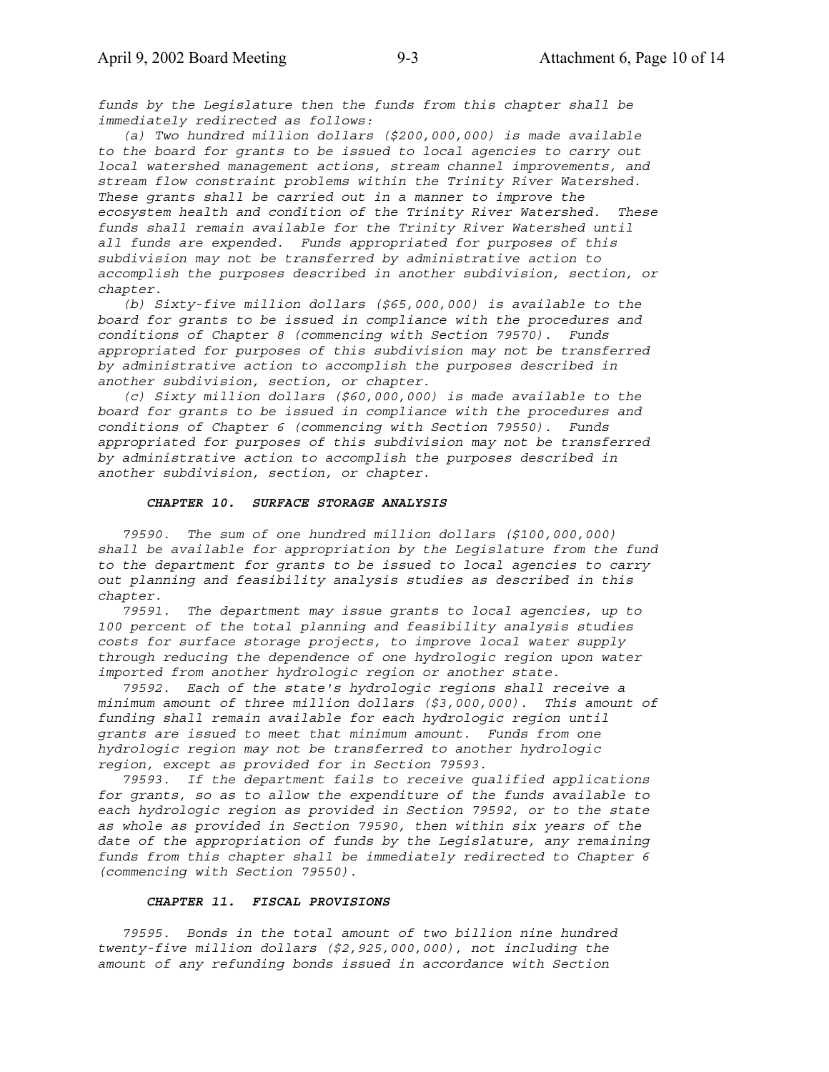*funds by the Legislature then the funds from this chapter shall be immediately redirected as follows:*

*(a) Two hundred million dollars ($200,000,000) is made available to the board for grants to be issued to local agencies to carry out local watershed management actions, stream channel improvements, and stream flow constraint problems within the Trinity River Watershed. These grants shall be carried out in a manner to improve the ecosystem health and condition of the Trinity River Watershed. These funds shall remain available for the Trinity River Watershed until all funds are expended. Funds appropriated for purposes of this subdivision may not be transferred by administrative action to accomplish the purposes described in another subdivision, section, or chapter.*

*(b) Sixty-five million dollars ($65,000,000) is available to the board for grants to be issued in compliance with the procedures and conditions of Chapter 8 (commencing with Section 79570). Funds appropriated for purposes of this subdivision may not be transferred by administrative action to accomplish the purposes described in another subdivision, section, or chapter.*

*(c) Sixty million dollars ($60,000,000) is made available to the board for grants to be issued in compliance with the procedures and conditions of Chapter 6 (commencing with Section 79550). Funds appropriated for purposes of this subdivision may not be transferred by administrative action to accomplish the purposes described in another subdivision, section, or chapter.*

### *CHAPTER 10. SURFACE STORAGE ANALYSIS*

*79590. The sum of one hundred million dollars ($100,000,000) shall be available for appropriation by the Legislature from the fund to the department for grants to be issued to local agencies to carry out planning and feasibility analysis studies as described in this chapter.*

*79591. The department may issue grants to local agencies, up to 100 percent of the total planning and feasibility analysis studies costs for surface storage projects, to improve local water supply through reducing the dependence of one hydrologic region upon water imported from another hydrologic region or another state.*

*79592. Each of the state's hydrologic regions shall receive a minimum amount of three million dollars ($3,000,000). This amount of funding shall remain available for each hydrologic region until grants are issued to meet that minimum amount. Funds from one hydrologic region may not be transferred to another hydrologic region, except as provided for in Section 79593.*

*79593. If the department fails to receive qualified applications for grants, so as to allow the expenditure of the funds available to each hydrologic region as provided in Section 79592, or to the state as whole as provided in Section 79590, then within six years of the date of the appropriation of funds by the Legislature, any remaining funds from this chapter shall be immediately redirected to Chapter 6 (commencing with Section 79550).*

### *CHAPTER 11. FISCAL PROVISIONS*

*79595. Bonds in the total amount of two billion nine hundred twenty-five million dollars ($2,925,000,000), not including the amount of any refunding bonds issued in accordance with Section*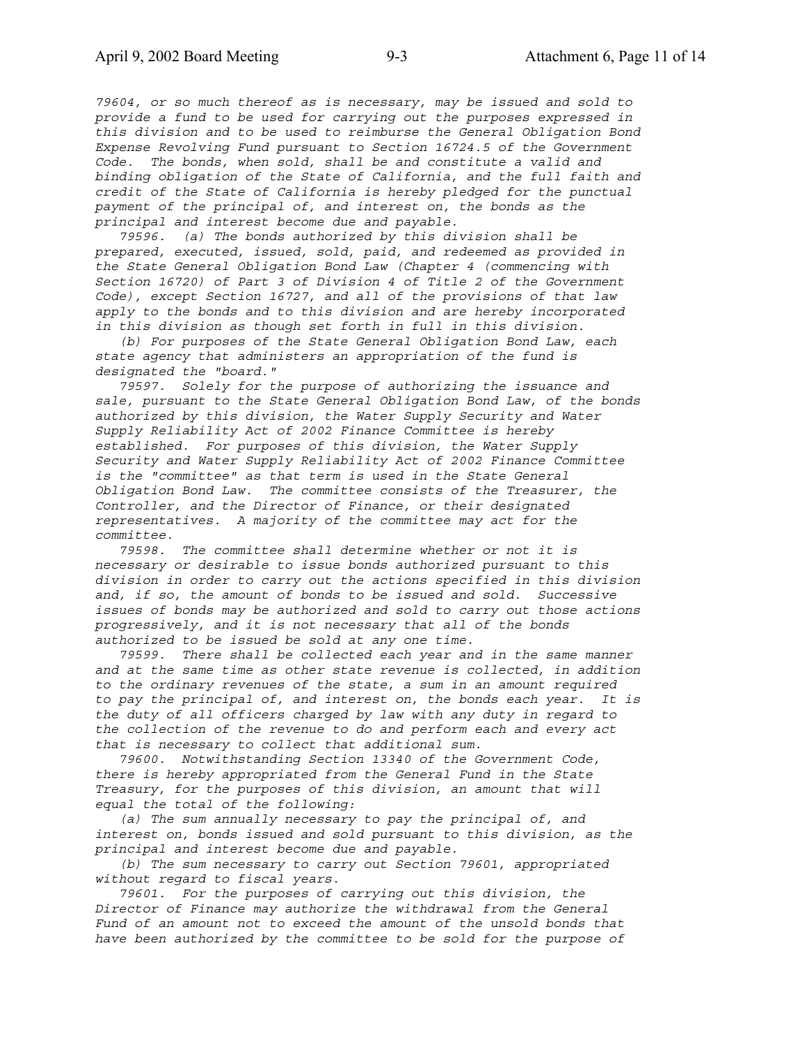*79604, or so much thereof as is necessary, may be issued and sold to provide a fund to be used for carrying out the purposes expressed in this division and to be used to reimburse the General Obligation Bond Expense Revolving Fund pursuant to Section 16724.5 of the Government Code. The bonds, when sold, shall be and constitute a valid and binding obligation of the State of California, and the full faith and credit of the State of California is hereby pledged for the punctual payment of the principal of, and interest on, the bonds as the principal and interest become due and payable.*

*79596. (a) The bonds authorized by this division shall be prepared, executed, issued, sold, paid, and redeemed as provided in the State General Obligation Bond Law (Chapter 4 (commencing with Section 16720) of Part 3 of Division 4 of Title 2 of the Government Code), except Section 16727, and all of the provisions of that law apply to the bonds and to this division and are hereby incorporated in this division as though set forth in full in this division.*

*(b) For purposes of the State General Obligation Bond Law, each state agency that administers an appropriation of the fund is designated the "board."*

*79597. Solely for the purpose of authorizing the issuance and sale, pursuant to the State General Obligation Bond Law, of the bonds authorized by this division, the Water Supply Security and Water Supply Reliability Act of 2002 Finance Committee is hereby established. For purposes of this division, the Water Supply Security and Water Supply Reliability Act of 2002 Finance Committee is the "committee" as that term is used in the State General Obligation Bond Law. The committee consists of the Treasurer, the Controller, and the Director of Finance, or their designated representatives. A majority of the committee may act for the committee.*

*79598. The committee shall determine whether or not it is necessary or desirable to issue bonds authorized pursuant to this division in order to carry out the actions specified in this division and, if so, the amount of bonds to be issued and sold. Successive issues of bonds may be authorized and sold to carry out those actions progressively, and it is not necessary that all of the bonds authorized to be issued be sold at any one time.*

*79599. There shall be collected each year and in the same manner and at the same time as other state revenue is collected, in addition to the ordinary revenues of the state, a sum in an amount required to pay the principal of, and interest on, the bonds each year. It is the duty of all officers charged by law with any duty in regard to the collection of the revenue to do and perform each and every act that is necessary to collect that additional sum.*

*79600. Notwithstanding Section 13340 of the Government Code, there is hereby appropriated from the General Fund in the State Treasury, for the purposes of this division, an amount that will equal the total of the following:*

*(a) The sum annually necessary to pay the principal of, and interest on, bonds issued and sold pursuant to this division, as the principal and interest become due and payable.*

*(b) The sum necessary to carry out Section 79601, appropriated without regard to fiscal years.*

*79601. For the purposes of carrying out this division, the Director of Finance may authorize the withdrawal from the General Fund of an amount not to exceed the amount of the unsold bonds that have been authorized by the committee to be sold for the purpose of*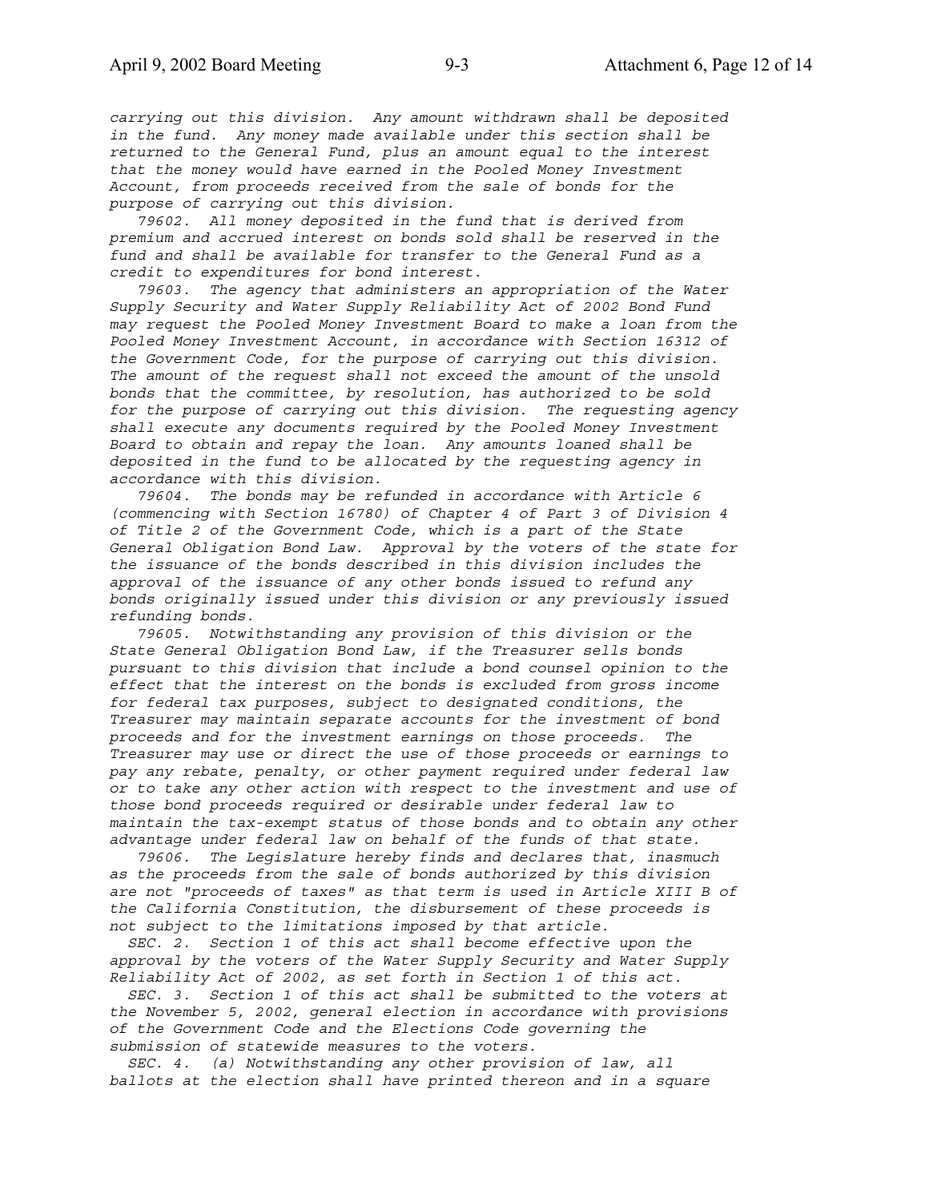*carrying out this division. Any amount withdrawn shall be deposited in the fund. Any money made available under this section shall be returned to the General Fund, plus an amount equal to the interest that the money would have earned in the Pooled Money Investment Account, from proceeds received from the sale of bonds for the purpose of carrying out this division.*

*79602. All money deposited in the fund that is derived from premium and accrued interest on bonds sold shall be reserved in the fund and shall be available for transfer to the General Fund as a credit to expenditures for bond interest.*

*79603. The agency that administers an appropriation of the Water Supply Security and Water Supply Reliability Act of 2002 Bond Fund may request the Pooled Money Investment Board to make a loan from the Pooled Money Investment Account, in accordance with Section 16312 of the Government Code, for the purpose of carrying out this division. The amount of the request shall not exceed the amount of the unsold bonds that the committee, by resolution, has authorized to be sold for the purpose of carrying out this division. The requesting agency shall execute any documents required by the Pooled Money Investment Board to obtain and repay the loan. Any amounts loaned shall be deposited in the fund to be allocated by the requesting agency in accordance with this division.*

*79604. The bonds may be refunded in accordance with Article 6 (commencing with Section 16780) of Chapter 4 of Part 3 of Division 4 of Title 2 of the Government Code, which is a part of the State General Obligation Bond Law. Approval by the voters of the state for the issuance of the bonds described in this division includes the approval of the issuance of any other bonds issued to refund any bonds originally issued under this division or any previously issued refunding bonds.*

*79605. Notwithstanding any provision of this division or the State General Obligation Bond Law, if the Treasurer sells bonds pursuant to this division that include a bond counsel opinion to the effect that the interest on the bonds is excluded from gross income for federal tax purposes, subject to designated conditions, the Treasurer may maintain separate accounts for the investment of bond proceeds and for the investment earnings on those proceeds. The Treasurer may use or direct the use of those proceeds or earnings to pay any rebate, penalty, or other payment required under federal law or to take any other action with respect to the investment and use of those bond proceeds required or desirable under federal law to maintain the tax-exempt status of those bonds and to obtain any other advantage under federal law on behalf of the funds of that state.*

*79606. The Legislature hereby finds and declares that, inasmuch as the proceeds from the sale of bonds authorized by this division are not "proceeds of taxes" as that term is used in Article XIII B of the California Constitution, the disbursement of these proceeds is not subject to the limitations imposed by that article.*

*SEC. 2. Section 1 of this act shall become effective upon the approval by the voters of the Water Supply Security and Water Supply Reliability Act of 2002, as set forth in Section 1 of this act.*

*SEC. 3. Section 1 of this act shall be submitted to the voters at the November 5, 2002, general election in accordance with provisions of the Government Code and the Elections Code governing the submission of statewide measures to the voters.*

*SEC. 4. (a) Notwithstanding any other provision of law, all ballots at the election shall have printed thereon and in a square*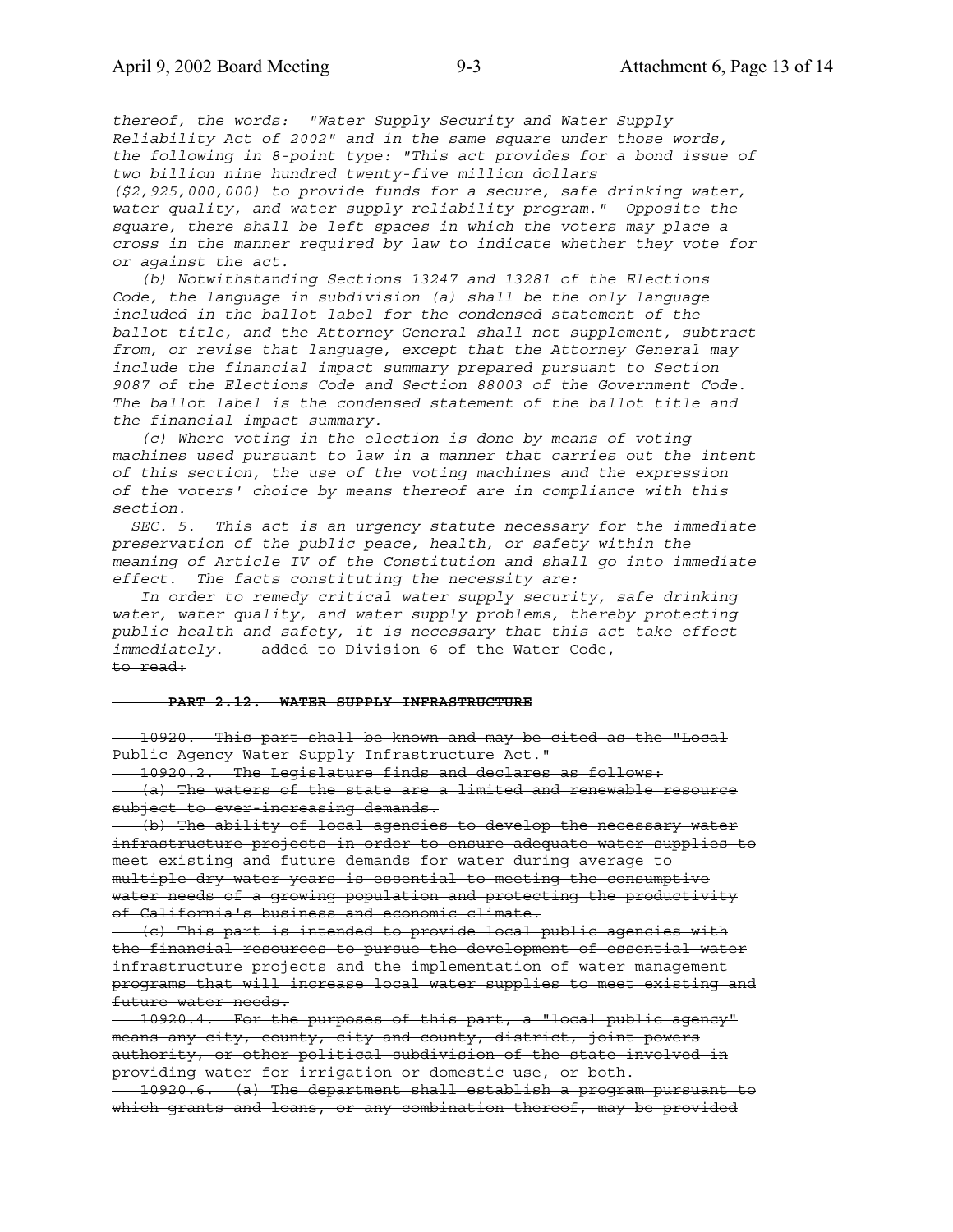*thereof, the words: "Water Supply Security and Water Supply Reliability Act of 2002" and in the same square under those words, the following in 8-point type: "This act provides for a bond issue of two billion nine hundred twenty-five million dollars ($2,925,000,000) to provide funds for a secure, safe drinking water, water quality, and water supply reliability program." Opposite the square, there shall be left spaces in which the voters may place a cross in the manner required by law to indicate whether they vote for or against the act.*

*(b) Notwithstanding Sections 13247 and 13281 of the Elections Code, the language in subdivision (a) shall be the only language included in the ballot label for the condensed statement of the ballot title, and the Attorney General shall not supplement, subtract from, or revise that language, except that the Attorney General may include the financial impact summary prepared pursuant to Section 9087 of the Elections Code and Section 88003 of the Government Code. The ballot label is the condensed statement of the ballot title and the financial impact summary.*

*(c) Where voting in the election is done by means of voting machines used pursuant to law in a manner that carries out the intent of this section, the use of the voting machines and the expression of the voters' choice by means thereof are in compliance with this section.*

*SEC. 5. This act is an urgency statute necessary for the immediate preservation of the public peace, health, or safety within the meaning of Article IV of the Constitution and shall go into immediate effect. The facts constituting the necessity are:*

*In order to remedy critical water supply security, safe drinking water, water quality, and water supply problems, thereby protecting public health and safety, it is necessary that this act take effect immediately.* ~~added to Division 6 of the Water Code, to read:~~

~~**PART 2.12. WATER SUPPLY INFRASTRUCTURE**~~

~~10920. This part shall be known and may be cited as the "Local Public Agency Water Supply Infrastructure Act."~~

~~10920.2. The Legislature finds and declares as follows:~~

~~(a) The waters of the state are a limited and renewable resource subject to ever-increasing demands.~~

~~(b) The ability of local agencies to develop the necessary water infrastructure projects in order to ensure adequate water supplies to meet existing and future demands for water during average to multiple dry water years is essential to meeting the consumptive water needs of a growing population and protecting the productivity of California's business and economic climate.~~

~~(c) This part is intended to provide local public agencies with the financial resources to pursue the development of essential water infrastructure projects and the implementation of water management programs that will increase local water supplies to meet existing and future water needs.~~

~~10920.4. For the purposes of this part, a "local public agency" means any city, county, city and county, district, joint powers authority, or other political subdivision of the state involved in providing water for irrigation or domestic use, or both.~~

~~10920.6. (a) The department shall establish a program pursuant to which grants and loans, or any combination thereof, may be provided~~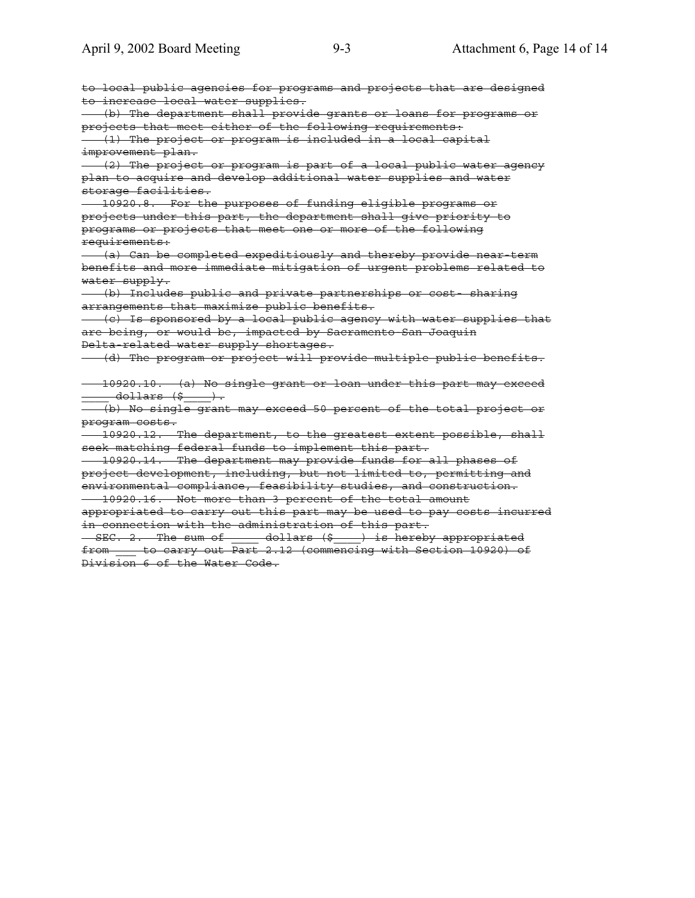~~to local public agencies for programs and projects that are designed to increase local water supplies.~~

~~(b) The department shall provide grants or loans for programs or projects that meet either of the following requirements:~~

~~(1) The project or program is included in a local capital improvement plan.~~

~~(2) The project or program is part of a local public water agency plan to acquire and develop additional water supplies and water storage facilities.~~

~~10920.8. For the purposes of funding eligible programs or projects under this part, the department shall give priority to programs or projects that meet one or more of the following requirements:~~

~~(a) Can be completed expeditiously and thereby provide near-term benefits and more immediate mitigation of urgent problems related to water supply.~~

~~(b) Includes public and private partnerships or cost- sharing arrangements that maximize public benefits.~~

~~(c) Is sponsored by a local public agency with water supplies that are being, or would be, impacted by Sacramento-San Joaquin Delta-related water supply shortages.~~

~~(d) The program or project will provide multiple public benefits.~~

~~10920.10. (a) No single grant or loan under this part may exceed \_\_\_\_ dollars ($\_\_\_\_).~~

~~(b) No single grant may exceed 50 percent of the total project or program costs.~~

~~10920.12. The department, to the greatest extent possible, shall seek matching federal funds to implement this part.~~

~~10920.14. The department may provide funds for all phases of project development, including, but not limited to, permitting and environmental compliance, feasibility studies, and construction.~~

~~10920.16. Not more than 3 percent of the total amount appropriated to carry out this part may be used to pay costs incurred in connection with the administration of this part.~~

~~SEC. 2. The sum of \_\_\_\_ dollars ($\_\_\_\_) is hereby appropriated from \_\_\_ to carry out Part 2.12 (commencing with Section 10920) of Division 6 of the Water Code.~~